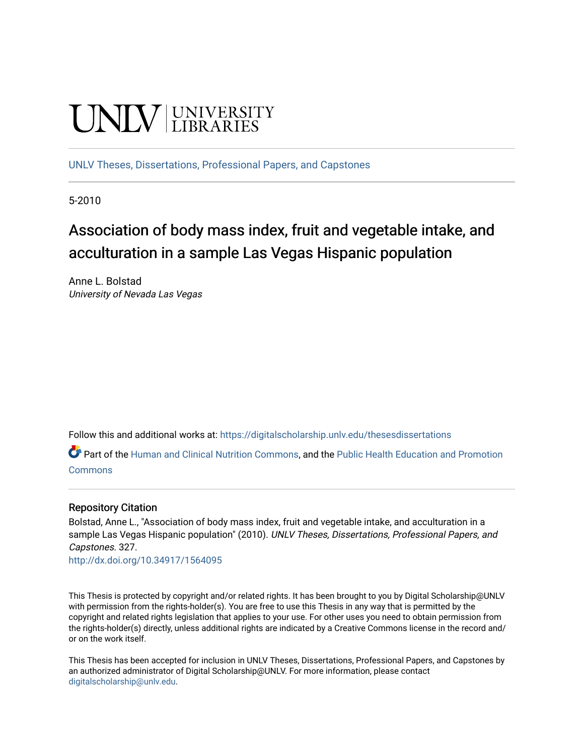UNLV | UNIVERSITY LIBRARIES

UNLV Theses, Dissertations, Professional Papers, and Capstones

5-2010

# Association of body mass index, fruit and vegetable intake, and acculturation in a sample Las Vegas Hispanic population

Anne L. Bolstad
*University of Nevada Las Vegas*

Follow this and additional works at: https://digitalscholarship.unlv.edu/thesesdissertations

Part of the Human and Clinical Nutrition Commons, and the Public Health Education and Promotion Commons

## Repository Citation

Bolstad, Anne L., "Association of body mass index, fruit and vegetable intake, and acculturation in a sample Las Vegas Hispanic population" (2010). *UNLV Theses, Dissertations, Professional Papers, and Capstones*. 327.
http://dx.doi.org/10.34917/1564095

This Thesis is protected by copyright and/or related rights. It has been brought to you by Digital Scholarship@UNLV with permission from the rights-holder(s). You are free to use this Thesis in any way that is permitted by the copyright and related rights legislation that applies to your use. For other uses you need to obtain permission from the rights-holder(s) directly, unless additional rights are indicated by a Creative Commons license in the record and/or on the work itself.

This Thesis has been accepted for inclusion in UNLV Theses, Dissertations, Professional Papers, and Capstones by an authorized administrator of Digital Scholarship@UNLV. For more information, please contact digitalscholarship@unlv.edu.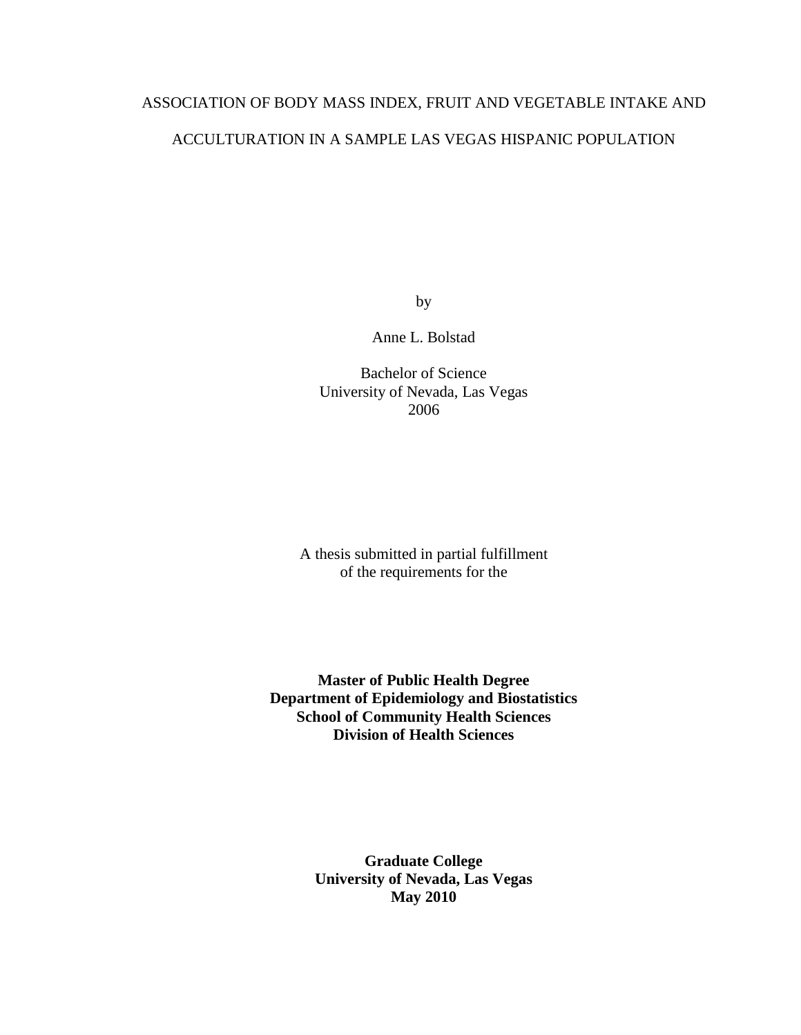# ASSOCIATION OF BODY MASS INDEX, FRUIT AND VEGETABLE INTAKE AND ACCULTURATION IN A SAMPLE LAS VEGAS HISPANIC POPULATION

by

Anne L. Bolstad

Bachelor of Science
University of Nevada, Las Vegas
2006

A thesis submitted in partial fulfillment
of the requirements for the

**Master of Public Health Degree**
**Department of Epidemiology and Biostatistics**
**School of Community Health Sciences**
**Division of Health Sciences**

**Graduate College**
**University of Nevada, Las Vegas**
**May 2010**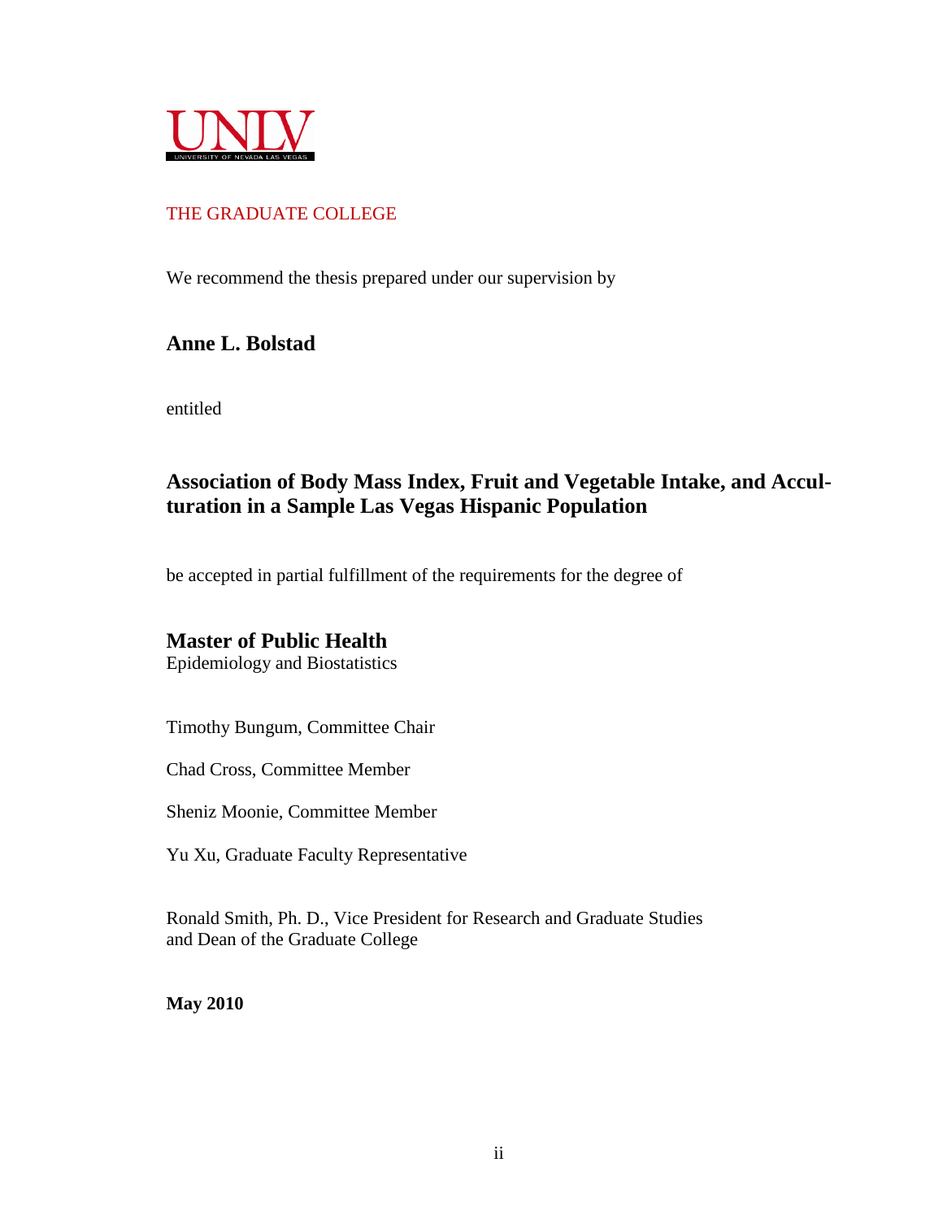UNLV
UNIVERSITY OF NEVADA LAS VEGAS

THE GRADUATE COLLEGE

We recommend the thesis prepared under our supervision by

**Anne L. Bolstad**

entitled

**Association of Body Mass Index, Fruit and Vegetable Intake, and Acculturation in a Sample Las Vegas Hispanic Population**

be accepted in partial fulfillment of the requirements for the degree of

**Master of Public Health**
Epidemiology and Biostatistics

Timothy Bungum, Committee Chair

Chad Cross, Committee Member

Sheniz Moonie, Committee Member

Yu Xu, Graduate Faculty Representative

Ronald Smith, Ph. D., Vice President for Research and Graduate Studies
and Dean of the Graduate College

**May 2010**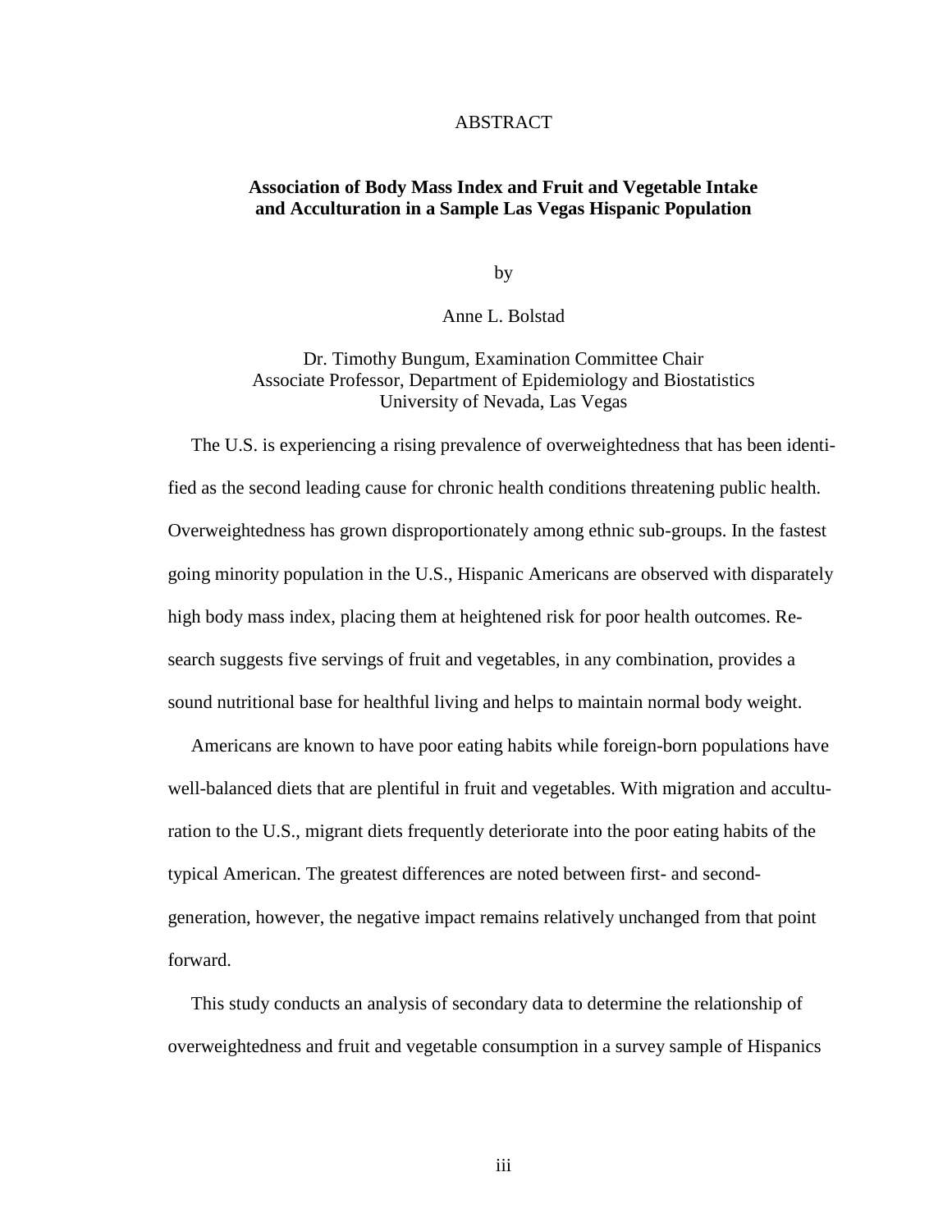# ABSTRACT

**Association of Body Mass Index and Fruit and Vegetable Intake and Acculturation in a Sample Las Vegas Hispanic Population**

by

Anne L. Bolstad

Dr. Timothy Bungum, Examination Committee Chair
Associate Professor, Department of Epidemiology and Biostatistics
University of Nevada, Las Vegas

The U.S. is experiencing a rising prevalence of overweightedness that has been identified as the second leading cause for chronic health conditions threatening public health. Overweightedness has grown disproportionately among ethnic sub-groups. In the fastest going minority population in the U.S., Hispanic Americans are observed with disparately high body mass index, placing them at heightened risk for poor health outcomes. Research suggests five servings of fruit and vegetables, in any combination, provides a sound nutritional base for healthful living and helps to maintain normal body weight.

Americans are known to have poor eating habits while foreign-born populations have well-balanced diets that are plentiful in fruit and vegetables. With migration and acculturation to the U.S., migrant diets frequently deteriorate into the poor eating habits of the typical American. The greatest differences are noted between first- and second-generation, however, the negative impact remains relatively unchanged from that point forward.

This study conducts an analysis of secondary data to determine the relationship of overweightedness and fruit and vegetable consumption in a survey sample of Hispanics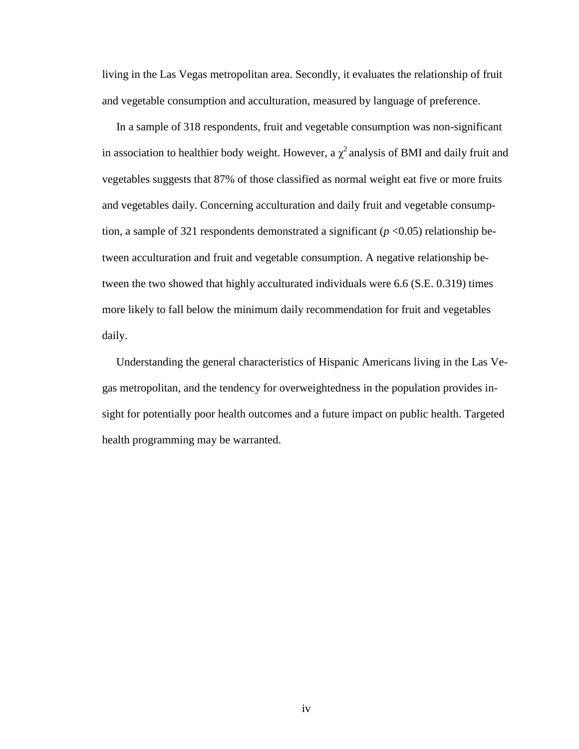living in the Las Vegas metropolitan area. Secondly, it evaluates the relationship of fruit and vegetable consumption and acculturation, measured by language of preference.

In a sample of 318 respondents, fruit and vegetable consumption was non-significant in association to healthier body weight. However, a $\chi^2$ analysis of BMI and daily fruit and vegetables suggests that 87% of those classified as normal weight eat five or more fruits and vegetables daily. Concerning acculturation and daily fruit and vegetable consumption, a sample of 321 respondents demonstrated a significant ($p$ <0.05) relationship between acculturation and fruit and vegetable consumption. A negative relationship between the two showed that highly acculturated individuals were 6.6 (S.E. 0.319) times more likely to fall below the minimum daily recommendation for fruit and vegetables daily.

Understanding the general characteristics of Hispanic Americans living in the Las Vegas metropolitan, and the tendency for overweightedness in the population provides insight for potentially poor health outcomes and a future impact on public health. Targeted health programming may be warranted.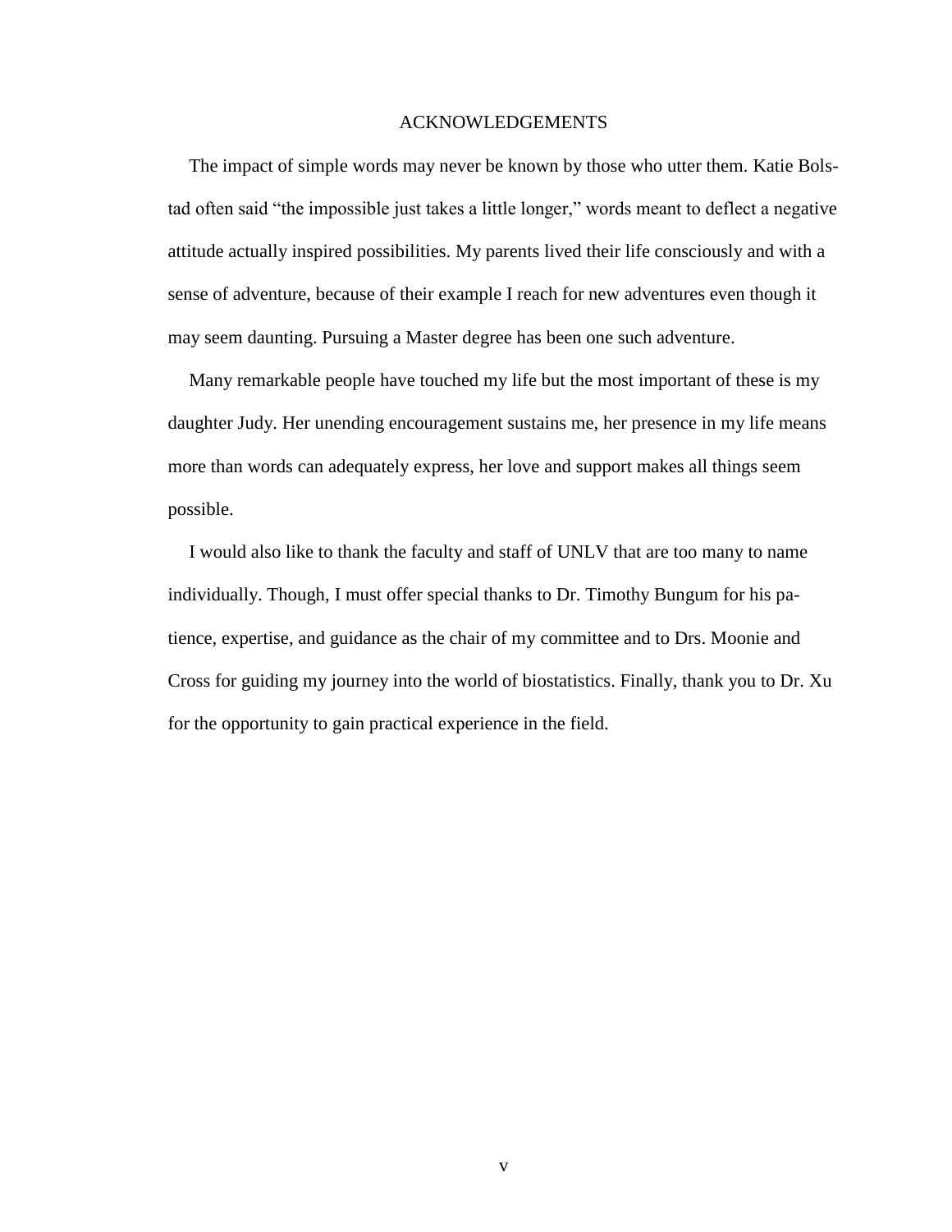# ACKNOWLEDGEMENTS

The impact of simple words may never be known by those who utter them. Katie Bolstad often said "the impossible just takes a little longer," words meant to deflect a negative attitude actually inspired possibilities. My parents lived their life consciously and with a sense of adventure, because of their example I reach for new adventures even though it may seem daunting. Pursuing a Master degree has been one such adventure.

Many remarkable people have touched my life but the most important of these is my daughter Judy. Her unending encouragement sustains me, her presence in my life means more than words can adequately express, her love and support makes all things seem possible.

I would also like to thank the faculty and staff of UNLV that are too many to name individually. Though, I must offer special thanks to Dr. Timothy Bungum for his patience, expertise, and guidance as the chair of my committee and to Drs. Moonie and Cross for guiding my journey into the world of biostatistics. Finally, thank you to Dr. Xu for the opportunity to gain practical experience in the field.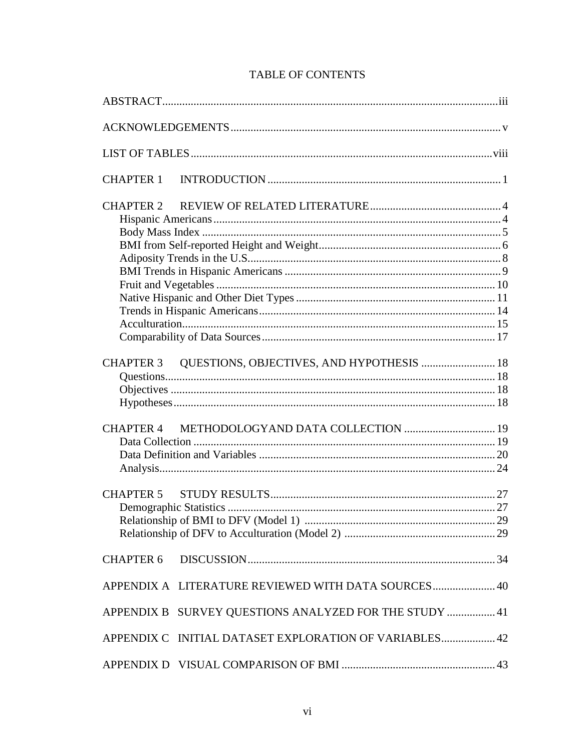# TABLE OF CONTENTS

ABSTRACT .......... iii

ACKNOWLEDGEMENTS .......... v

LIST OF TABLES .......... viii

CHAPTER 1 INTRODUCTION .......... 1

CHAPTER 2 REVIEW OF RELATED LITERATURE .......... 4
- Hispanic Americans .......... 4
- Body Mass Index .......... 5
- BMI from Self-reported Height and Weight .......... 6
- Adiposity Trends in the U.S. .......... 8
- BMI Trends in Hispanic Americans .......... 9
- Fruit and Vegetables .......... 10
- Native Hispanic and Other Diet Types .......... 11
- Trends in Hispanic Americans .......... 14
- Acculturation .......... 15
- Comparability of Data Sources .......... 17

CHAPTER 3 QUESTIONS, OBJECTIVES, AND HYPOTHESIS .......... 18
- Questions .......... 18
- Objectives .......... 18
- Hypotheses .......... 18

CHAPTER 4 METHODOLOGYAND DATA COLLECTION .......... 19
- Data Collection .......... 19
- Data Definition and Variables .......... 20
- Analysis .......... 24

CHAPTER 5 STUDY RESULTS .......... 27
- Demographic Statistics .......... 27
- Relationship of BMI to DFV (Model 1) .......... 29
- Relationship of DFV to Acculturation (Model 2) .......... 29

CHAPTER 6 DISCUSSION .......... 34

APPENDIX A LITERATURE REVIEWED WITH DATA SOURCES .......... 40

APPENDIX B SURVEY QUESTIONS ANALYZED FOR THE STUDY .......... 41

APPENDIX C INITIAL DATASET EXPLORATION OF VARIABLES .......... 42

APPENDIX D VISUAL COMPARISON OF BMI .......... 43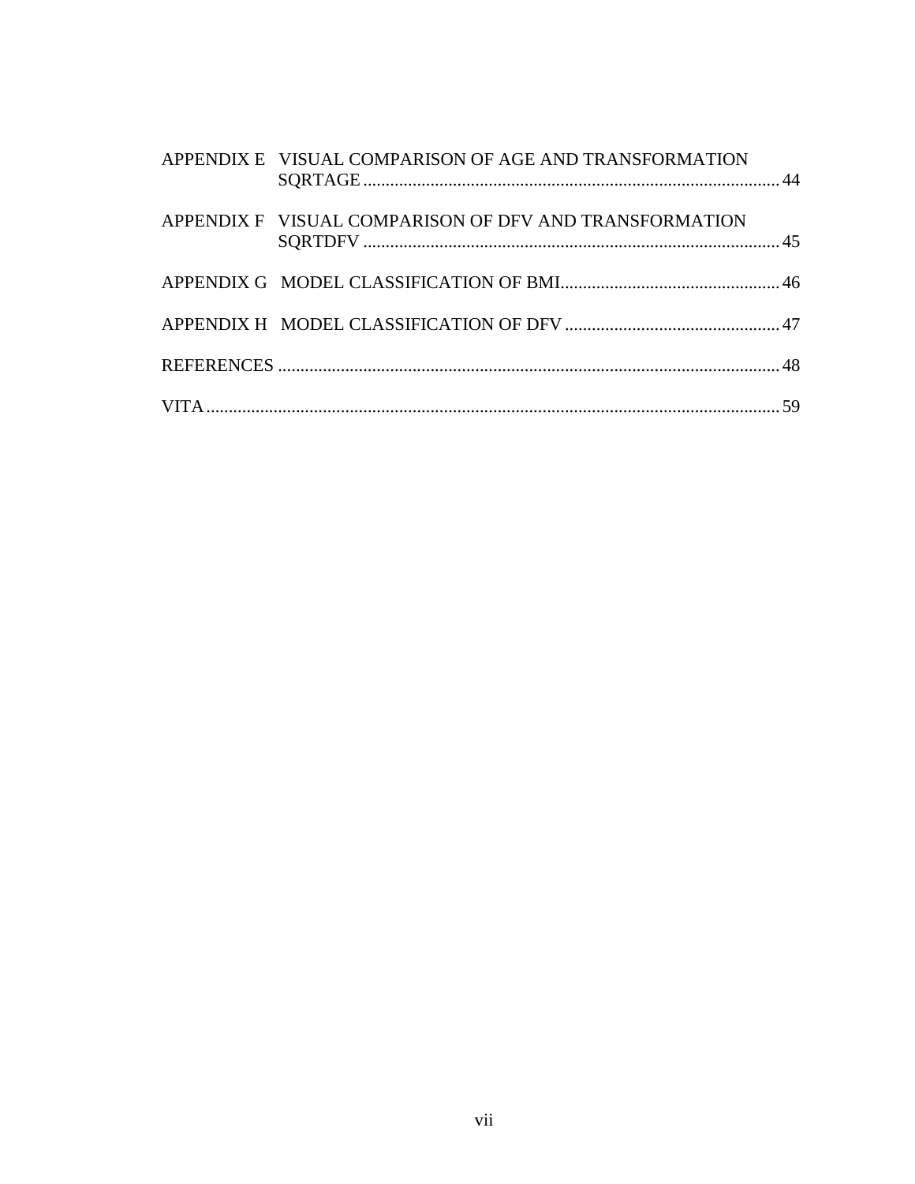APPENDIX E VISUAL COMPARISON OF AGE AND TRANSFORMATION SQRTAGE ........................................................................................... 44

APPENDIX F VISUAL COMPARISON OF DFV AND TRANSFORMATION SQRTDFV ........................................................................................... 45

APPENDIX G MODEL CLASSIFICATION OF BMI................................................ 46

APPENDIX H MODEL CLASSIFICATION OF DFV ............................................... 47

REFERENCES ............................................................................................................. 48

VITA ............................................................................................................................. 59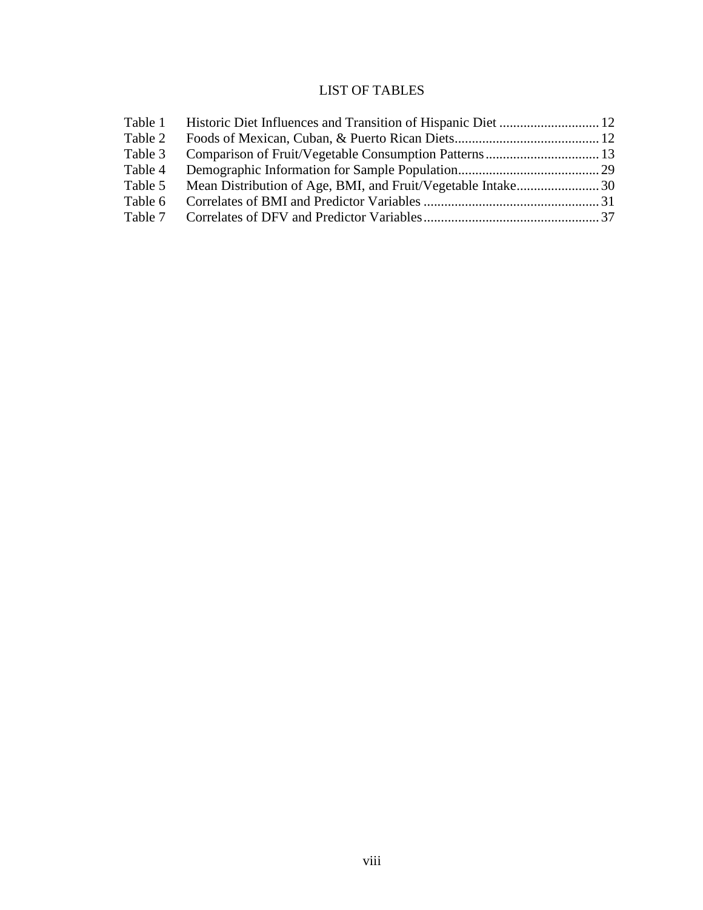# LIST OF TABLES

| Table | Title | Page |
| --- | --- | --- |
| Table 1 | Historic Diet Influences and Transition of Hispanic Diet | 12 |
| Table 2 | Foods of Mexican, Cuban, & Puerto Rican Diets | 12 |
| Table 3 | Comparison of Fruit/Vegetable Consumption Patterns | 13 |
| Table 4 | Demographic Information for Sample Population | 29 |
| Table 5 | Mean Distribution of Age, BMI, and Fruit/Vegetable Intake | 30 |
| Table 6 | Correlates of BMI and Predictor Variables | 31 |
| Table 7 | Correlates of DFV and Predictor Variables | 37 |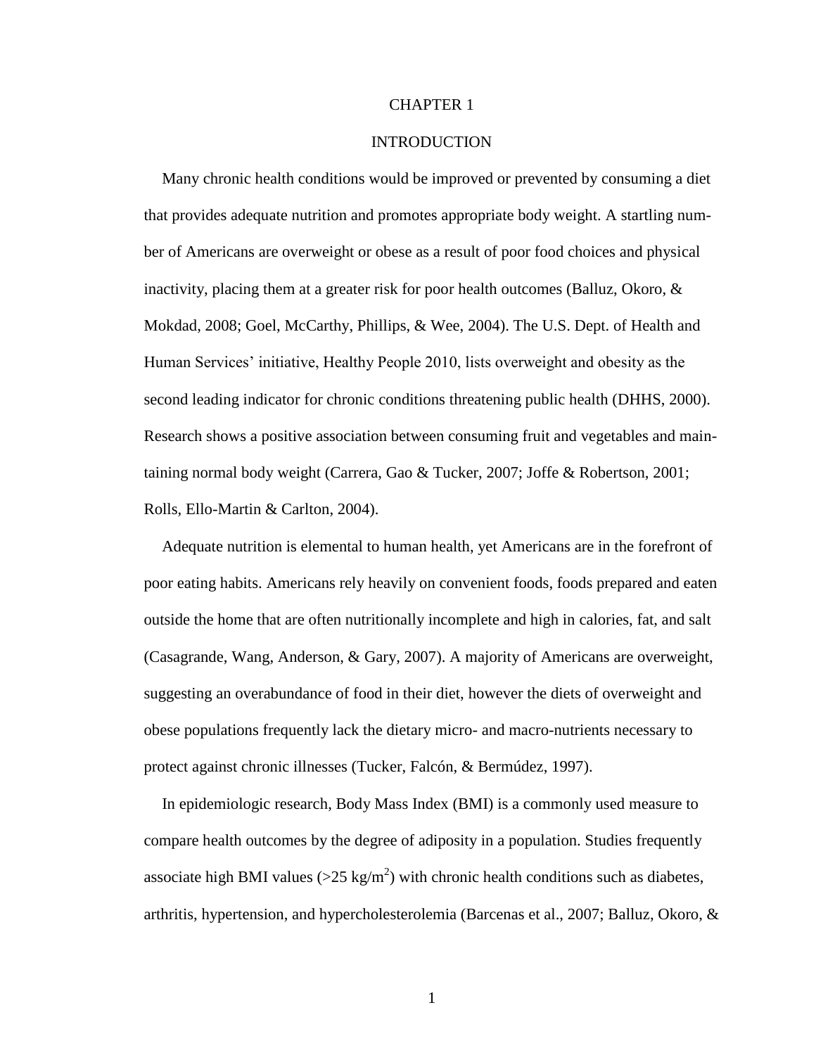# CHAPTER 1

## INTRODUCTION

Many chronic health conditions would be improved or prevented by consuming a diet that provides adequate nutrition and promotes appropriate body weight. A startling number of Americans are overweight or obese as a result of poor food choices and physical inactivity, placing them at a greater risk for poor health outcomes (Balluz, Okoro, & Mokdad, 2008; Goel, McCarthy, Phillips, & Wee, 2004). The U.S. Dept. of Health and Human Services' initiative, Healthy People 2010, lists overweight and obesity as the second leading indicator for chronic conditions threatening public health (DHHS, 2000). Research shows a positive association between consuming fruit and vegetables and maintaining normal body weight (Carrera, Gao & Tucker, 2007; Joffe & Robertson, 2001; Rolls, Ello-Martin & Carlton, 2004).

Adequate nutrition is elemental to human health, yet Americans are in the forefront of poor eating habits. Americans rely heavily on convenient foods, foods prepared and eaten outside the home that are often nutritionally incomplete and high in calories, fat, and salt (Casagrande, Wang, Anderson, & Gary, 2007). A majority of Americans are overweight, suggesting an overabundance of food in their diet, however the diets of overweight and obese populations frequently lack the dietary micro- and macro-nutrients necessary to protect against chronic illnesses (Tucker, Falcón, & Bermúdez, 1997).

In epidemiologic research, Body Mass Index (BMI) is a commonly used measure to compare health outcomes by the degree of adiposity in a population. Studies frequently associate high BMI values (>25 $kg/m^2$) with chronic health conditions such as diabetes, arthritis, hypertension, and hypercholesterolemia (Barcenas et al., 2007; Balluz, Okoro, &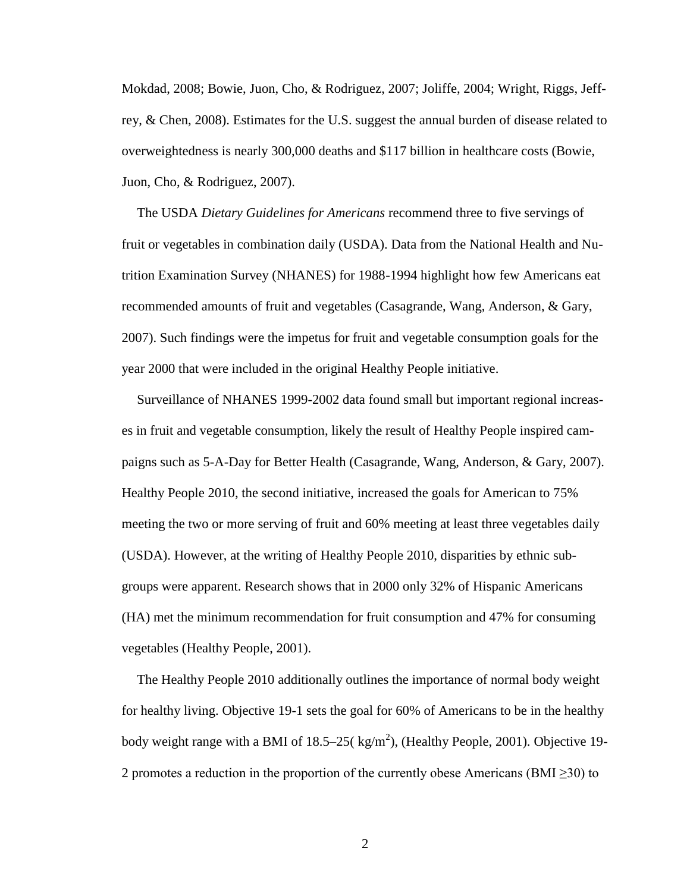Mokdad, 2008; Bowie, Juon, Cho, & Rodriguez, 2007; Joliffe, 2004; Wright, Riggs, Jeffrey, & Chen, 2008). Estimates for the U.S. suggest the annual burden of disease related to overweightedness is nearly 300,000 deaths and \$117 billion in healthcare costs (Bowie, Juon, Cho, & Rodriguez, 2007).

The USDA *Dietary Guidelines for Americans* recommend three to five servings of fruit or vegetables in combination daily (USDA). Data from the National Health and Nutrition Examination Survey (NHANES) for 1988-1994 highlight how few Americans eat recommended amounts of fruit and vegetables (Casagrande, Wang, Anderson, & Gary, 2007). Such findings were the impetus for fruit and vegetable consumption goals for the year 2000 that were included in the original Healthy People initiative.

Surveillance of NHANES 1999-2002 data found small but important regional increases in fruit and vegetable consumption, likely the result of Healthy People inspired campaigns such as 5-A-Day for Better Health (Casagrande, Wang, Anderson, & Gary, 2007). Healthy People 2010, the second initiative, increased the goals for American to 75% meeting the two or more serving of fruit and 60% meeting at least three vegetables daily (USDA). However, at the writing of Healthy People 2010, disparities by ethnic subgroups were apparent. Research shows that in 2000 only 32% of Hispanic Americans (HA) met the minimum recommendation for fruit consumption and 47% for consuming vegetables (Healthy People, 2001).

The Healthy People 2010 additionally outlines the importance of normal body weight for healthy living. Objective 19-1 sets the goal for 60% of Americans to be in the healthy body weight range with a BMI of 18.5–25( $kg/m^2$), (Healthy People, 2001). Objective 19-2 promotes a reduction in the proportion of the currently obese Americans (BMI $\geq$30) to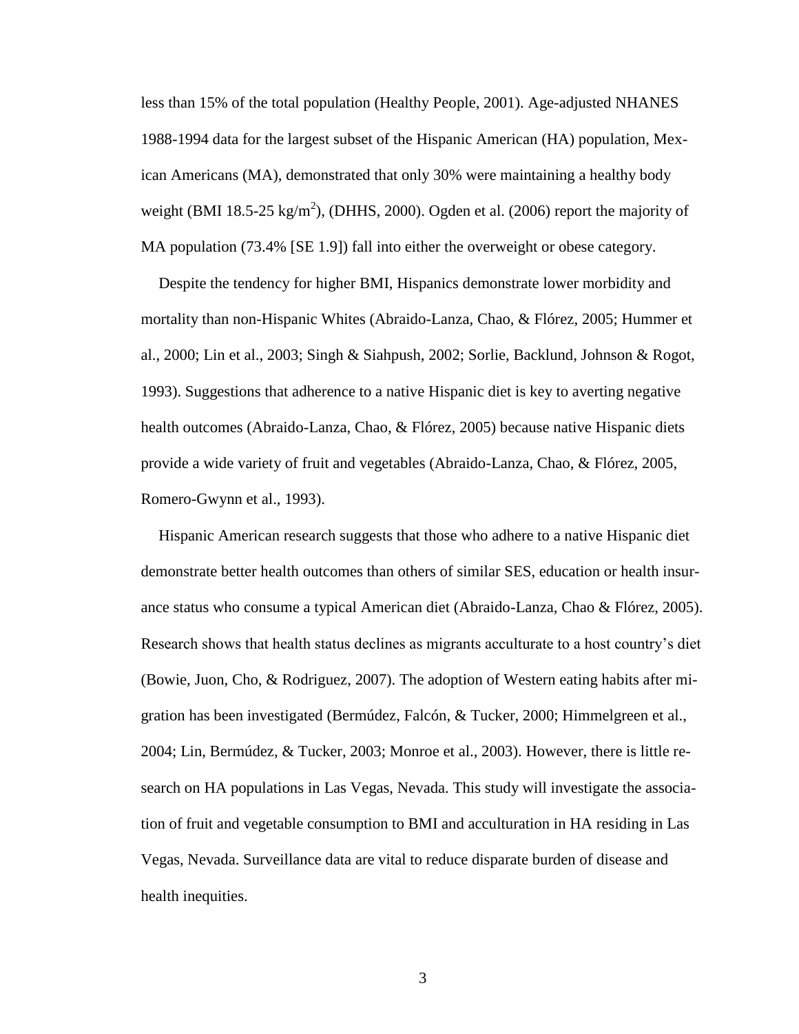less than 15% of the total population (Healthy People, 2001). Age-adjusted NHANES 1988-1994 data for the largest subset of the Hispanic American (HA) population, Mexican Americans (MA), demonstrated that only 30% were maintaining a healthy body weight (BMI 18.5-25 kg/$m^2$), (DHHS, 2000). Ogden et al. (2006) report the majority of MA population (73.4% [SE 1.9]) fall into either the overweight or obese category.

Despite the tendency for higher BMI, Hispanics demonstrate lower morbidity and mortality than non-Hispanic Whites (Abraido-Lanza, Chao, & Flórez, 2005; Hummer et al., 2000; Lin et al., 2003; Singh & Siahpush, 2002; Sorlie, Backlund, Johnson & Rogot, 1993). Suggestions that adherence to a native Hispanic diet is key to averting negative health outcomes (Abraido-Lanza, Chao, & Flórez, 2005) because native Hispanic diets provide a wide variety of fruit and vegetables (Abraido-Lanza, Chao, & Flórez, 2005, Romero-Gwynn et al., 1993).

Hispanic American research suggests that those who adhere to a native Hispanic diet demonstrate better health outcomes than others of similar SES, education or health insurance status who consume a typical American diet (Abraido-Lanza, Chao & Flórez, 2005). Research shows that health status declines as migrants acculturate to a host country's diet (Bowie, Juon, Cho, & Rodriguez, 2007). The adoption of Western eating habits after migration has been investigated (Bermúdez, Falcón, & Tucker, 2000; Himmelgreen et al., 2004; Lin, Bermúdez, & Tucker, 2003; Monroe et al., 2003). However, there is little research on HA populations in Las Vegas, Nevada. This study will investigate the association of fruit and vegetable consumption to BMI and acculturation in HA residing in Las Vegas, Nevada. Surveillance data are vital to reduce disparate burden of disease and health inequities.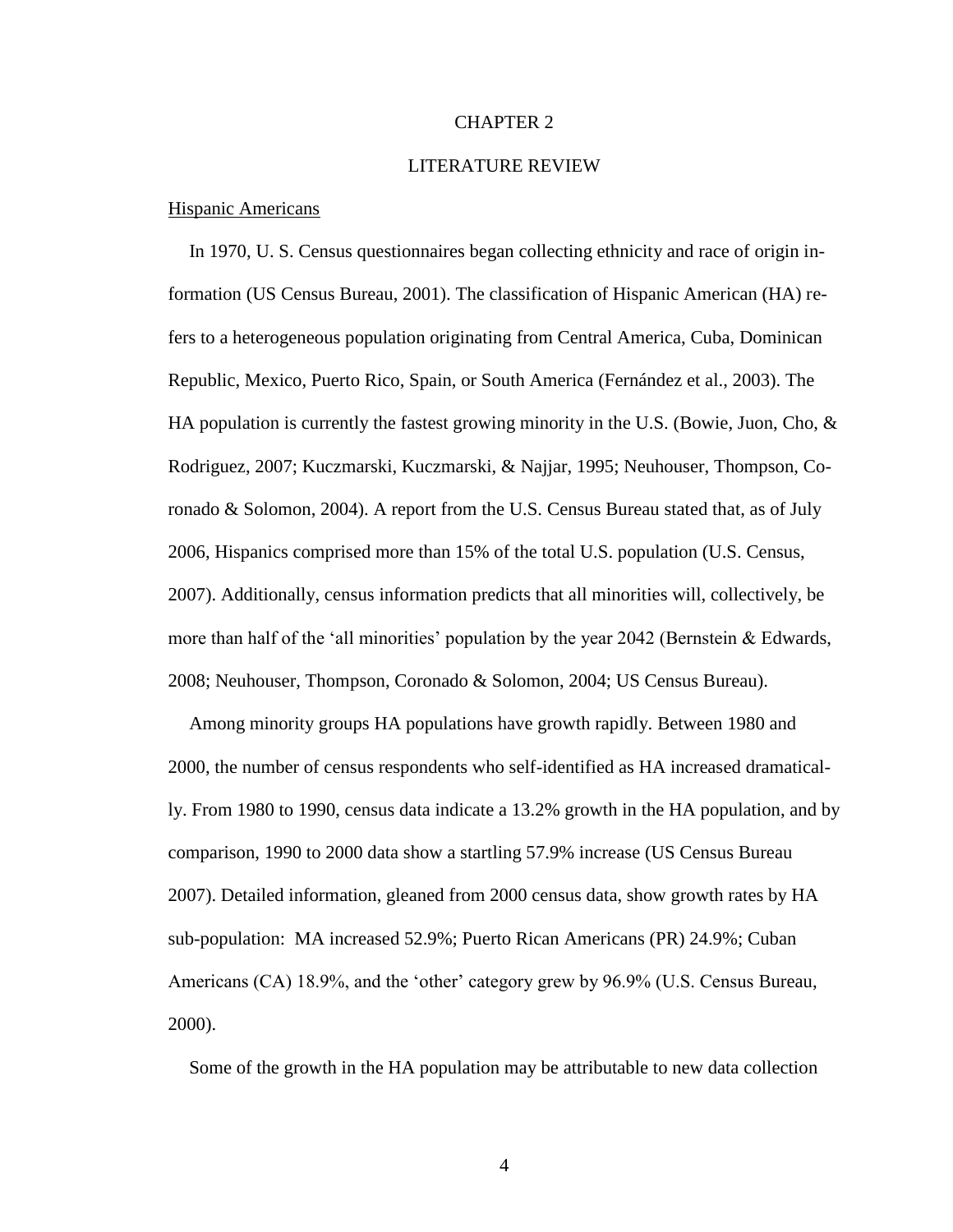# CHAPTER 2

# LITERATURE REVIEW

## Hispanic Americans

In 1970, U. S. Census questionnaires began collecting ethnicity and race of origin information (US Census Bureau, 2001). The classification of Hispanic American (HA) refers to a heterogeneous population originating from Central America, Cuba, Dominican Republic, Mexico, Puerto Rico, Spain, or South America (Fernández et al., 2003). The HA population is currently the fastest growing minority in the U.S. (Bowie, Juon, Cho, & Rodriguez, 2007; Kuczmarski, Kuczmarski, & Najjar, 1995; Neuhouser, Thompson, Coronado & Solomon, 2004). A report from the U.S. Census Bureau stated that, as of July 2006, Hispanics comprised more than 15% of the total U.S. population (U.S. Census, 2007). Additionally, census information predicts that all minorities will, collectively, be more than half of the 'all minorities' population by the year 2042 (Bernstein & Edwards, 2008; Neuhouser, Thompson, Coronado & Solomon, 2004; US Census Bureau).

Among minority groups HA populations have growth rapidly. Between 1980 and 2000, the number of census respondents who self-identified as HA increased dramatically. From 1980 to 1990, census data indicate a 13.2% growth in the HA population, and by comparison, 1990 to 2000 data show a startling 57.9% increase (US Census Bureau 2007). Detailed information, gleaned from 2000 census data, show growth rates by HA sub-population: MA increased 52.9%; Puerto Rican Americans (PR) 24.9%; Cuban Americans (CA) 18.9%, and the 'other' category grew by 96.9% (U.S. Census Bureau, 2000).

Some of the growth in the HA population may be attributable to new data collection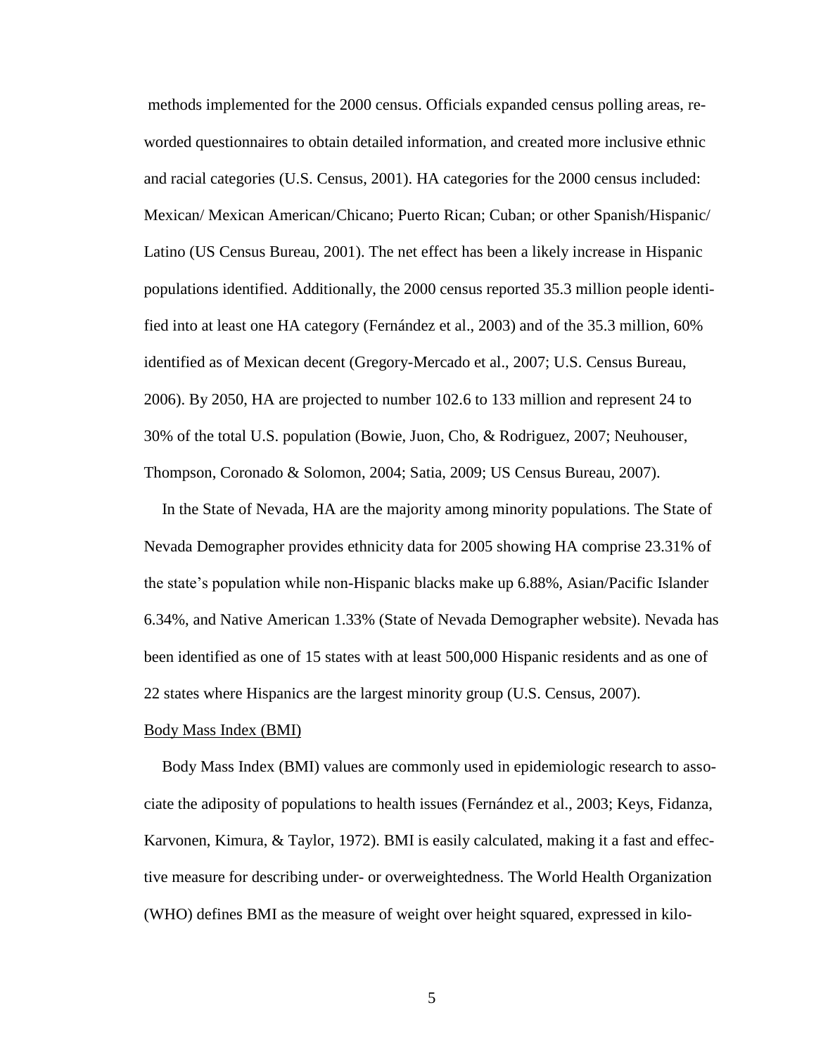methods implemented for the 2000 census. Officials expanded census polling areas, re-worded questionnaires to obtain detailed information, and created more inclusive ethnic and racial categories (U.S. Census, 2001). HA categories for the 2000 census included: Mexican/ Mexican American/Chicano; Puerto Rican; Cuban; or other Spanish/Hispanic/ Latino (US Census Bureau, 2001). The net effect has been a likely increase in Hispanic populations identified. Additionally, the 2000 census reported 35.3 million people identified into at least one HA category (Fernández et al., 2003) and of the 35.3 million, 60% identified as of Mexican decent (Gregory-Mercado et al., 2007; U.S. Census Bureau, 2006). By 2050, HA are projected to number 102.6 to 133 million and represent 24 to 30% of the total U.S. population (Bowie, Juon, Cho, & Rodriguez, 2007; Neuhouser, Thompson, Coronado & Solomon, 2004; Satia, 2009; US Census Bureau, 2007).

In the State of Nevada, HA are the majority among minority populations. The State of Nevada Demographer provides ethnicity data for 2005 showing HA comprise 23.31% of the state's population while non-Hispanic blacks make up 6.88%, Asian/Pacific Islander 6.34%, and Native American 1.33% (State of Nevada Demographer website). Nevada has been identified as one of 15 states with at least 500,000 Hispanic residents and as one of 22 states where Hispanics are the largest minority group (U.S. Census, 2007).

## Body Mass Index (BMI)

Body Mass Index (BMI) values are commonly used in epidemiologic research to associate the adiposity of populations to health issues (Fernández et al., 2003; Keys, Fidanza, Karvonen, Kimura, & Taylor, 1972). BMI is easily calculated, making it a fast and effective measure for describing under- or overweightedness. The World Health Organization (WHO) defines BMI as the measure of weight over height squared, expressed in kilo-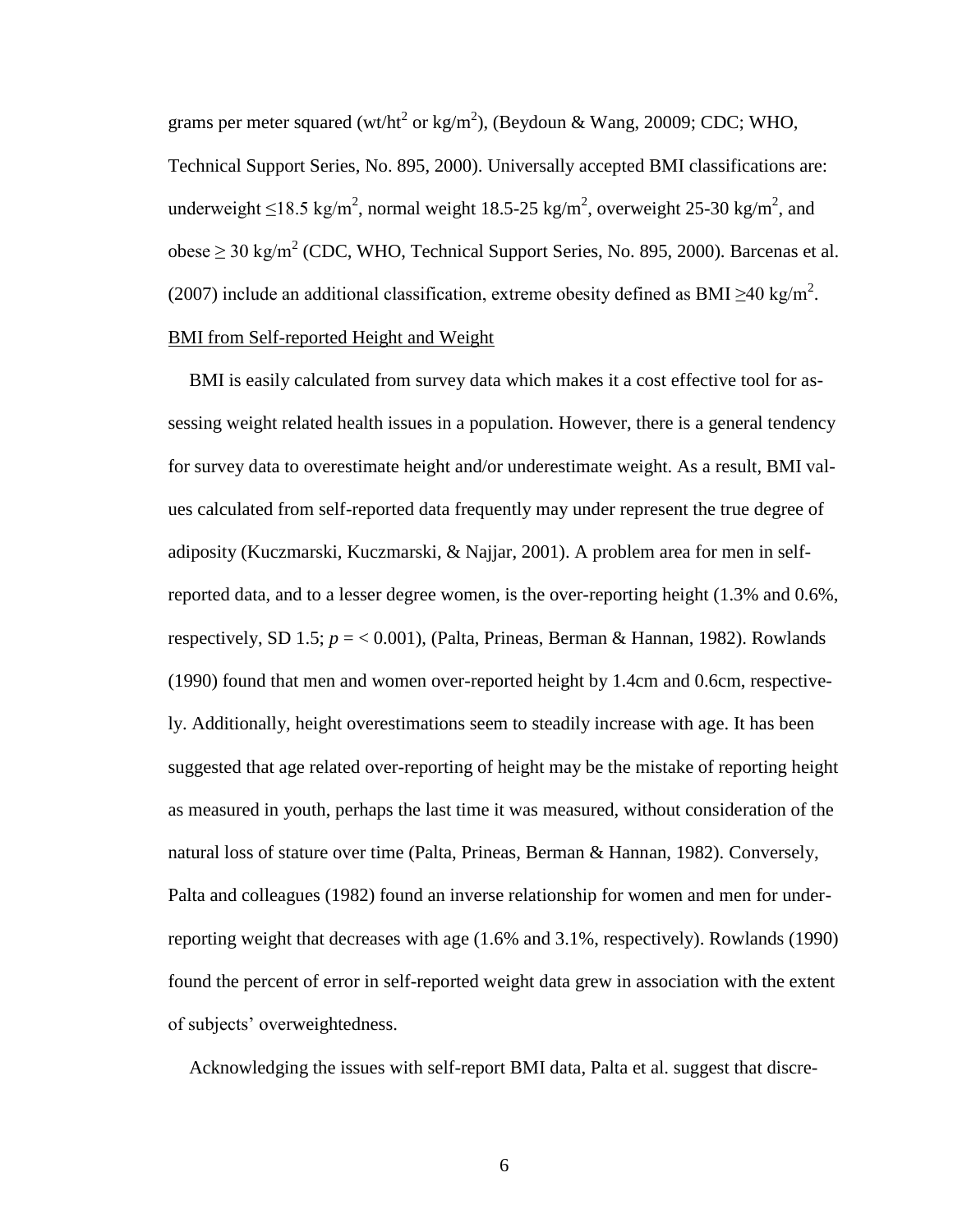grams per meter squared (wt/ht$^2$ or kg/m$^2$), (Beydoun & Wang, 20009; CDC; WHO, Technical Support Series, No. 895, 2000). Universally accepted BMI classifications are: underweight ≤18.5 kg/m$^2$, normal weight 18.5-25 kg/m$^2$, overweight 25-30 kg/m$^2$, and obese ≥ 30 kg/m$^2$ (CDC, WHO, Technical Support Series, No. 895, 2000). Barcenas et al. (2007) include an additional classification, extreme obesity defined as BMI ≥40 kg/m$^2$.

<u>BMI from Self-reported Height and Weight</u>

BMI is easily calculated from survey data which makes it a cost effective tool for assessing weight related health issues in a population. However, there is a general tendency for survey data to overestimate height and/or underestimate weight. As a result, BMI values calculated from self-reported data frequently may under represent the true degree of adiposity (Kuczmarski, Kuczmarski, & Najjar, 2001). A problem area for men in self-reported data, and to a lesser degree women, is the over-reporting height (1.3% and 0.6%, respectively, SD 1.5; $p = < 0.001$), (Palta, Prineas, Berman & Hannan, 1982). Rowlands (1990) found that men and women over-reported height by 1.4cm and 0.6cm, respectively. Additionally, height overestimations seem to steadily increase with age. It has been suggested that age related over-reporting of height may be the mistake of reporting height as measured in youth, perhaps the last time it was measured, without consideration of the natural loss of stature over time (Palta, Prineas, Berman & Hannan, 1982). Conversely, Palta and colleagues (1982) found an inverse relationship for women and men for under-reporting weight that decreases with age (1.6% and 3.1%, respectively). Rowlands (1990) found the percent of error in self-reported weight data grew in association with the extent of subjects' overweightedness.

Acknowledging the issues with self-report BMI data, Palta et al. suggest that discre-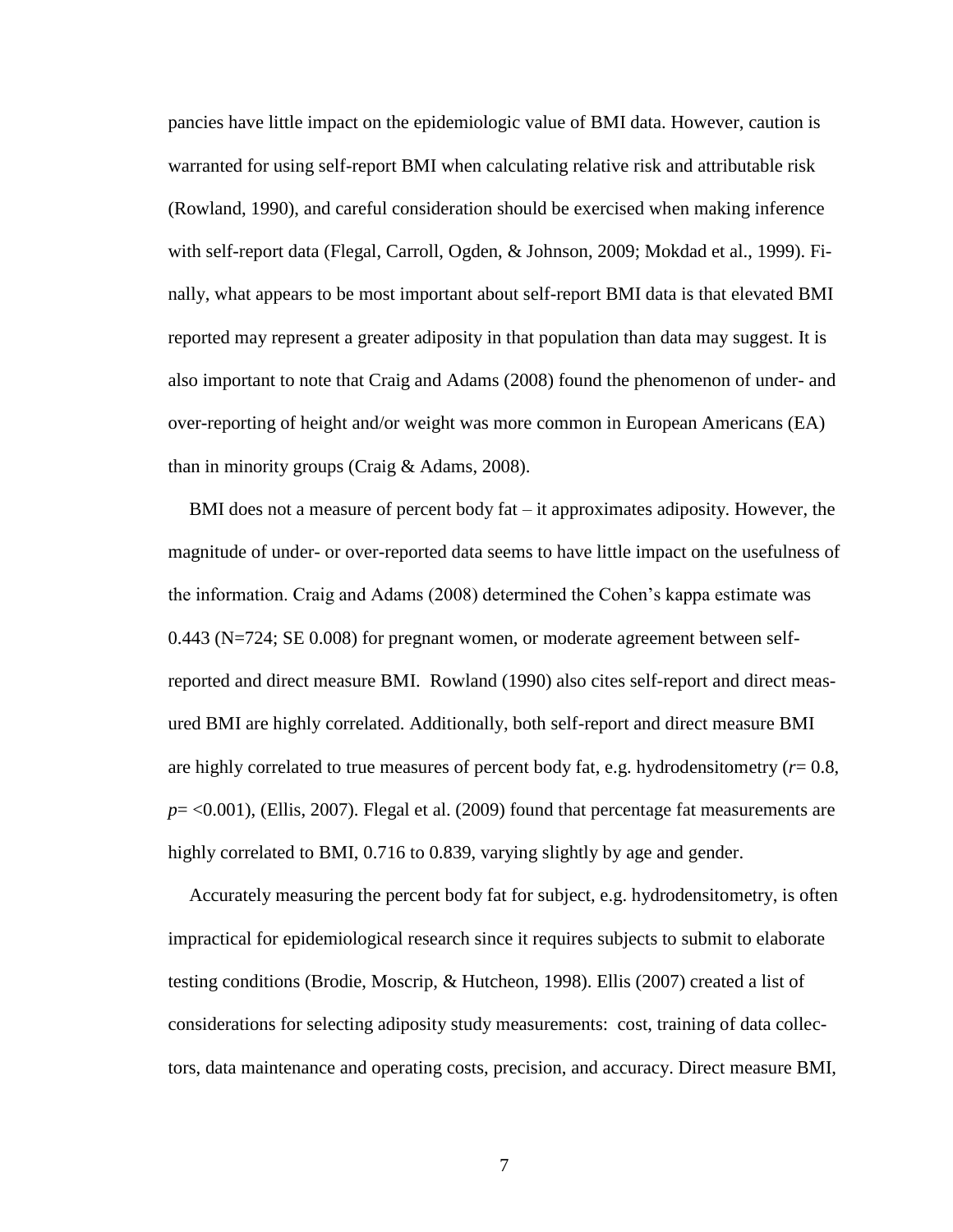pancies have little impact on the epidemiologic value of BMI data. However, caution is warranted for using self-report BMI when calculating relative risk and attributable risk (Rowland, 1990), and careful consideration should be exercised when making inference with self-report data (Flegal, Carroll, Ogden, & Johnson, 2009; Mokdad et al., 1999). Finally, what appears to be most important about self-report BMI data is that elevated BMI reported may represent a greater adiposity in that population than data may suggest. It is also important to note that Craig and Adams (2008) found the phenomenon of under- and over-reporting of height and/or weight was more common in European Americans (EA) than in minority groups (Craig & Adams, 2008).

BMI does not a measure of percent body fat – it approximates adiposity. However, the magnitude of under- or over-reported data seems to have little impact on the usefulness of the information. Craig and Adams (2008) determined the Cohen's kappa estimate was 0.443 (N=724; SE 0.008) for pregnant women, or moderate agreement between self-reported and direct measure BMI. Rowland (1990) also cites self-report and direct measured BMI are highly correlated. Additionally, both self-report and direct measure BMI are highly correlated to true measures of percent body fat, e.g. hydrodensitometry ($r$= 0.8, $p$= <0.001), (Ellis, 2007). Flegal et al. (2009) found that percentage fat measurements are highly correlated to BMI, 0.716 to 0.839, varying slightly by age and gender.

Accurately measuring the percent body fat for subject, e.g. hydrodensitometry, is often impractical for epidemiological research since it requires subjects to submit to elaborate testing conditions (Brodie, Moscrip, & Hutcheon, 1998). Ellis (2007) created a list of considerations for selecting adiposity study measurements: cost, training of data collectors, data maintenance and operating costs, precision, and accuracy. Direct measure BMI,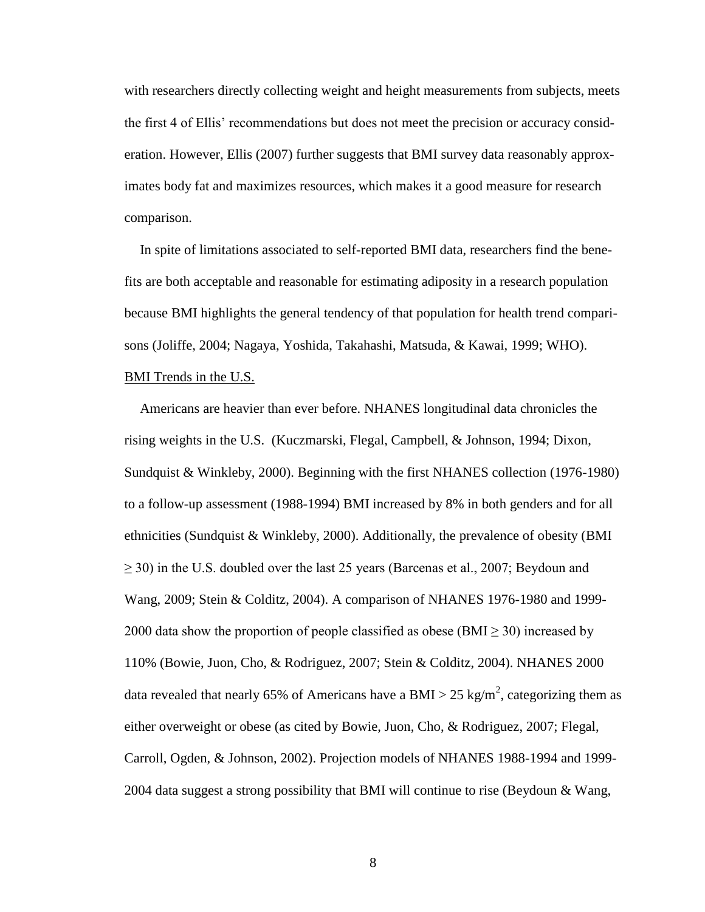with researchers directly collecting weight and height measurements from subjects, meets the first 4 of Ellis' recommendations but does not meet the precision or accuracy consideration. However, Ellis (2007) further suggests that BMI survey data reasonably approximates body fat and maximizes resources, which makes it a good measure for research comparison.

In spite of limitations associated to self-reported BMI data, researchers find the benefits are both acceptable and reasonable for estimating adiposity in a research population because BMI highlights the general tendency of that population for health trend comparisons (Joliffe, 2004; Nagaya, Yoshida, Takahashi, Matsuda, & Kawai, 1999; WHO).

BMI Trends in the U.S.

Americans are heavier than ever before. NHANES longitudinal data chronicles the rising weights in the U.S. (Kuczmarski, Flegal, Campbell, & Johnson, 1994; Dixon, Sundquist & Winkleby, 2000). Beginning with the first NHANES collection (1976-1980) to a follow-up assessment (1988-1994) BMI increased by 8% in both genders and for all ethnicities (Sundquist & Winkleby, 2000). Additionally, the prevalence of obesity (BMI $\geq 30$) in the U.S. doubled over the last 25 years (Barcenas et al., 2007; Beydoun and Wang, 2009; Stein & Colditz, 2004). A comparison of NHANES 1976-1980 and 1999-2000 data show the proportion of people classified as obese (BMI $\geq 30$) increased by 110% (Bowie, Juon, Cho, & Rodriguez, 2007; Stein & Colditz, 2004). NHANES 2000 data revealed that nearly 65% of Americans have a BMI $> 25$ kg/m$^2$, categorizing them as either overweight or obese (as cited by Bowie, Juon, Cho, & Rodriguez, 2007; Flegal, Carroll, Ogden, & Johnson, 2002). Projection models of NHANES 1988-1994 and 1999-2004 data suggest a strong possibility that BMI will continue to rise (Beydoun & Wang,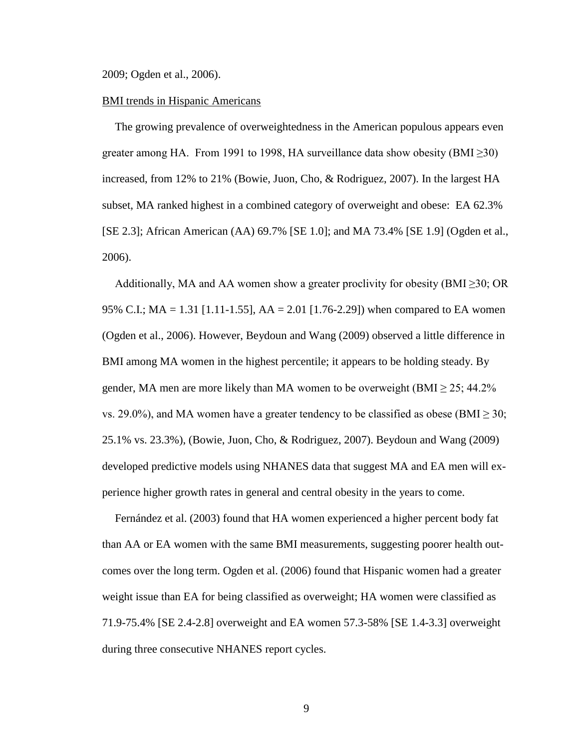2009; Ogden et al., 2006).

BMI trends in Hispanic Americans

The growing prevalence of overweightedness in the American populous appears even greater among HA. From 1991 to 1998, HA surveillance data show obesity (BMI $\geq$30) increased, from 12% to 21% (Bowie, Juon, Cho, & Rodriguez, 2007). In the largest HA subset, MA ranked highest in a combined category of overweight and obese: EA 62.3% [SE 2.3]; African American (AA) 69.7% [SE 1.0]; and MA 73.4% [SE 1.9] (Ogden et al., 2006).

Additionally, MA and AA women show a greater proclivity for obesity (BMI $\geq$30; OR 95% C.I.; MA = 1.31 [1.11-1.55], AA = 2.01 [1.76-2.29]) when compared to EA women (Ogden et al., 2006). However, Beydoun and Wang (2009) observed a little difference in BMI among MA women in the highest percentile; it appears to be holding steady. By gender, MA men are more likely than MA women to be overweight (BMI $\geq$ 25; 44.2% vs. 29.0%), and MA women have a greater tendency to be classified as obese (BMI $\geq$ 30; 25.1% vs. 23.3%), (Bowie, Juon, Cho, & Rodriguez, 2007). Beydoun and Wang (2009) developed predictive models using NHANES data that suggest MA and EA men will experience higher growth rates in general and central obesity in the years to come.

Fernández et al. (2003) found that HA women experienced a higher percent body fat than AA or EA women with the same BMI measurements, suggesting poorer health outcomes over the long term. Ogden et al. (2006) found that Hispanic women had a greater weight issue than EA for being classified as overweight; HA women were classified as 71.9-75.4% [SE 2.4-2.8] overweight and EA women 57.3-58% [SE 1.4-3.3] overweight during three consecutive NHANES report cycles.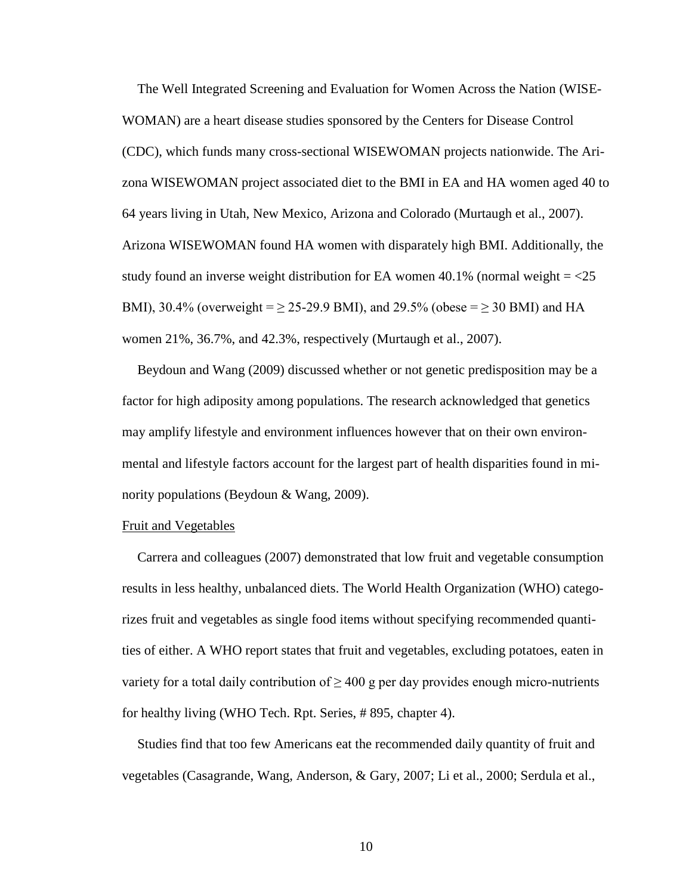The Well Integrated Screening and Evaluation for Women Across the Nation (WISE-WOMAN) are a heart disease studies sponsored by the Centers for Disease Control (CDC), which funds many cross-sectional WISEWOMAN projects nationwide. The Arizona WISEWOMAN project associated diet to the BMI in EA and HA women aged 40 to 64 years living in Utah, New Mexico, Arizona and Colorado (Murtaugh et al., 2007). Arizona WISEWOMAN found HA women with disparately high BMI. Additionally, the study found an inverse weight distribution for EA women 40.1% (normal weight = <25 BMI), 30.4% (overweight = ≥ 25-29.9 BMI), and 29.5% (obese = ≥ 30 BMI) and HA women 21%, 36.7%, and 42.3%, respectively (Murtaugh et al., 2007).

Beydoun and Wang (2009) discussed whether or not genetic predisposition may be a factor for high adiposity among populations. The research acknowledged that genetics may amplify lifestyle and environment influences however that on their own environmental and lifestyle factors account for the largest part of health disparities found in minority populations (Beydoun & Wang, 2009).

Fruit and Vegetables

Carrera and colleagues (2007) demonstrated that low fruit and vegetable consumption results in less healthy, unbalanced diets. The World Health Organization (WHO) categorizes fruit and vegetables as single food items without specifying recommended quantities of either. A WHO report states that fruit and vegetables, excluding potatoes, eaten in variety for a total daily contribution of ≥ 400 g per day provides enough micro-nutrients for healthy living (WHO Tech. Rpt. Series, # 895, chapter 4).

Studies find that too few Americans eat the recommended daily quantity of fruit and vegetables (Casagrande, Wang, Anderson, & Gary, 2007; Li et al., 2000; Serdula et al.,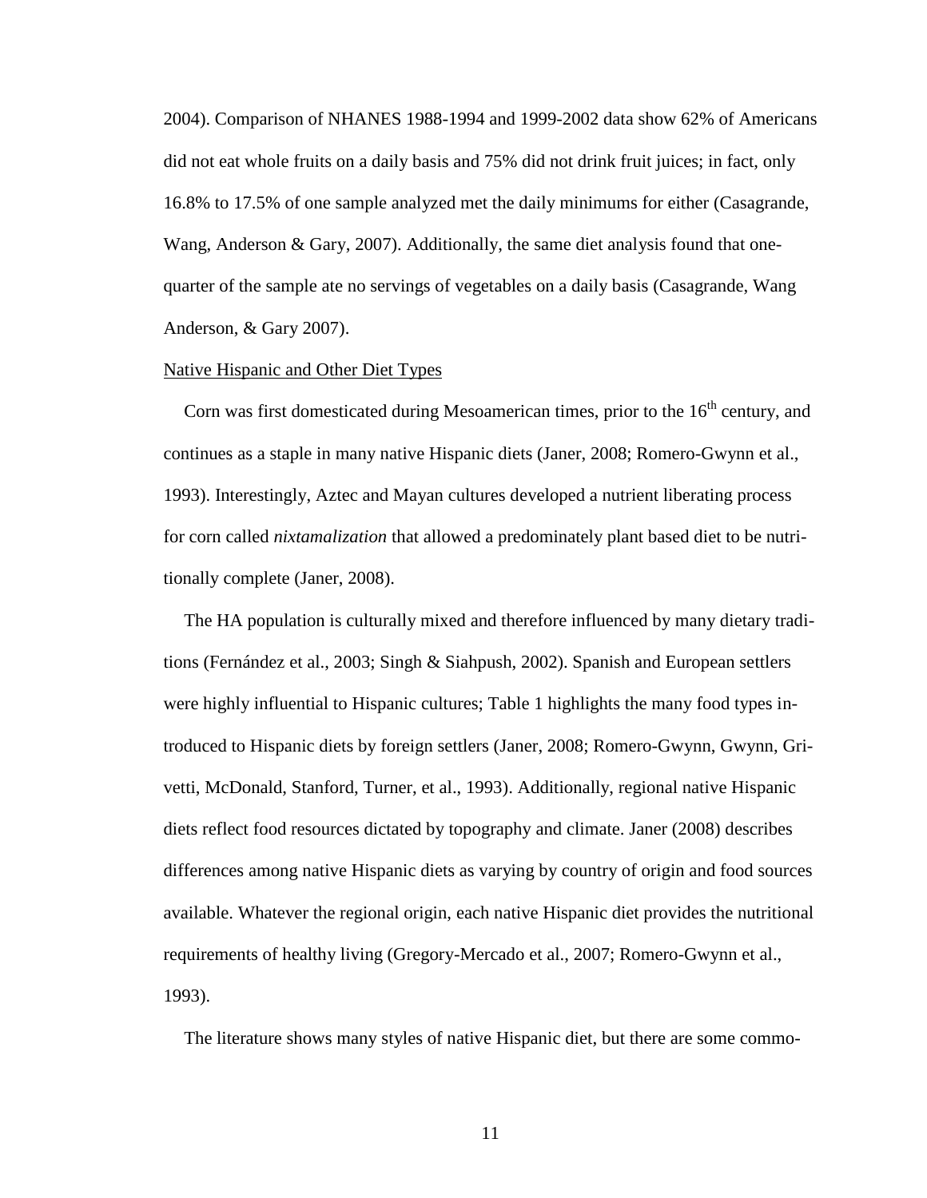2004). Comparison of NHANES 1988-1994 and 1999-2002 data show 62% of Americans did not eat whole fruits on a daily basis and 75% did not drink fruit juices; in fact, only 16.8% to 17.5% of one sample analyzed met the daily minimums for either (Casagrande, Wang, Anderson & Gary, 2007). Additionally, the same diet analysis found that one-quarter of the sample ate no servings of vegetables on a daily basis (Casagrande, Wang Anderson, & Gary 2007).

<u>Native Hispanic and Other Diet Types</u>

Corn was first domesticated during Mesoamerican times, prior to the 16th century, and continues as a staple in many native Hispanic diets (Janer, 2008; Romero-Gwynn et al., 1993). Interestingly, Aztec and Mayan cultures developed a nutrient liberating process for corn called *nixtamalization* that allowed a predominately plant based diet to be nutritionally complete (Janer, 2008).

The HA population is culturally mixed and therefore influenced by many dietary traditions (Fernández et al., 2003; Singh & Siahpush, 2002). Spanish and European settlers were highly influential to Hispanic cultures; Table 1 highlights the many food types introduced to Hispanic diets by foreign settlers (Janer, 2008; Romero-Gwynn, Gwynn, Grivetti, McDonald, Stanford, Turner, et al., 1993). Additionally, regional native Hispanic diets reflect food resources dictated by topography and climate. Janer (2008) describes differences among native Hispanic diets as varying by country of origin and food sources available. Whatever the regional origin, each native Hispanic diet provides the nutritional requirements of healthy living (Gregory-Mercado et al., 2007; Romero-Gwynn et al., 1993).

The literature shows many styles of native Hispanic diet, but there are some commo-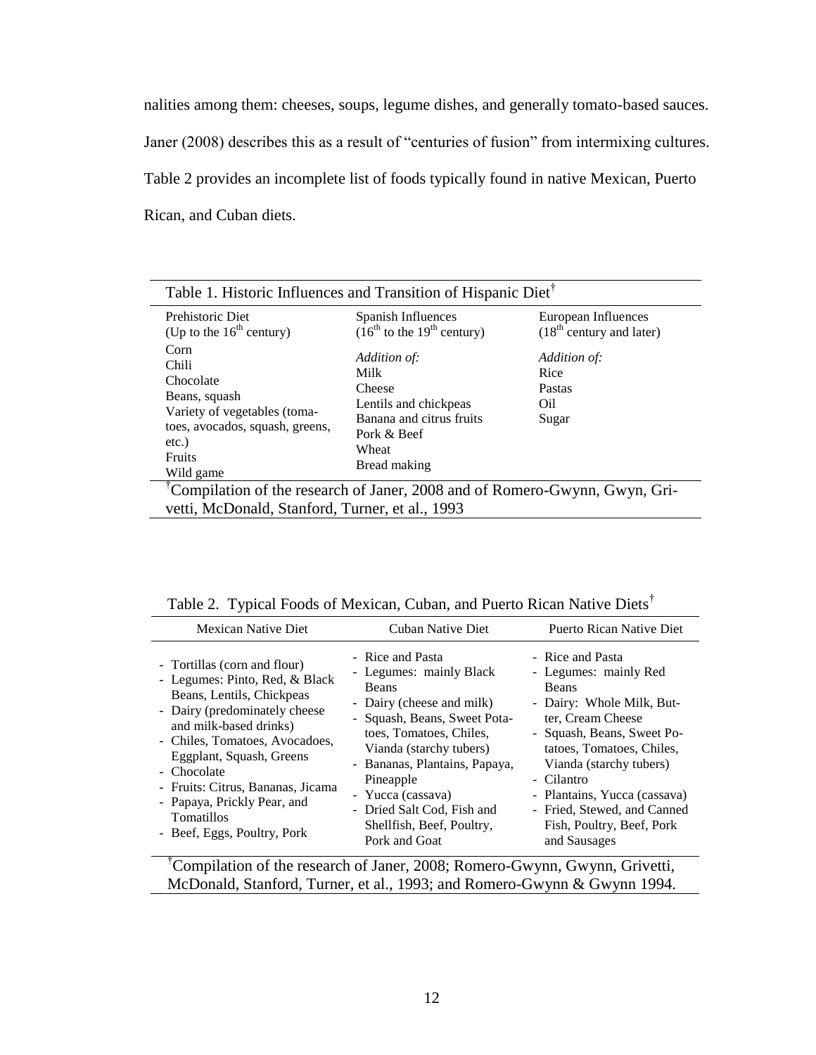nalities among them: cheeses, soups, legume dishes, and generally tomato-based sauces. Janer (2008) describes this as a result of "centuries of fusion" from intermixing cultures. Table 2 provides an incomplete list of foods typically found in native Mexican, Puerto Rican, and Cuban diets.

Table 1. Historic Influences and Transition of Hispanic Diet†

| Prehistoric Diet (Up to the 16th century) | Spanish Influences (16th to the 19th century) | European Influences (18th century and later) |
|---|---|---|
| Corn<br>Chili<br>Chocolate<br>Beans, squash<br>Variety of vegetables (tomatoes, avocados, squash, greens, etc.)<br>Fruits<br>Wild game | *Addition of:*<br>Milk<br>Cheese<br>Lentils and chickpeas<br>Banana and citrus fruits<br>Pork & Beef<br>Wheat<br>Bread making | *Addition of:*<br>Rice<br>Pastas<br>Oil<br>Sugar |

†Compilation of the research of Janer, 2008 and of Romero-Gwynn, Gwyn, Grivetti, McDonald, Stanford, Turner, et al., 1993

Table 2. Typical Foods of Mexican, Cuban, and Puerto Rican Native Diets†

| Mexican Native Diet | Cuban Native Diet | Puerto Rican Native Diet |
|---|---|---|
| - Tortillas (corn and flour)<br>- Legumes: Pinto, Red, & Black Beans, Lentils, Chickpeas<br>- Dairy (predominately cheese and milk-based drinks)<br>- Chiles, Tomatoes, Avocadoes, Eggplant, Squash, Greens<br>- Chocolate<br>- Fruits: Citrus, Bananas, Jicama<br>- Papaya, Prickly Pear, and Tomatillos<br>- Beef, Eggs, Poultry, Pork | - Rice and Pasta<br>- Legumes: mainly Black Beans<br>- Dairy (cheese and milk)<br>- Squash, Beans, Sweet Potatoes, Tomatoes, Chiles, Vianda (starchy tubers)<br>- Bananas, Plantains, Papaya, Pineapple<br>- Yucca (cassava)<br>- Dried Salt Cod, Fish and Shellfish, Beef, Poultry, Pork and Goat | - Rice and Pasta<br>- Legumes: mainly Red Beans<br>- Dairy: Whole Milk, Butter, Cream Cheese<br>- Squash, Beans, Sweet Potatoes, Tomatoes, Chiles, Vianda (starchy tubers)<br>- Cilantro<br>- Plantains, Yucca (cassava)<br>- Fried, Stewed, and Canned Fish, Poultry, Beef, Pork and Sausages |

†Compilation of the research of Janer, 2008; Romero-Gwynn, Gwynn, Grivetti, McDonald, Stanford, Turner, et al., 1993; and Romero-Gwynn & Gwynn 1994.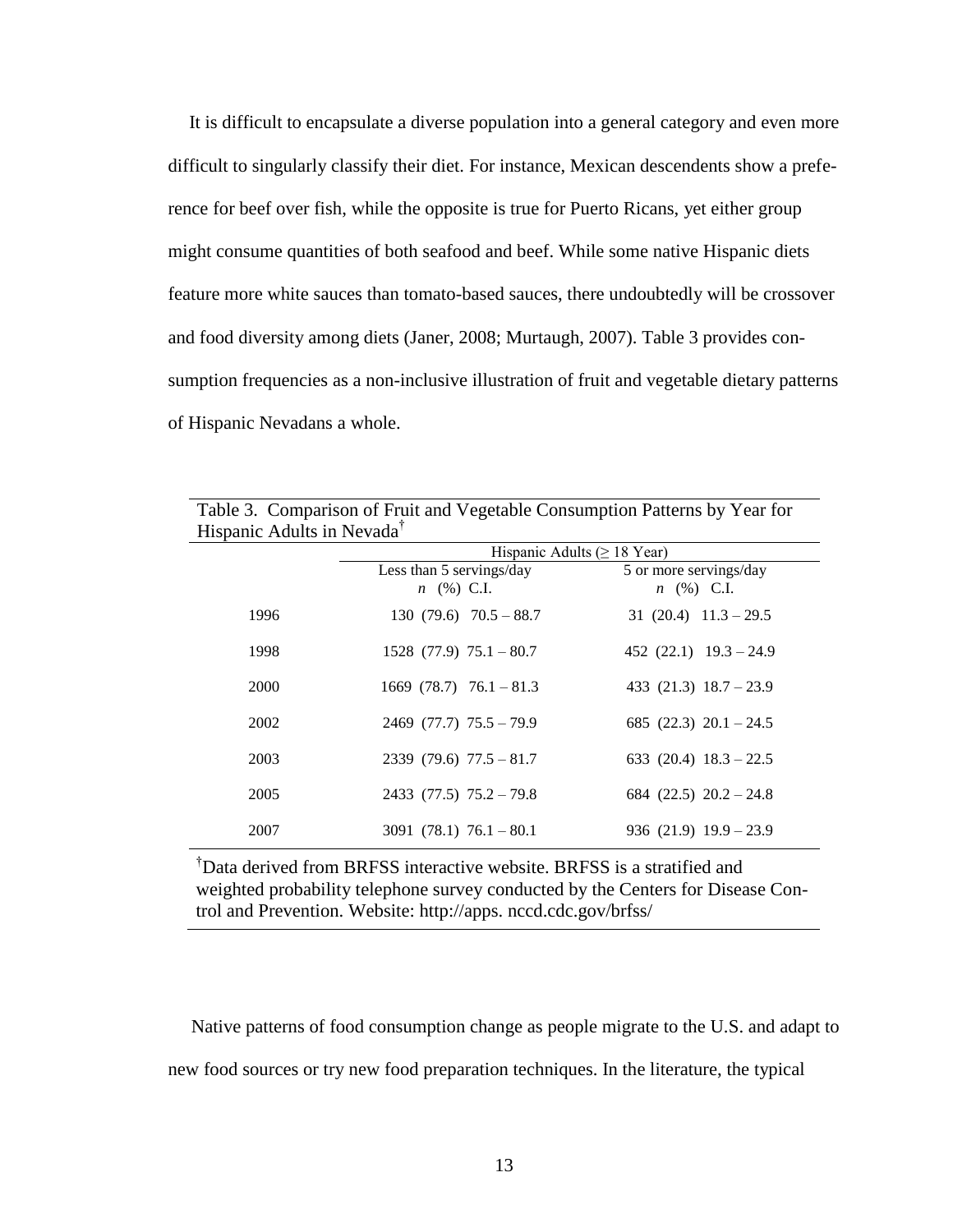It is difficult to encapsulate a diverse population into a general category and even more difficult to singularly classify their diet. For instance, Mexican descendents show a preference for beef over fish, while the opposite is true for Puerto Ricans, yet either group might consume quantities of both seafood and beef. While some native Hispanic diets feature more white sauces than tomato-based sauces, there undoubtedly will be crossover and food diversity among diets (Janer, 2008; Murtaugh, 2007). Table 3 provides consumption frequencies as a non-inclusive illustration of fruit and vegetable dietary patterns of Hispanic Nevadans a whole.

Table 3. Comparison of Fruit and Vegetable Consumption Patterns by Year for Hispanic Adults in Nevada[†]

| | Hispanic Adults (≥ 18 Year) | |
|---|---|---|
| | Less than 5 servings/day<br>*n* (%) C.I. | 5 or more servings/day<br>*n* (%) C.I. |
| 1996 | 130 (79.6) 70.5 – 88.7 | 31 (20.4) 11.3 – 29.5 |
| 1998 | 1528 (77.9) 75.1 – 80.7 | 452 (22.1) 19.3 – 24.9 |
| 2000 | 1669 (78.7) 76.1 – 81.3 | 433 (21.3) 18.7 – 23.9 |
| 2002 | 2469 (77.7) 75.5 – 79.9 | 685 (22.3) 20.1 – 24.5 |
| 2003 | 2339 (79.6) 77.5 – 81.7 | 633 (20.4) 18.3 – 22.5 |
| 2005 | 2433 (77.5) 75.2 – 79.8 | 684 (22.5) 20.2 – 24.8 |
| 2007 | 3091 (78.1) 76.1 – 80.1 | 936 (21.9) 19.9 – 23.9 |

[†]Data derived from BRFSS interactive website. BRFSS is a stratified and weighted probability telephone survey conducted by the Centers for Disease Control and Prevention. Website: http://apps. nccd.cdc.gov/brfss/

Native patterns of food consumption change as people migrate to the U.S. and adapt to new food sources or try new food preparation techniques. In the literature, the typical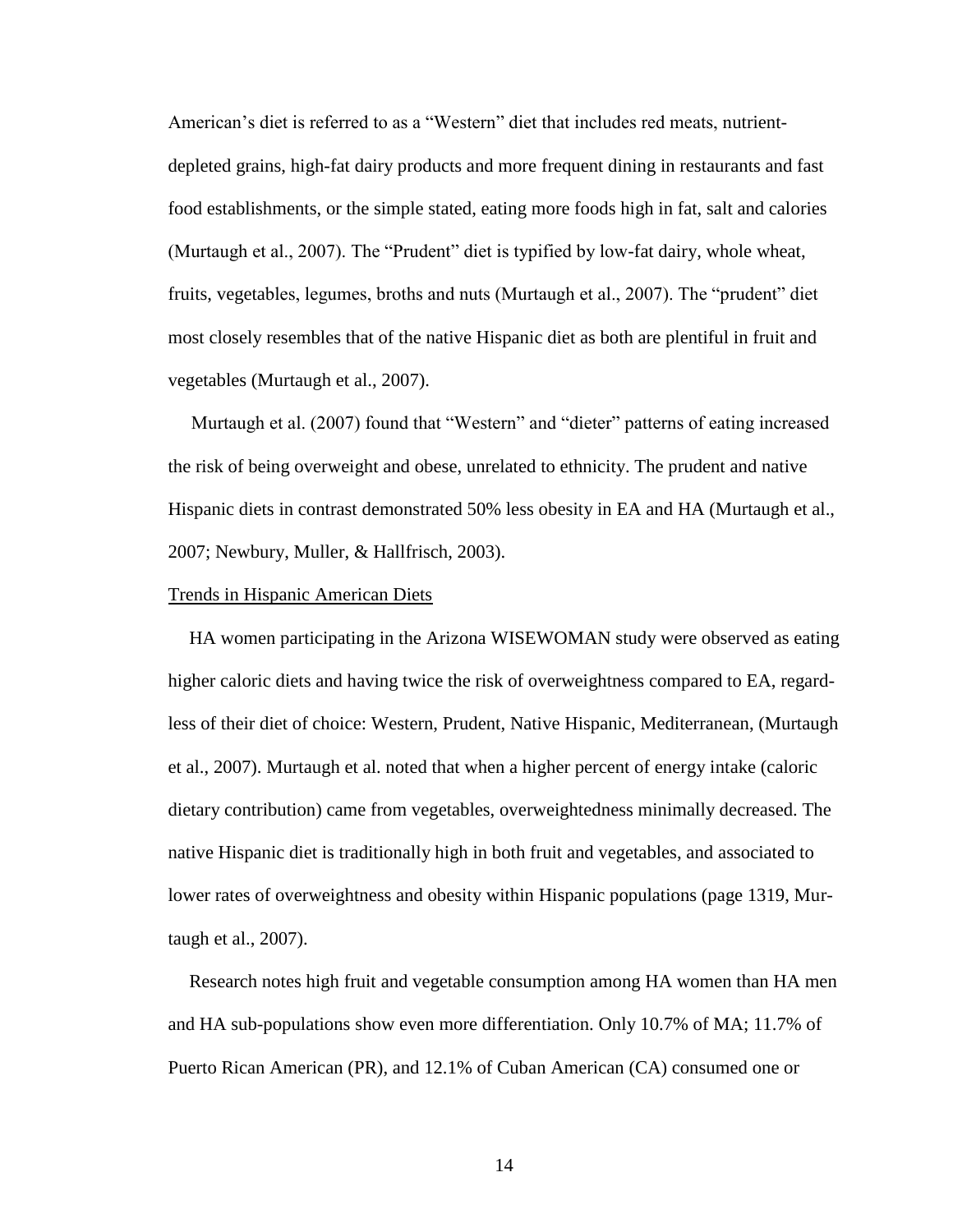American's diet is referred to as a "Western" diet that includes red meats, nutrient-depleted grains, high-fat dairy products and more frequent dining in restaurants and fast food establishments, or the simple stated, eating more foods high in fat, salt and calories (Murtaugh et al., 2007). The "Prudent" diet is typified by low-fat dairy, whole wheat, fruits, vegetables, legumes, broths and nuts (Murtaugh et al., 2007). The "prudent" diet most closely resembles that of the native Hispanic diet as both are plentiful in fruit and vegetables (Murtaugh et al., 2007).

Murtaugh et al. (2007) found that "Western" and "dieter" patterns of eating increased the risk of being overweight and obese, unrelated to ethnicity. The prudent and native Hispanic diets in contrast demonstrated 50% less obesity in EA and HA (Murtaugh et al., 2007; Newbury, Muller, & Hallfrisch, 2003).

Trends in Hispanic American Diets

HA women participating in the Arizona WISEWOMAN study were observed as eating higher caloric diets and having twice the risk of overweightness compared to EA, regardless of their diet of choice: Western, Prudent, Native Hispanic, Mediterranean, (Murtaugh et al., 2007). Murtaugh et al. noted that when a higher percent of energy intake (caloric dietary contribution) came from vegetables, overweightedness minimally decreased. The native Hispanic diet is traditionally high in both fruit and vegetables, and associated to lower rates of overweightness and obesity within Hispanic populations (page 1319, Murtaugh et al., 2007).

Research notes high fruit and vegetable consumption among HA women than HA men and HA sub-populations show even more differentiation. Only 10.7% of MA; 11.7% of Puerto Rican American (PR), and 12.1% of Cuban American (CA) consumed one or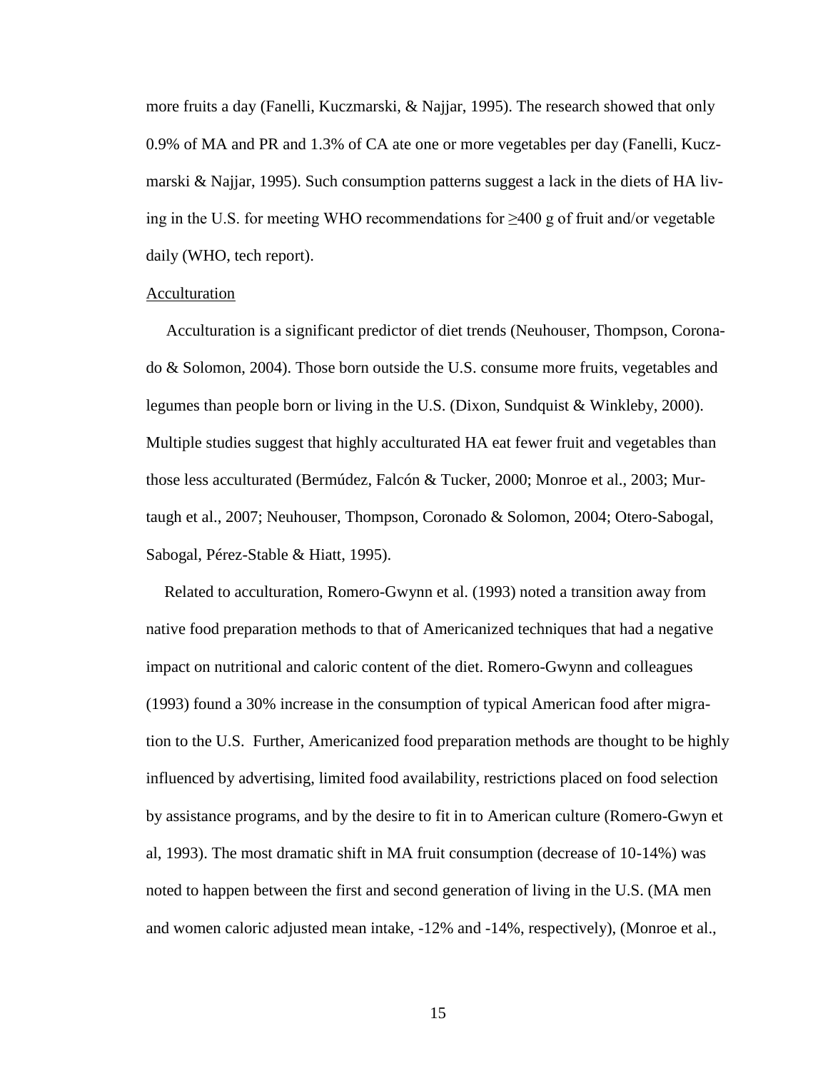more fruits a day (Fanelli, Kuczmarski, & Najjar, 1995). The research showed that only 0.9% of MA and PR and 1.3% of CA ate one or more vegetables per day (Fanelli, Kuczmarski & Najjar, 1995). Such consumption patterns suggest a lack in the diets of HA living in the U.S. for meeting WHO recommendations for $\geq$400 g of fruit and/or vegetable daily (WHO, tech report).

<u>Acculturation</u>

Acculturation is a significant predictor of diet trends (Neuhouser, Thompson, Coronado & Solomon, 2004). Those born outside the U.S. consume more fruits, vegetables and legumes than people born or living in the U.S. (Dixon, Sundquist & Winkleby, 2000). Multiple studies suggest that highly acculturated HA eat fewer fruit and vegetables than those less acculturated (Bermúdez, Falcón & Tucker, 2000; Monroe et al., 2003; Murtaugh et al., 2007; Neuhouser, Thompson, Coronado & Solomon, 2004; Otero-Sabogal, Sabogal, Pérez-Stable & Hiatt, 1995).

Related to acculturation, Romero-Gwynn et al. (1993) noted a transition away from native food preparation methods to that of Americanized techniques that had a negative impact on nutritional and caloric content of the diet. Romero-Gwynn and colleagues (1993) found a 30% increase in the consumption of typical American food after migration to the U.S. Further, Americanized food preparation methods are thought to be highly influenced by advertising, limited food availability, restrictions placed on food selection by assistance programs, and by the desire to fit in to American culture (Romero-Gwyn et al, 1993). The most dramatic shift in MA fruit consumption (decrease of 10-14%) was noted to happen between the first and second generation of living in the U.S. (MA men and women caloric adjusted mean intake, -12% and -14%, respectively), (Monroe et al.,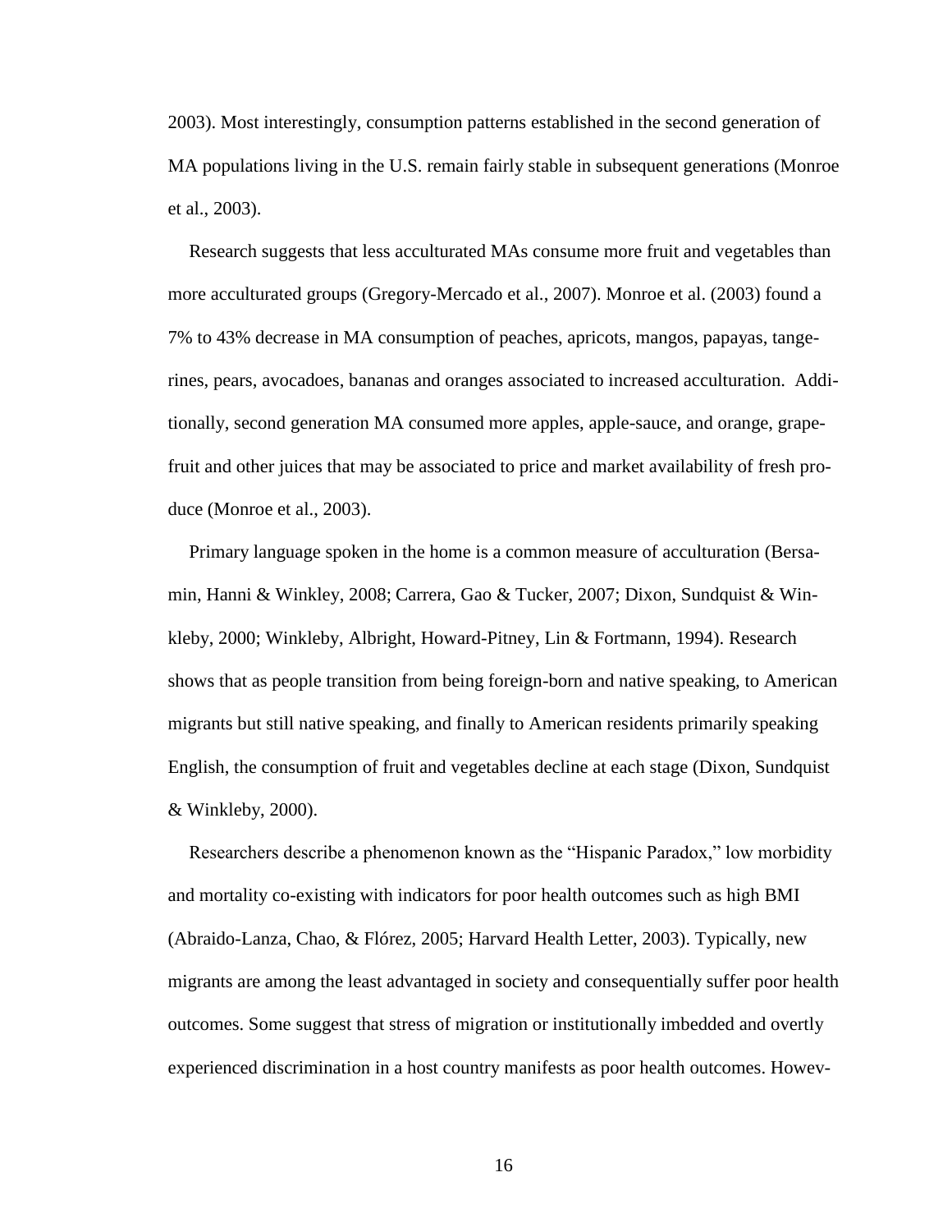2003). Most interestingly, consumption patterns established in the second generation of MA populations living in the U.S. remain fairly stable in subsequent generations (Monroe et al., 2003).

Research suggests that less acculturated MAs consume more fruit and vegetables than more acculturated groups (Gregory-Mercado et al., 2007). Monroe et al. (2003) found a 7% to 43% decrease in MA consumption of peaches, apricots, mangos, papayas, tangerines, pears, avocadoes, bananas and oranges associated to increased acculturation. Additionally, second generation MA consumed more apples, apple-sauce, and orange, grapefruit and other juices that may be associated to price and market availability of fresh produce (Monroe et al., 2003).

Primary language spoken in the home is a common measure of acculturation (Bersamin, Hanni & Winkley, 2008; Carrera, Gao & Tucker, 2007; Dixon, Sundquist & Winkleby, 2000; Winkleby, Albright, Howard-Pitney, Lin & Fortmann, 1994). Research shows that as people transition from being foreign-born and native speaking, to American migrants but still native speaking, and finally to American residents primarily speaking English, the consumption of fruit and vegetables decline at each stage (Dixon, Sundquist & Winkleby, 2000).

Researchers describe a phenomenon known as the "Hispanic Paradox," low morbidity and mortality co-existing with indicators for poor health outcomes such as high BMI (Abraido-Lanza, Chao, & Flórez, 2005; Harvard Health Letter, 2003). Typically, new migrants are among the least advantaged in society and consequentially suffer poor health outcomes. Some suggest that stress of migration or institutionally imbedded and overtly experienced discrimination in a host country manifests as poor health outcomes. Howev-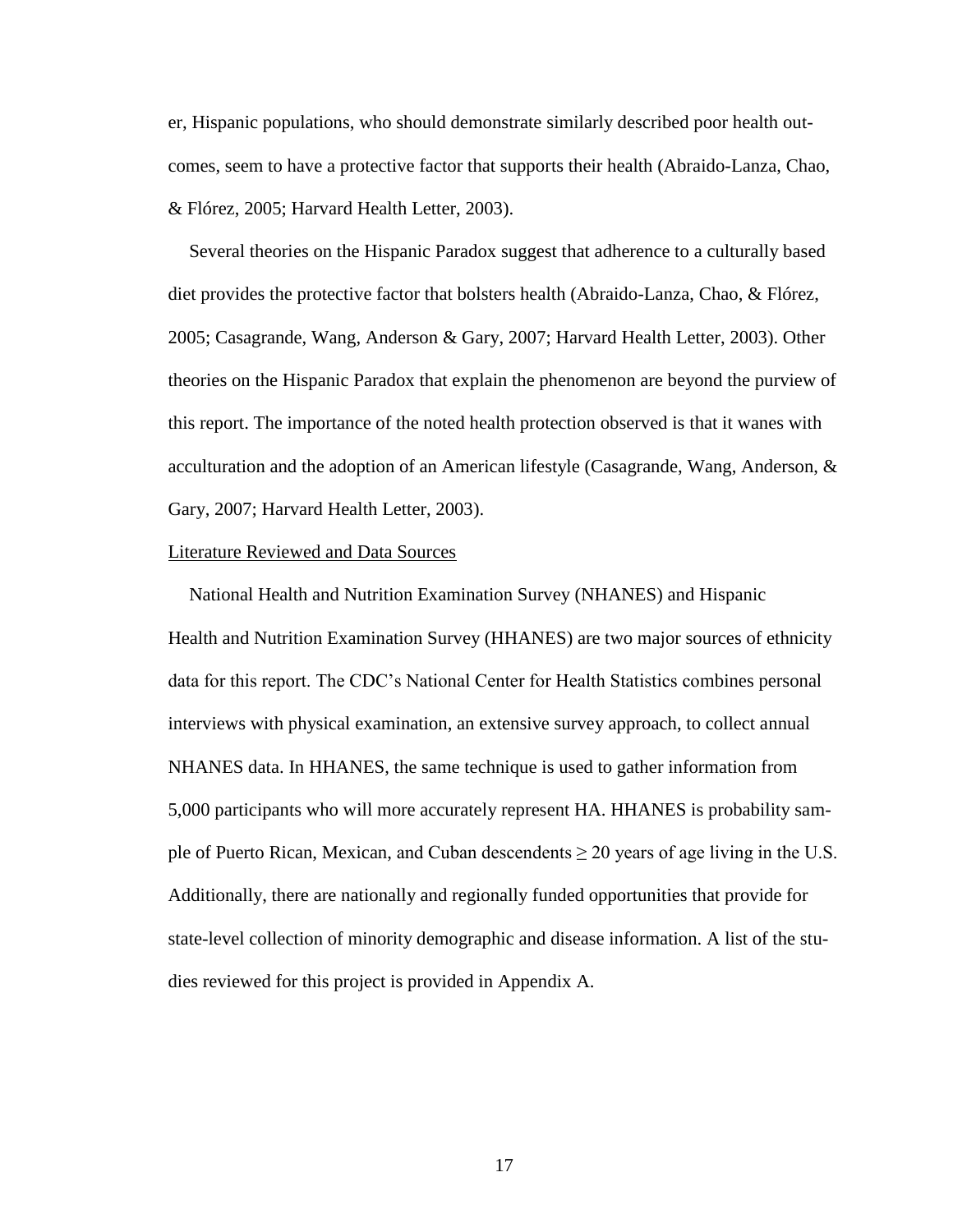er, Hispanic populations, who should demonstrate similarly described poor health outcomes, seem to have a protective factor that supports their health (Abraido-Lanza, Chao, & Flórez, 2005; Harvard Health Letter, 2003).

Several theories on the Hispanic Paradox suggest that adherence to a culturally based diet provides the protective factor that bolsters health (Abraido-Lanza, Chao, & Flórez, 2005; Casagrande, Wang, Anderson & Gary, 2007; Harvard Health Letter, 2003). Other theories on the Hispanic Paradox that explain the phenomenon are beyond the purview of this report. The importance of the noted health protection observed is that it wanes with acculturation and the adoption of an American lifestyle (Casagrande, Wang, Anderson, & Gary, 2007; Harvard Health Letter, 2003).

<u>Literature Reviewed and Data Sources</u>

National Health and Nutrition Examination Survey (NHANES) and Hispanic Health and Nutrition Examination Survey (HHANES) are two major sources of ethnicity data for this report. The CDC's National Center for Health Statistics combines personal interviews with physical examination, an extensive survey approach, to collect annual NHANES data. In HHANES, the same technique is used to gather information from 5,000 participants who will more accurately represent HA. HHANES is probability sample of Puerto Rican, Mexican, and Cuban descendents $\geq 20$ years of age living in the U.S. Additionally, there are nationally and regionally funded opportunities that provide for state-level collection of minority demographic and disease information. A list of the studies reviewed for this project is provided in Appendix A.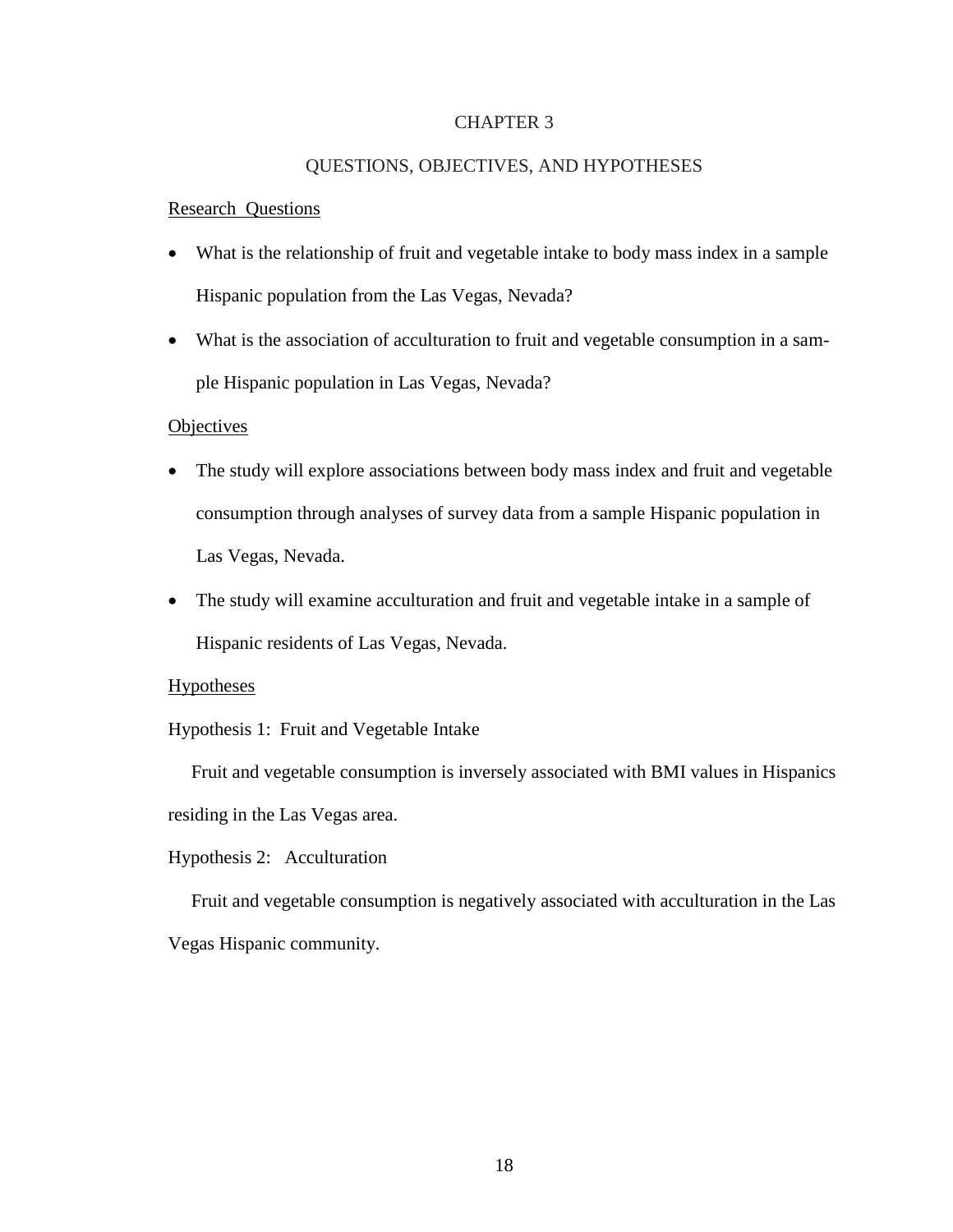# CHAPTER 3

## QUESTIONS, OBJECTIVES, AND HYPOTHESES

### Research Questions

- What is the relationship of fruit and vegetable intake to body mass index in a sample Hispanic population from the Las Vegas, Nevada?
- What is the association of acculturation to fruit and vegetable consumption in a sample Hispanic population in Las Vegas, Nevada?

### Objectives

- The study will explore associations between body mass index and fruit and vegetable consumption through analyses of survey data from a sample Hispanic population in Las Vegas, Nevada.
- The study will examine acculturation and fruit and vegetable intake in a sample of Hispanic residents of Las Vegas, Nevada.

### Hypotheses

Hypothesis 1: Fruit and Vegetable Intake

Fruit and vegetable consumption is inversely associated with BMI values in Hispanics residing in the Las Vegas area.

Hypothesis 2: Acculturation

Fruit and vegetable consumption is negatively associated with acculturation in the Las Vegas Hispanic community.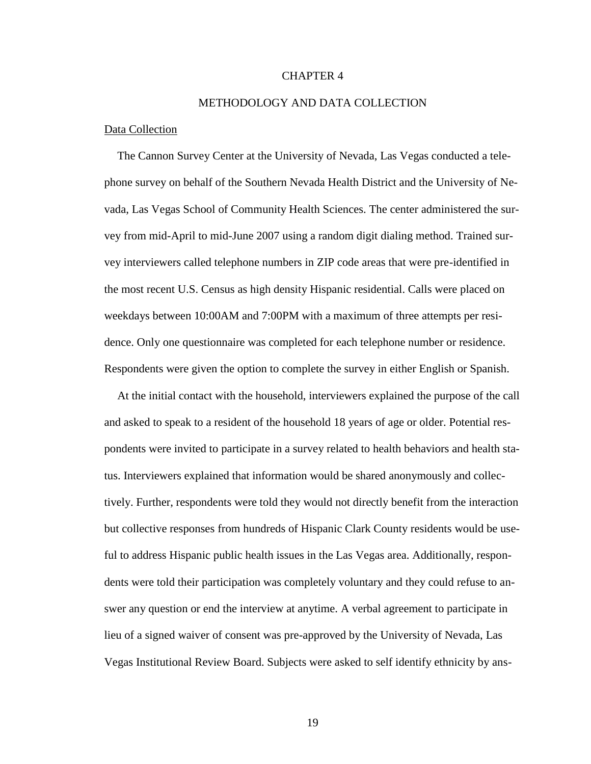# CHAPTER 4

# METHODOLOGY AND DATA COLLECTION

## Data Collection

The Cannon Survey Center at the University of Nevada, Las Vegas conducted a telephone survey on behalf of the Southern Nevada Health District and the University of Nevada, Las Vegas School of Community Health Sciences. The center administered the survey from mid-April to mid-June 2007 using a random digit dialing method. Trained survey interviewers called telephone numbers in ZIP code areas that were pre-identified in the most recent U.S. Census as high density Hispanic residential. Calls were placed on weekdays between 10:00AM and 7:00PM with a maximum of three attempts per residence. Only one questionnaire was completed for each telephone number or residence. Respondents were given the option to complete the survey in either English or Spanish.

At the initial contact with the household, interviewers explained the purpose of the call and asked to speak to a resident of the household 18 years of age or older. Potential respondents were invited to participate in a survey related to health behaviors and health status. Interviewers explained that information would be shared anonymously and collectively. Further, respondents were told they would not directly benefit from the interaction but collective responses from hundreds of Hispanic Clark County residents would be useful to address Hispanic public health issues in the Las Vegas area. Additionally, respondents were told their participation was completely voluntary and they could refuse to answer any question or end the interview at anytime. A verbal agreement to participate in lieu of a signed waiver of consent was pre-approved by the University of Nevada, Las Vegas Institutional Review Board. Subjects were asked to self identify ethnicity by ans-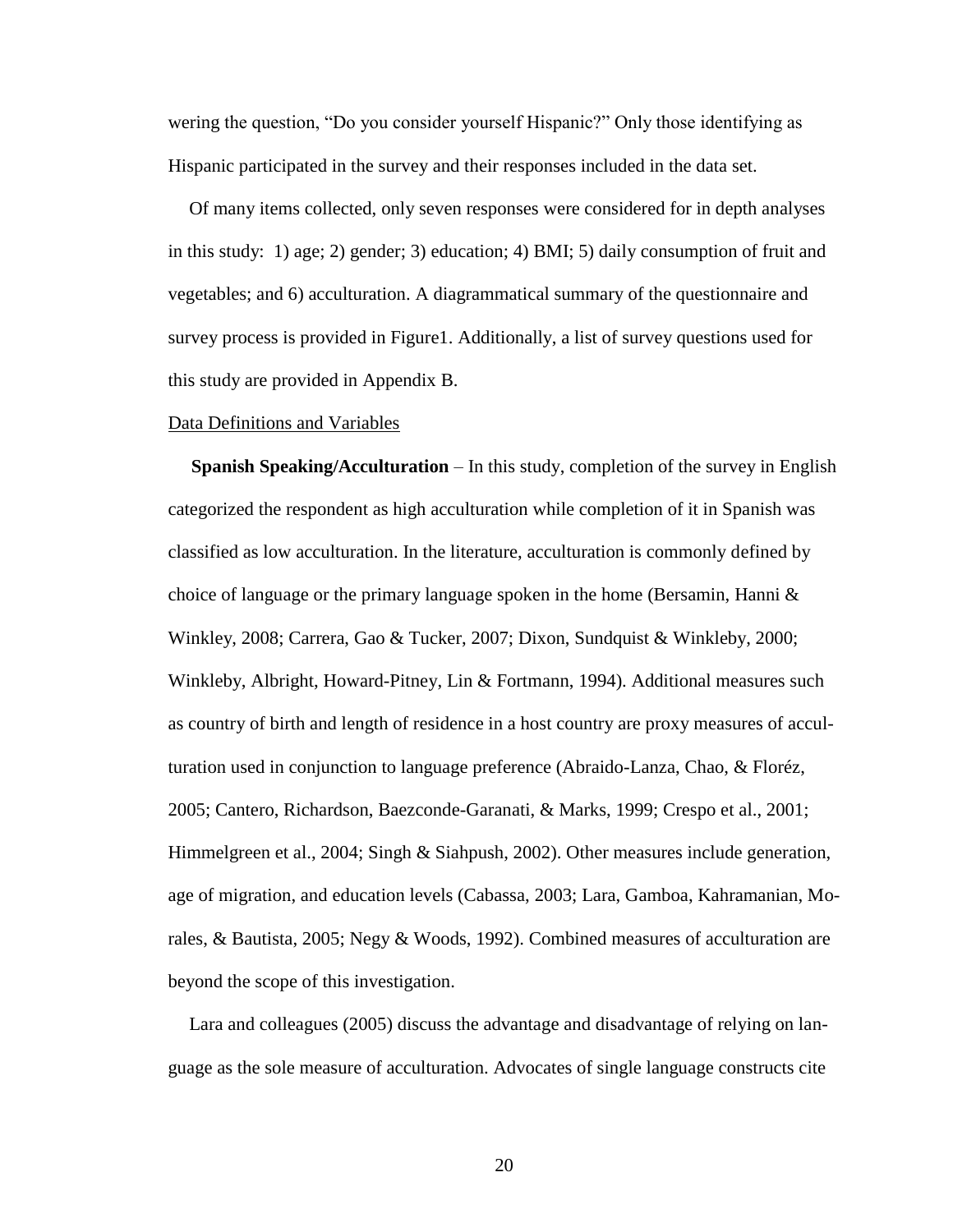wering the question, "Do you consider yourself Hispanic?" Only those identifying as Hispanic participated in the survey and their responses included in the data set.

Of many items collected, only seven responses were considered for in depth analyses in this study: 1) age; 2) gender; 3) education; 4) BMI; 5) daily consumption of fruit and vegetables; and 6) acculturation. A diagrammatical summary of the questionnaire and survey process is provided in Figure1. Additionally, a list of survey questions used for this study are provided in Appendix B.

Data Definitions and Variables

**Spanish Speaking/Acculturation** – In this study, completion of the survey in English categorized the respondent as high acculturation while completion of it in Spanish was classified as low acculturation. In the literature, acculturation is commonly defined by choice of language or the primary language spoken in the home (Bersamin, Hanni & Winkley, 2008; Carrera, Gao & Tucker, 2007; Dixon, Sundquist & Winkleby, 2000; Winkleby, Albright, Howard-Pitney, Lin & Fortmann, 1994). Additional measures such as country of birth and length of residence in a host country are proxy measures of acculturation used in conjunction to language preference (Abraido-Lanza, Chao, & Floréz, 2005; Cantero, Richardson, Baezconde-Garanati, & Marks, 1999; Crespo et al., 2001; Himmelgreen et al., 2004; Singh & Siahpush, 2002). Other measures include generation, age of migration, and education levels (Cabassa, 2003; Lara, Gamboa, Kahramanian, Morales, & Bautista, 2005; Negy & Woods, 1992). Combined measures of acculturation are beyond the scope of this investigation.

Lara and colleagues (2005) discuss the advantage and disadvantage of relying on language as the sole measure of acculturation. Advocates of single language constructs cite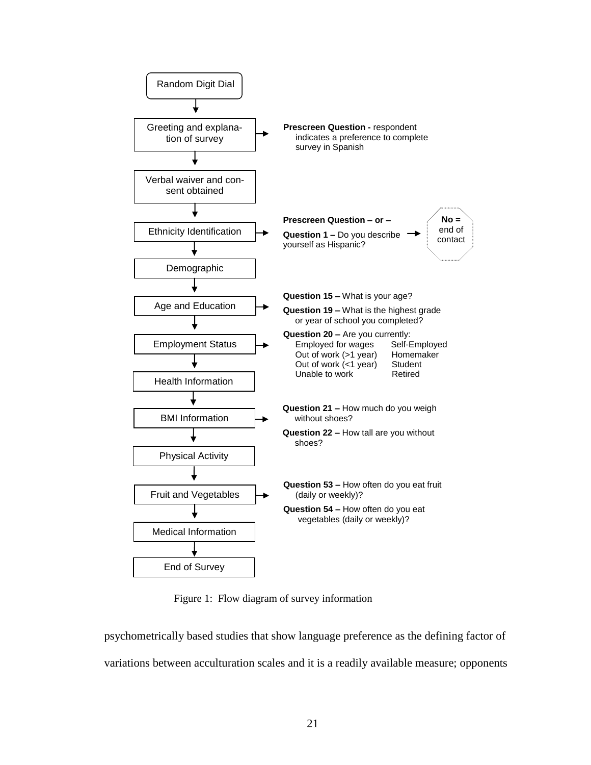Random Digit Dial

Greeting and explanation of survey → **Prescreen Question -** respondent indicates a preference to complete survey in Spanish

Verbal waiver and consent obtained

Ethnicity Identification → **Prescreen Question – or – Question 1 –** Do you describe yourself as Hispanic? → **No =** end of contact

Demographic

Age and Education → **Question 15 –** What is your age? **Question 19 –** What is the highest grade or year of school you completed?

Employment Status → **Question 20 –** Are you currently:

| | |
|---|---|
| Employed for wages | Self-Employed |
| Out of work (>1 year) | Homemaker |
| Out of work (<1 year) | Student |
| Unable to work | Retired |

Health Information

BMI Information → **Question 21 –** How much do you weigh without shoes? **Question 22 –** How tall are you without shoes?

Physical Activity

Fruit and Vegetables → **Question 53 –** How often do you eat fruit (daily or weekly)? **Question 54 –** How often do you eat vegetables (daily or weekly)?

Medical Information

End of Survey

Figure 1: Flow diagram of survey information

psychometrically based studies that show language preference as the defining factor of variations between acculturation scales and it is a readily available measure; opponents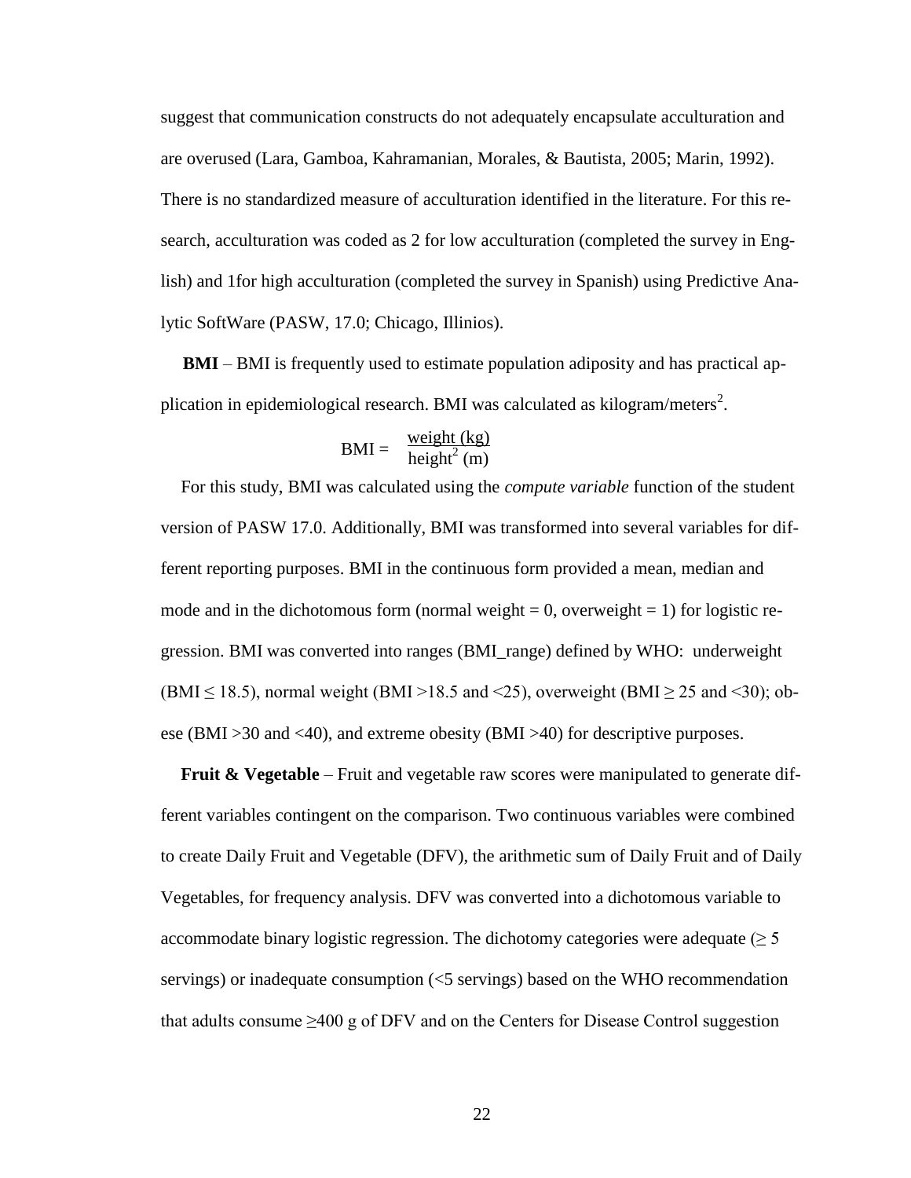suggest that communication constructs do not adequately encapsulate acculturation and are overused (Lara, Gamboa, Kahramanian, Morales, & Bautista, 2005; Marin, 1992). There is no standardized measure of acculturation identified in the literature. For this research, acculturation was coded as 2 for low acculturation (completed the survey in English) and 1for high acculturation (completed the survey in Spanish) using Predictive Analytic SoftWare (PASW, 17.0; Chicago, Illinios).

**BMI** – BMI is frequently used to estimate population adiposity and has practical application in epidemiological research. BMI was calculated as kilogram/meters$^2$.

$$\text{BMI} = \frac{\text{weight (kg)}}{\text{height}^2\text{ (m)}}$$

For this study, BMI was calculated using the *compute variable* function of the student version of PASW 17.0. Additionally, BMI was transformed into several variables for different reporting purposes. BMI in the continuous form provided a mean, median and mode and in the dichotomous form (normal weight = 0, overweight = 1) for logistic regression. BMI was converted into ranges (BMI_range) defined by WHO: underweight (BMI ≤ 18.5), normal weight (BMI >18.5 and <25), overweight (BMI ≥ 25 and <30); obese (BMI >30 and <40), and extreme obesity (BMI >40) for descriptive purposes.

**Fruit & Vegetable** – Fruit and vegetable raw scores were manipulated to generate different variables contingent on the comparison. Two continuous variables were combined to create Daily Fruit and Vegetable (DFV), the arithmetic sum of Daily Fruit and of Daily Vegetables, for frequency analysis. DFV was converted into a dichotomous variable to accommodate binary logistic regression. The dichotomy categories were adequate (≥ 5 servings) or inadequate consumption (<5 servings) based on the WHO recommendation that adults consume ≥400 g of DFV and on the Centers for Disease Control suggestion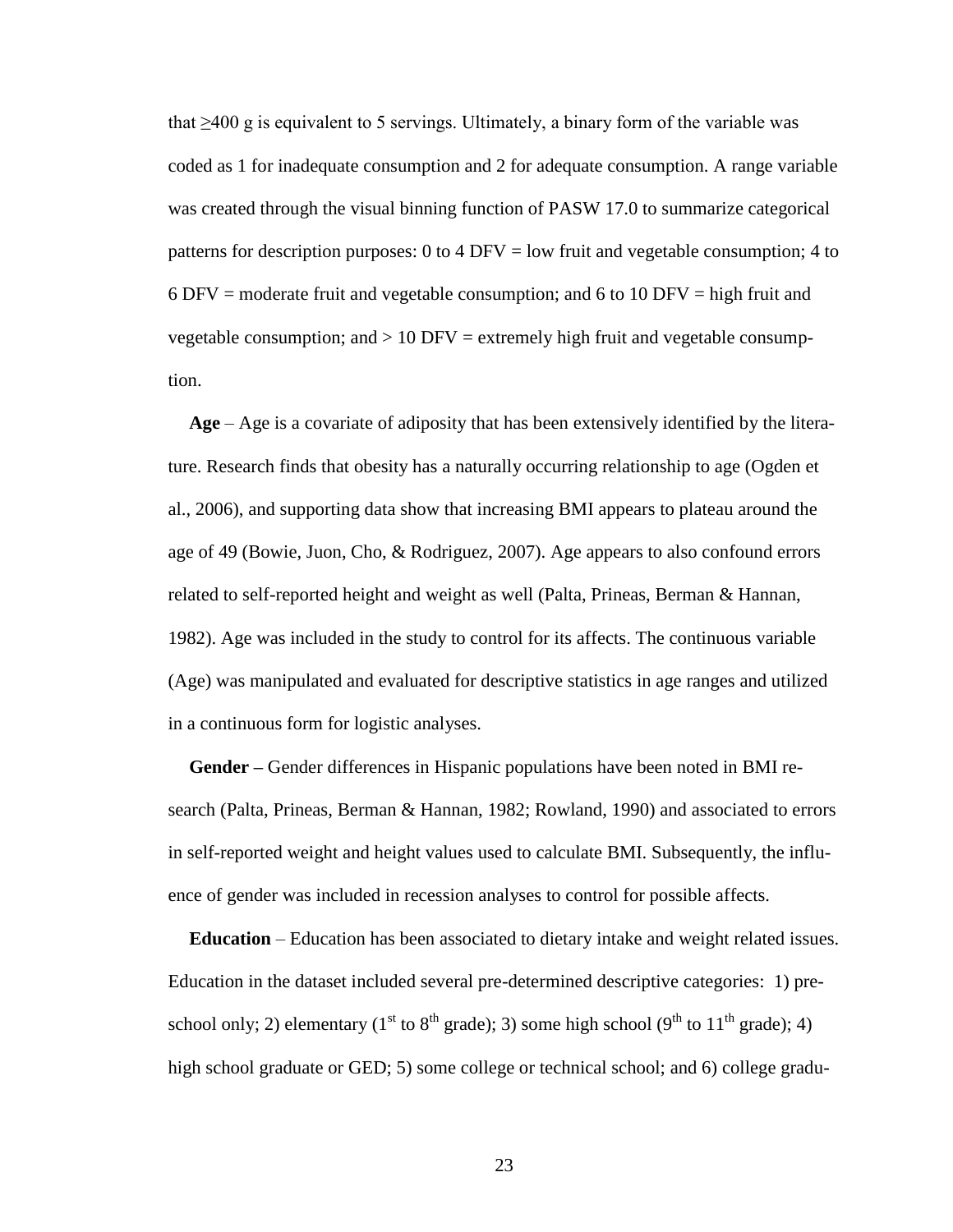that ≥400 g is equivalent to 5 servings. Ultimately, a binary form of the variable was coded as 1 for inadequate consumption and 2 for adequate consumption. A range variable was created through the visual binning function of PASW 17.0 to summarize categorical patterns for description purposes: 0 to 4 DFV = low fruit and vegetable consumption; 4 to 6 DFV = moderate fruit and vegetable consumption; and 6 to 10 DFV = high fruit and vegetable consumption; and > 10 DFV = extremely high fruit and vegetable consumption.

**Age** – Age is a covariate of adiposity that has been extensively identified by the literature. Research finds that obesity has a naturally occurring relationship to age (Ogden et al., 2006), and supporting data show that increasing BMI appears to plateau around the age of 49 (Bowie, Juon, Cho, & Rodriguez, 2007). Age appears to also confound errors related to self-reported height and weight as well (Palta, Prineas, Berman & Hannan, 1982). Age was included in the study to control for its affects. The continuous variable (Age) was manipulated and evaluated for descriptive statistics in age ranges and utilized in a continuous form for logistic analyses.

**Gender –** Gender differences in Hispanic populations have been noted in BMI research (Palta, Prineas, Berman & Hannan, 1982; Rowland, 1990) and associated to errors in self-reported weight and height values used to calculate BMI. Subsequently, the influence of gender was included in recession analyses to control for possible affects.

**Education** – Education has been associated to dietary intake and weight related issues. Education in the dataset included several pre-determined descriptive categories: 1) preschool only; 2) elementary (1st to 8th grade); 3) some high school (9th to 11th grade); 4) high school graduate or GED; 5) some college or technical school; and 6) college gradu-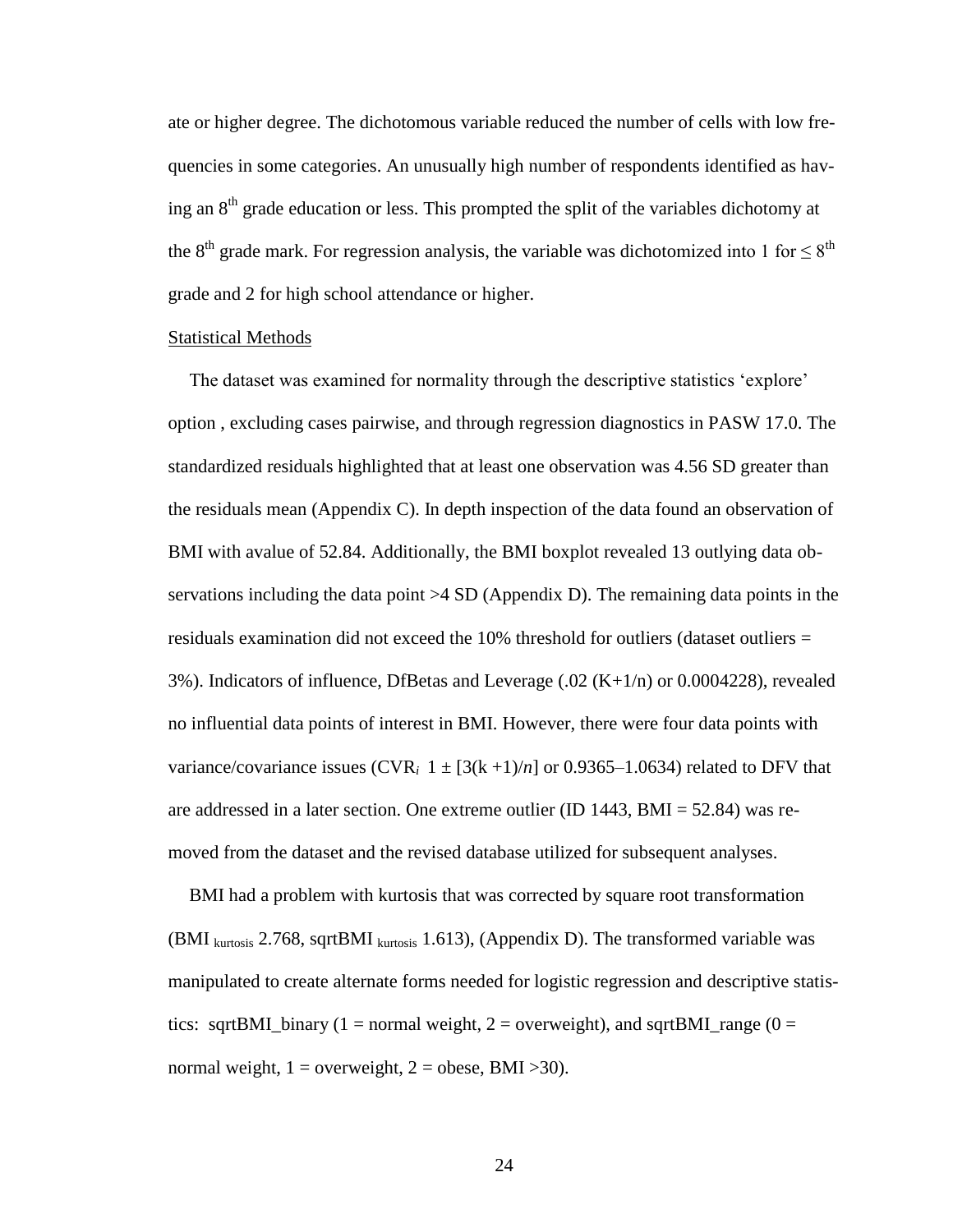ate or higher degree. The dichotomous variable reduced the number of cells with low frequencies in some categories. An unusually high number of respondents identified as having an 8th grade education or less. This prompted the split of the variables dichotomy at the 8th grade mark. For regression analysis, the variable was dichotomized into 1 for ≤ 8th grade and 2 for high school attendance or higher.

## Statistical Methods

The dataset was examined for normality through the descriptive statistics 'explore' option , excluding cases pairwise, and through regression diagnostics in PASW 17.0. The standardized residuals highlighted that at least one observation was 4.56 SD greater than the residuals mean (Appendix C). In depth inspection of the data found an observation of BMI with avalue of 52.84. Additionally, the BMI boxplot revealed 13 outlying data observations including the data point >4 SD (Appendix D). The remaining data points in the residuals examination did not exceed the 10% threshold for outliers (dataset outliers = 3%). Indicators of influence, DfBetas and Leverage (.02 (K+1/n) or 0.0004228), revealed no influential data points of interest in BMI. However, there were four data points with variance/covariance issues ($CVR_i$ $1 \pm [3(k+1)/n]$ or 0.9365–1.0634) related to DFV that are addressed in a later section. One extreme outlier (ID 1443, BMI = 52.84) was removed from the dataset and the revised database utilized for subsequent analyses.

BMI had a problem with kurtosis that was corrected by square root transformation ($BMI_{kurtosis}$ 2.768, $sqrtBMI_{kurtosis}$ 1.613), (Appendix D). The transformed variable was manipulated to create alternate forms needed for logistic regression and descriptive statistics: sqrtBMI_binary (1 = normal weight, 2 = overweight), and sqrtBMI_range (0 = normal weight, 1 = overweight, 2 = obese, BMI >30).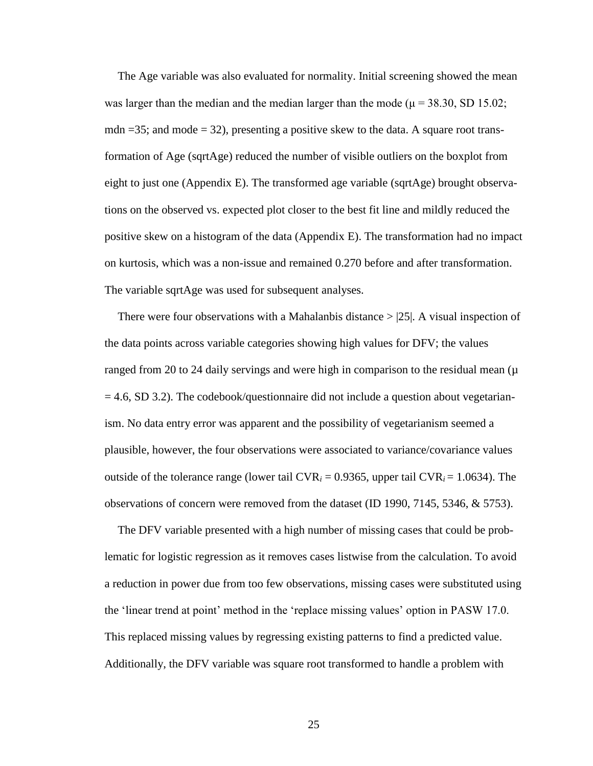The Age variable was also evaluated for normality. Initial screening showed the mean was larger than the median and the median larger than the mode ($\mu = 38.30$, SD 15.02; mdn =35; and mode = 32), presenting a positive skew to the data. A square root transformation of Age (sqrtAge) reduced the number of visible outliers on the boxplot from eight to just one (Appendix E). The transformed age variable (sqrtAge) brought observations on the observed vs. expected plot closer to the best fit line and mildly reduced the positive skew on a histogram of the data (Appendix E). The transformation had no impact on kurtosis, which was a non-issue and remained 0.270 before and after transformation. The variable sqrtAge was used for subsequent analyses.

There were four observations with a Mahalanbis distance > |25|. A visual inspection of the data points across variable categories showing high values for DFV; the values ranged from 20 to 24 daily servings and were high in comparison to the residual mean ($\mu = 4.6$, SD 3.2). The codebook/questionnaire did not include a question about vegetarianism. No data entry error was apparent and the possibility of vegetarianism seemed a plausible, however, the four observations were associated to variance/covariance values outside of the tolerance range (lower tail $CVR_i = 0.9365$, upper tail $CVR_i = 1.0634$). The observations of concern were removed from the dataset (ID 1990, 7145, 5346, & 5753).

The DFV variable presented with a high number of missing cases that could be problematic for logistic regression as it removes cases listwise from the calculation. To avoid a reduction in power due from too few observations, missing cases were substituted using the 'linear trend at point' method in the 'replace missing values' option in PASW 17.0. This replaced missing values by regressing existing patterns to find a predicted value. Additionally, the DFV variable was square root transformed to handle a problem with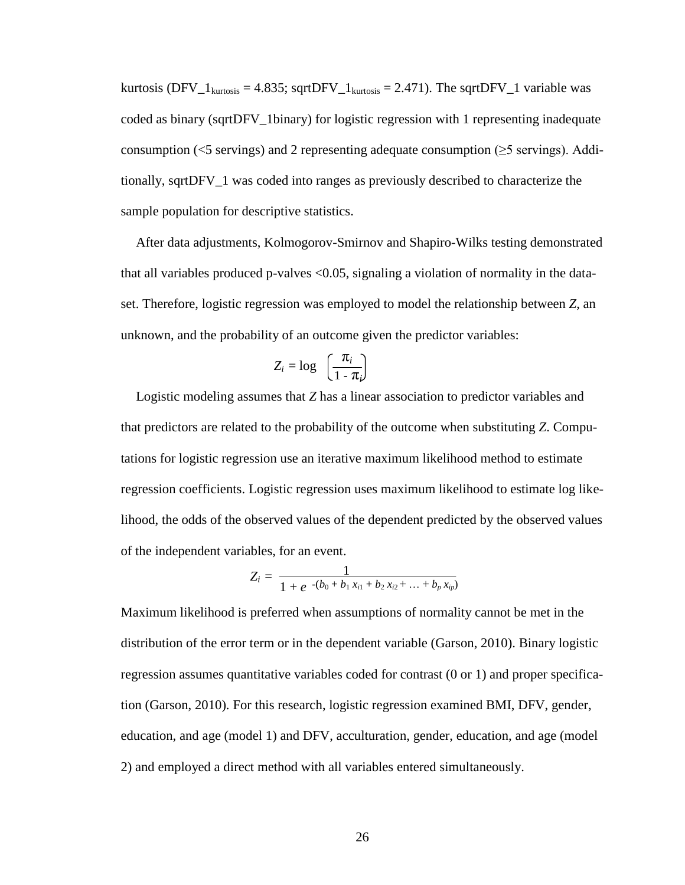kurtosis ($DFV\_1_{kurtosis} = 4.835$; $sqrtDFV\_1_{kurtosis} = 2.471$). The sqrtDFV_1 variable was coded as binary (sqrtDFV_1binary) for logistic regression with 1 representing inadequate consumption (<5 servings) and 2 representing adequate consumption (≥5 servings). Additionally, sqrtDFV_1 was coded into ranges as previously described to characterize the sample population for descriptive statistics.

After data adjustments, Kolmogorov-Smirnov and Shapiro-Wilks testing demonstrated that all variables produced p-valves <0.05, signaling a violation of normality in the dataset. Therefore, logistic regression was employed to model the relationship between *Z*, an unknown, and the probability of an outcome given the predictor variables:

$$Z_i = \log \left( \frac{\pi_i}{1 - \pi_i} \right)$$

Logistic modeling assumes that *Z* has a linear association to predictor variables and that predictors are related to the probability of the outcome when substituting *Z*. Computations for logistic regression use an iterative maximum likelihood method to estimate regression coefficients. Logistic regression uses maximum likelihood to estimate log likelihood, the odds of the observed values of the dependent predicted by the observed values of the independent variables, for an event.

$$Z_i = \frac{1}{1 + e^{-(b_0 + b_1 x_{i1} + b_2 x_{i2} + \ldots + b_p x_{ip})}}$$

Maximum likelihood is preferred when assumptions of normality cannot be met in the distribution of the error term or in the dependent variable (Garson, 2010). Binary logistic regression assumes quantitative variables coded for contrast (0 or 1) and proper specification (Garson, 2010). For this research, logistic regression examined BMI, DFV, gender, education, and age (model 1) and DFV, acculturation, gender, education, and age (model 2) and employed a direct method with all variables entered simultaneously.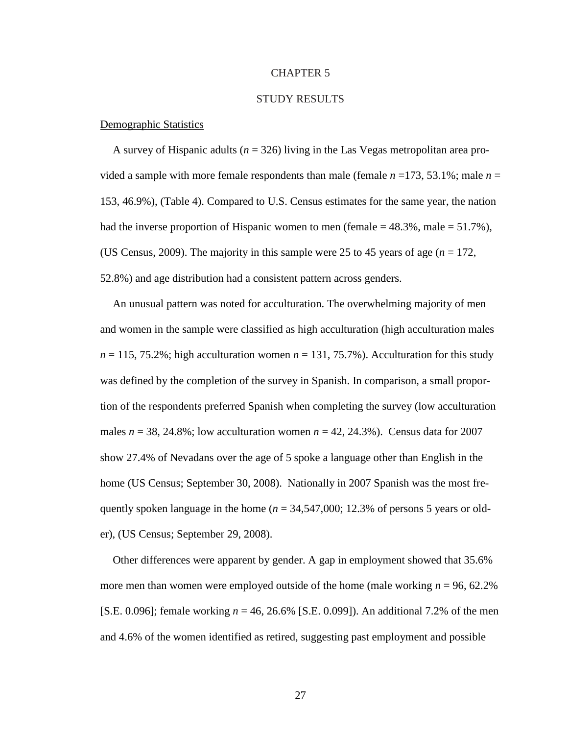# CHAPTER 5

# STUDY RESULTS

Demographic Statistics

A survey of Hispanic adults (*n* = 326) living in the Las Vegas metropolitan area provided a sample with more female respondents than male (female *n* =173, 53.1%; male *n* = 153, 46.9%), (Table 4). Compared to U.S. Census estimates for the same year, the nation had the inverse proportion of Hispanic women to men (female = 48.3%, male = 51.7%), (US Census, 2009). The majority in this sample were 25 to 45 years of age (*n* = 172, 52.8%) and age distribution had a consistent pattern across genders.

An unusual pattern was noted for acculturation. The overwhelming majority of men and women in the sample were classified as high acculturation (high acculturation males *n* = 115, 75.2%; high acculturation women *n* = 131, 75.7%). Acculturation for this study was defined by the completion of the survey in Spanish. In comparison, a small proportion of the respondents preferred Spanish when completing the survey (low acculturation males *n* = 38, 24.8%; low acculturation women *n* = 42, 24.3%). Census data for 2007 show 27.4% of Nevadans over the age of 5 spoke a language other than English in the home (US Census; September 30, 2008). Nationally in 2007 Spanish was the most frequently spoken language in the home (*n* = 34,547,000; 12.3% of persons 5 years or older), (US Census; September 29, 2008).

Other differences were apparent by gender. A gap in employment showed that 35.6% more men than women were employed outside of the home (male working *n* = 96, 62.2% [S.E. 0.096]; female working *n* = 46, 26.6% [S.E. 0.099]). An additional 7.2% of the men and 4.6% of the women identified as retired, suggesting past employment and possible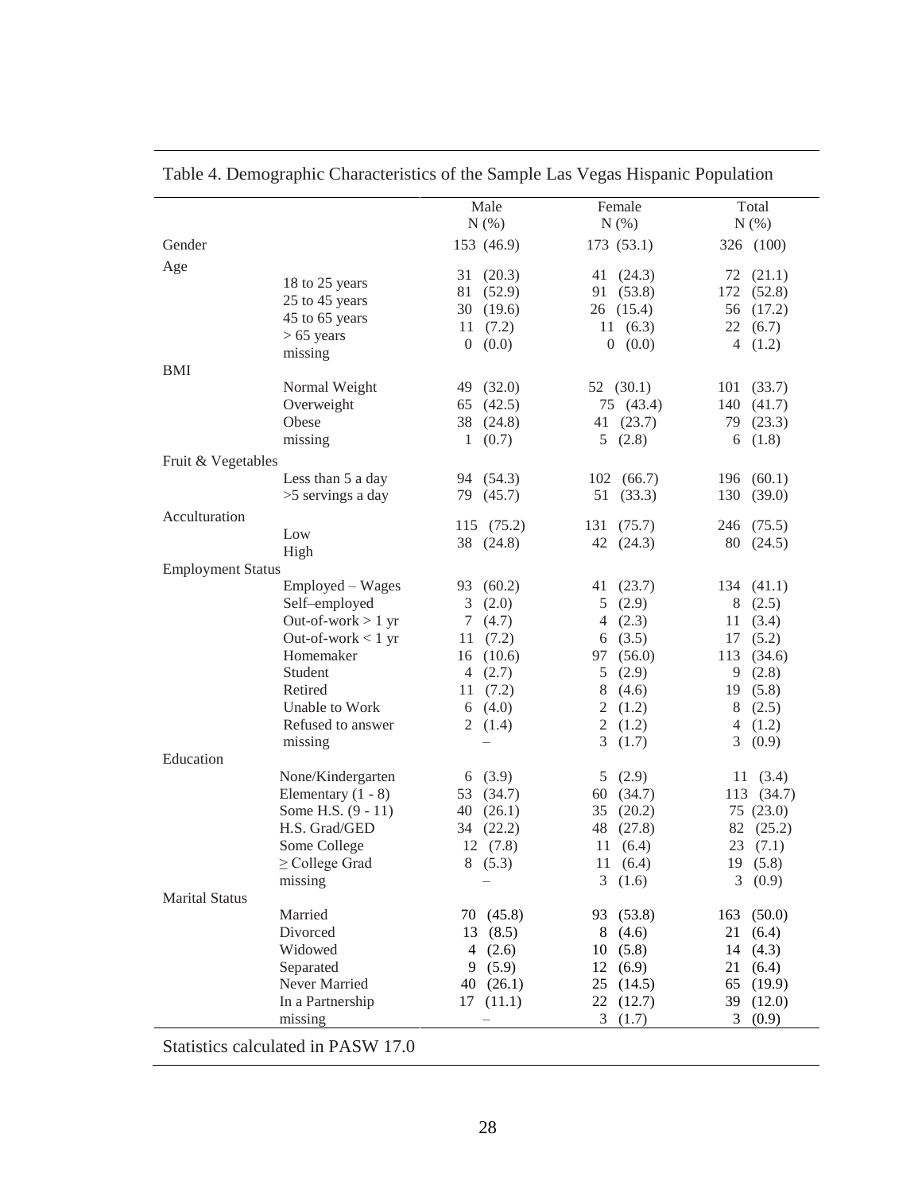Table 4. Demographic Characteristics of the Sample Las Vegas Hispanic Population

| | | Male N (%) | Female N (%) | Total N (%) |
|---|---|---|---|---|
| Gender | | 153 (46.9) | 173 (53.1) | 326 (100) |
| Age | 18 to 25 years | 31 (20.3) | 41 (24.3) | 72 (21.1) |
| | 25 to 45 years | 81 (52.9) | 91 (53.8) | 172 (52.8) |
| | 45 to 65 years | 30 (19.6) | 26 (15.4) | 56 (17.2) |
| | > 65 years | 11 (7.2) | 11 (6.3) | 22 (6.7) |
| | missing | 0 (0.0) | 0 (0.0) | 4 (1.2) |
| BMI | Normal Weight | 49 (32.0) | 52 (30.1) | 101 (33.7) |
| | Overweight | 65 (42.5) | 75 (43.4) | 140 (41.7) |
| | Obese | 38 (24.8) | 41 (23.7) | 79 (23.3) |
| | missing | 1 (0.7) | 5 (2.8) | 6 (1.8) |
| Fruit & Vegetables | Less than 5 a day | 94 (54.3) | 102 (66.7) | 196 (60.1) |
| | >5 servings a day | 79 (45.7) | 51 (33.3) | 130 (39.0) |
| Acculturation | Low | 115 (75.2) | 131 (75.7) | 246 (75.5) |
| | High | 38 (24.8) | 42 (24.3) | 80 (24.5) |
| Employment Status | Employed – Wages | 93 (60.2) | 41 (23.7) | 134 (41.1) |
| | Self–employed | 3 (2.0) | 5 (2.9) | 8 (2.5) |
| | Out-of-work > 1 yr | 7 (4.7) | 4 (2.3) | 11 (3.4) |
| | Out-of-work < 1 yr | 11 (7.2) | 6 (3.5) | 17 (5.2) |
| | Homemaker | 16 (10.6) | 97 (56.0) | 113 (34.6) |
| | Student | 4 (2.7) | 5 (2.9) | 9 (2.8) |
| | Retired | 11 (7.2) | 8 (4.6) | 19 (5.8) |
| | Unable to Work | 6 (4.0) | 2 (1.2) | 8 (2.5) |
| | Refused to answer | 2 (1.4) | 2 (1.2) | 4 (1.2) |
| | missing | – | 3 (1.7) | 3 (0.9) |
| Education | None/Kindergarten | 6 (3.9) | 5 (2.9) | 11 (3.4) |
| | Elementary (1 - 8) | 53 (34.7) | 60 (34.7) | 113 (34.7) |
| | Some H.S. (9 - 11) | 40 (26.1) | 35 (20.2) | 75 (23.0) |
| | H.S. Grad/GED | 34 (22.2) | 48 (27.8) | 82 (25.2) |
| | Some College | 12 (7.8) | 11 (6.4) | 23 (7.1) |
| | ≥ College Grad | 8 (5.3) | 11 (6.4) | 19 (5.8) |
| | missing | – | 3 (1.6) | 3 (0.9) |
| Marital Status | Married | 70 (45.8) | 93 (53.8) | 163 (50.0) |
| | Divorced | 13 (8.5) | 8 (4.6) | 21 (6.4) |
| | Widowed | 4 (2.6) | 10 (5.8) | 14 (4.3) |
| | Separated | 9 (5.9) | 12 (6.9) | 21 (6.4) |
| | Never Married | 40 (26.1) | 25 (14.5) | 65 (19.9) |
| | In a Partnership | 17 (11.1) | 22 (12.7) | 39 (12.0) |
| | missing | – | 3 (1.7) | 3 (0.9) |

Statistics calculated in PASW 17.0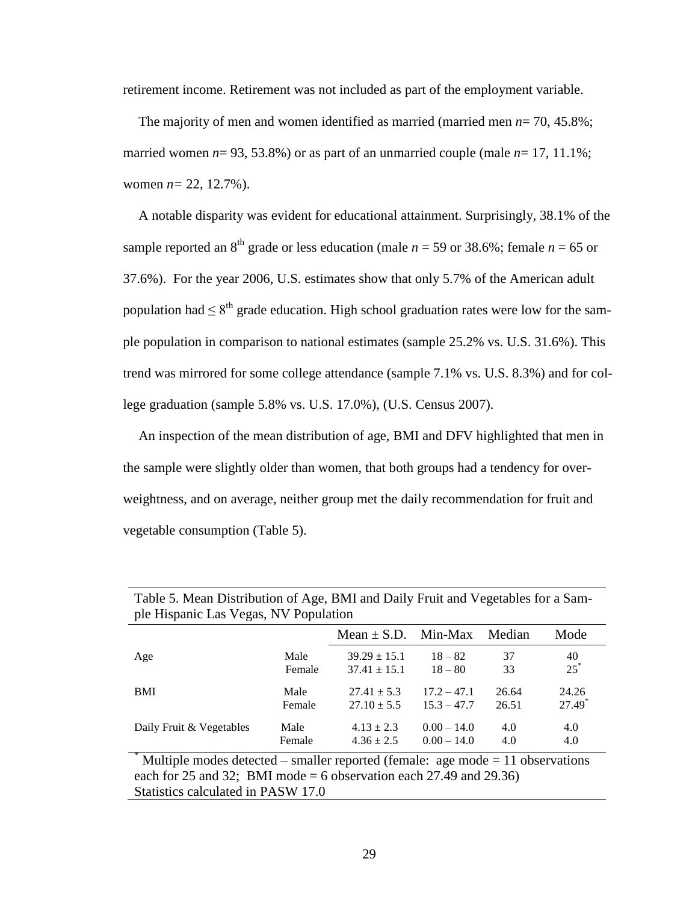retirement income. Retirement was not included as part of the employment variable.

The majority of men and women identified as married (married men *n*= 70, 45.8%; married women *n*= 93, 53.8%) or as part of an unmarried couple (male *n*= 17, 11.1%; women *n*= 22, 12.7%).

A notable disparity was evident for educational attainment. Surprisingly, 38.1% of the sample reported an 8th grade or less education (male *n* = 59 or 38.6%; female *n* = 65 or 37.6%). For the year 2006, U.S. estimates show that only 5.7% of the American adult population had $\leq 8^{th}$ grade education. High school graduation rates were low for the sample population in comparison to national estimates (sample 25.2% vs. U.S. 31.6%). This trend was mirrored for some college attendance (sample 7.1% vs. U.S. 8.3%) and for college graduation (sample 5.8% vs. U.S. 17.0%), (U.S. Census 2007).

An inspection of the mean distribution of age, BMI and DFV highlighted that men in the sample were slightly older than women, that both groups had a tendency for overweightness, and on average, neither group met the daily recommendation for fruit and vegetable consumption (Table 5).

Table 5. Mean Distribution of Age, BMI and Daily Fruit and Vegetables for a Sample Hispanic Las Vegas, NV Population

| | | Mean ± S.D. | Min-Max | Median | Mode |
|---|---|---|---|---|---|
| Age | Male | 39.29 ± 15.1 | 18 – 82 | 37 | 40 |
| | Female | 37.41 ± 15.1 | 18 – 80 | 33 | 25* |
| BMI | Male | 27.41 ± 5.3 | 17.2 – 47.1 | 26.64 | 24.26 |
| | Female | 27.10 ± 5.5 | 15.3 – 47.7 | 26.51 | 27.49* |
| Daily Fruit & Vegetables | Male | 4.13 ± 2.3 | 0.00 – 14.0 | 4.0 | 4.0 |
| | Female | 4.36 ± 2.5 | 0.00 – 14.0 | 4.0 | 4.0 |

\* Multiple modes detected – smaller reported (female: age mode = 11 observations each for 25 and 32; BMI mode = 6 observation each 27.49 and 29.36)
Statistics calculated in PASW 17.0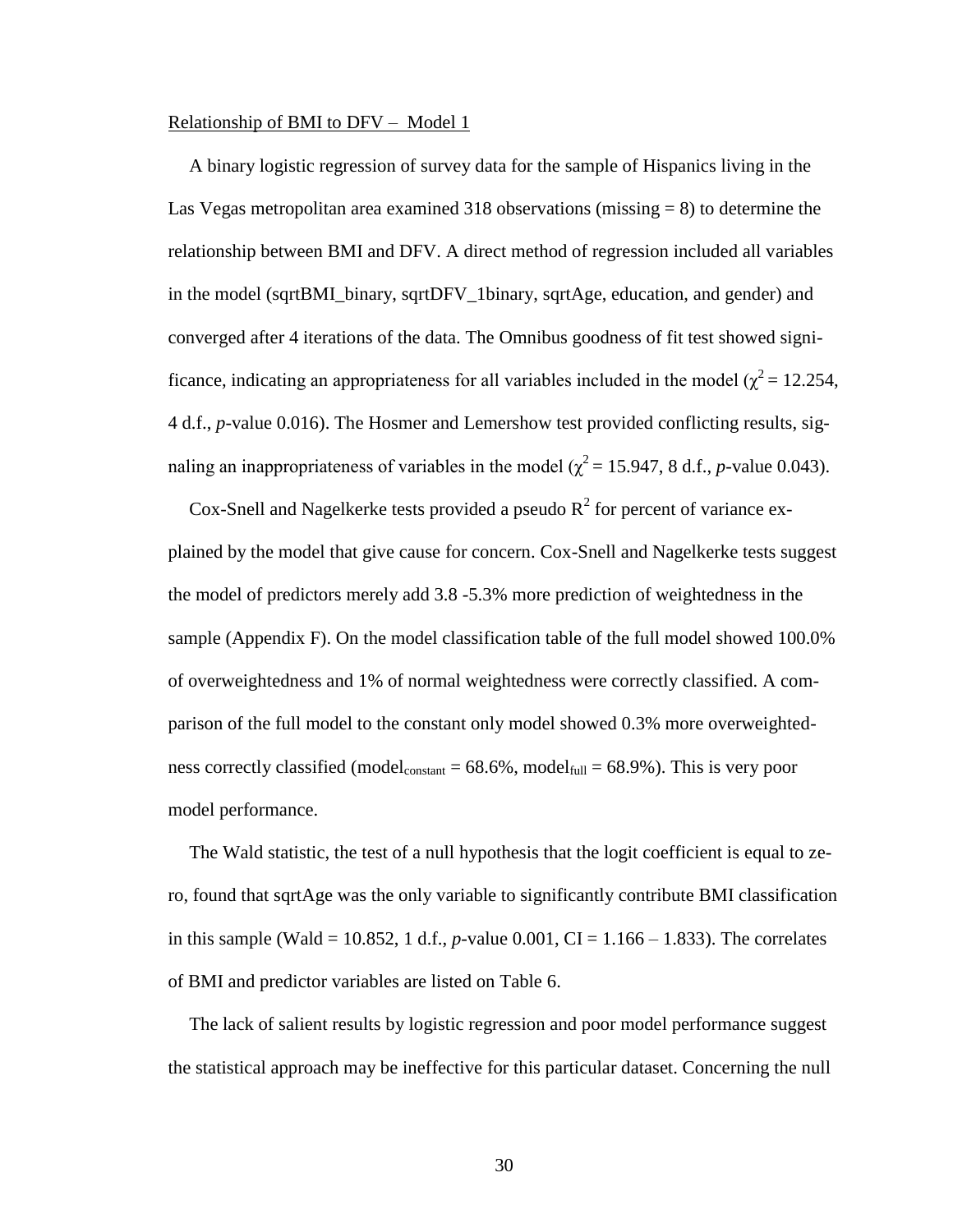Relationship of BMI to DFV – Model 1

A binary logistic regression of survey data for the sample of Hispanics living in the Las Vegas metropolitan area examined 318 observations (missing = 8) to determine the relationship between BMI and DFV. A direct method of regression included all variables in the model (sqrtBMI_binary, sqrtDFV_1binary, sqrtAge, education, and gender) and converged after 4 iterations of the data. The Omnibus goodness of fit test showed significance, indicating an appropriateness for all variables included in the model ($\chi^2 = 12.254$, 4 d.f., *p*-value 0.016). The Hosmer and Lemershow test provided conflicting results, signaling an inappropriateness of variables in the model ($\chi^2 = 15.947$, 8 d.f., *p*-value 0.043).

Cox-Snell and Nagelkerke tests provided a pseudo $R^2$ for percent of variance explained by the model that give cause for concern. Cox-Snell and Nagelkerke tests suggest the model of predictors merely add 3.8 -5.3% more prediction of weightedness in the sample (Appendix F). On the model classification table of the full model showed 100.0% of overweightedness and 1% of normal weightedness were correctly classified. A comparison of the full model to the constant only model showed 0.3% more overweightedness correctly classified ($\text{model}_{\text{constant}} = 68.6\%$, $\text{model}_{\text{full}} = 68.9\%$). This is very poor model performance.

The Wald statistic, the test of a null hypothesis that the logit coefficient is equal to zero, found that sqrtAge was the only variable to significantly contribute BMI classification in this sample (Wald = 10.852, 1 d.f., *p*-value 0.001, CI = 1.166 – 1.833). The correlates of BMI and predictor variables are listed on Table 6.

The lack of salient results by logistic regression and poor model performance suggest the statistical approach may be ineffective for this particular dataset. Concerning the null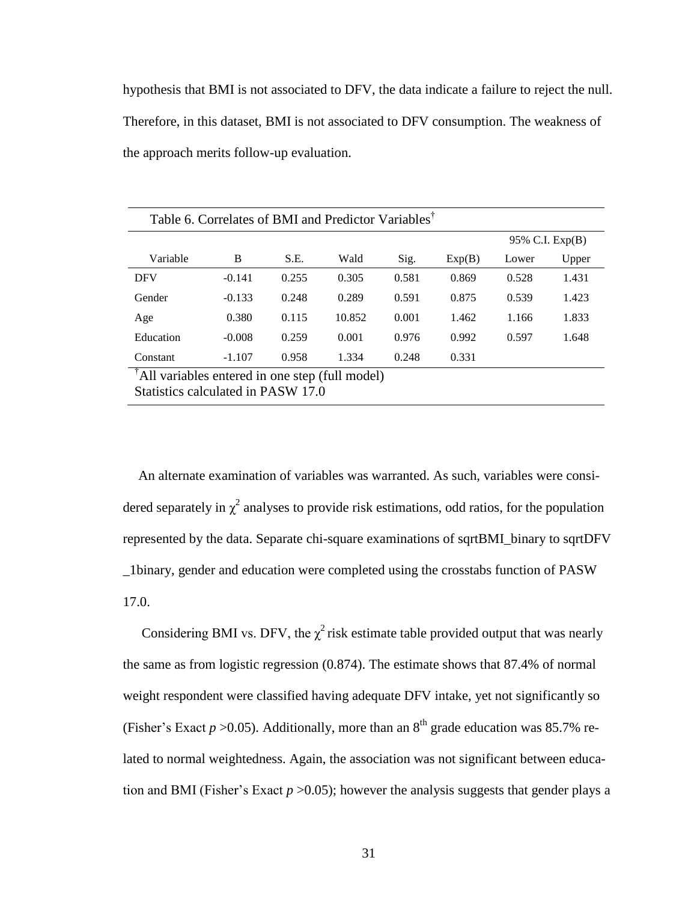hypothesis that BMI is not associated to DFV, the data indicate a failure to reject the null. Therefore, in this dataset, BMI is not associated to DFV consumption. The weakness of the approach merits follow-up evaluation.

Table 6. Correlates of BMI and Predictor Variables†

| Variable | B | S.E. | Wald | Sig. | Exp(B) | 95% C.I. Exp(B) Lower | Upper |
|---|---|---|---|---|---|---|---|
| DFV | -0.141 | 0.255 | 0.305 | 0.581 | 0.869 | 0.528 | 1.431 |
| Gender | -0.133 | 0.248 | 0.289 | 0.591 | 0.875 | 0.539 | 1.423 |
| Age | 0.380 | 0.115 | 10.852 | 0.001 | 1.462 | 1.166 | 1.833 |
| Education | -0.008 | 0.259 | 0.001 | 0.976 | 0.992 | 0.597 | 1.648 |
| Constant | -1.107 | 0.958 | 1.334 | 0.248 | 0.331 | | |

†All variables entered in one step (full model)
Statistics calculated in PASW 17.0

An alternate examination of variables was warranted. As such, variables were considered separately in $\chi^2$ analyses to provide risk estimations, odd ratios, for the population represented by the data. Separate chi-square examinations of sqrtBMI_binary to sqrtDFV _1binary, gender and education were completed using the crosstabs function of PASW 17.0.

Considering BMI vs. DFV, the $\chi^2$ risk estimate table provided output that was nearly the same as from logistic regression (0.874). The estimate shows that 87.4% of normal weight respondent were classified having adequate DFV intake, yet not significantly so (Fisher's Exact $p > 0.05$). Additionally, more than an 8th grade education was 85.7% related to normal weightedness. Again, the association was not significant between education and BMI (Fisher's Exact $p > 0.05$); however the analysis suggests that gender plays a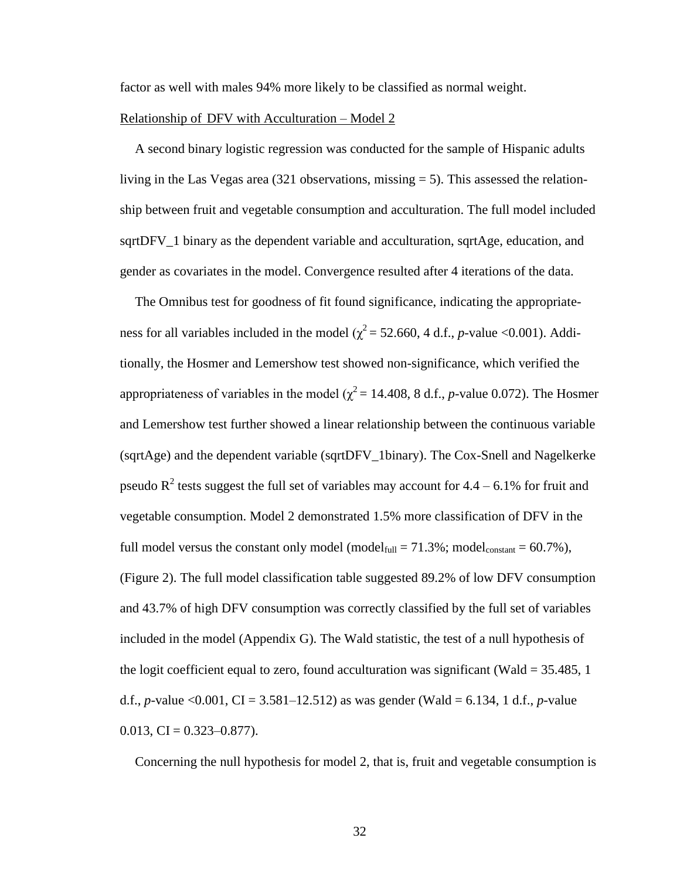factor as well with males 94% more likely to be classified as normal weight.

Relationship of DFV with Acculturation – Model 2

A second binary logistic regression was conducted for the sample of Hispanic adults living in the Las Vegas area (321 observations, missing = 5). This assessed the relationship between fruit and vegetable consumption and acculturation. The full model included sqrtDFV_1 binary as the dependent variable and acculturation, sqrtAge, education, and gender as covariates in the model. Convergence resulted after 4 iterations of the data.

The Omnibus test for goodness of fit found significance, indicating the appropriateness for all variables included in the model ($\chi^2 = 52.660$, 4 d.f., *p*-value <0.001). Additionally, the Hosmer and Lemershow test showed non-significance, which verified the appropriateness of variables in the model ($\chi^2 = 14.408$, 8 d.f., *p*-value 0.072). The Hosmer and Lemershow test further showed a linear relationship between the continuous variable (sqrtAge) and the dependent variable (sqrtDFV_1binary). The Cox-Snell and Nagelkerke pseudo $R^2$ tests suggest the full set of variables may account for 4.4 – 6.1% for fruit and vegetable consumption. Model 2 demonstrated 1.5% more classification of DFV in the full model versus the constant only model ($\text{model}_{\text{full}} = 71.3\%$; $\text{model}_{\text{constant}} = 60.7\%$), (Figure 2). The full model classification table suggested 89.2% of low DFV consumption and 43.7% of high DFV consumption was correctly classified by the full set of variables included in the model (Appendix G). The Wald statistic, the test of a null hypothesis of the logit coefficient equal to zero, found acculturation was significant (Wald = 35.485, 1 d.f., *p*-value <0.001, CI = 3.581–12.512) as was gender (Wald = 6.134, 1 d.f., *p*-value 0.013, CI = 0.323–0.877).

Concerning the null hypothesis for model 2, that is, fruit and vegetable consumption is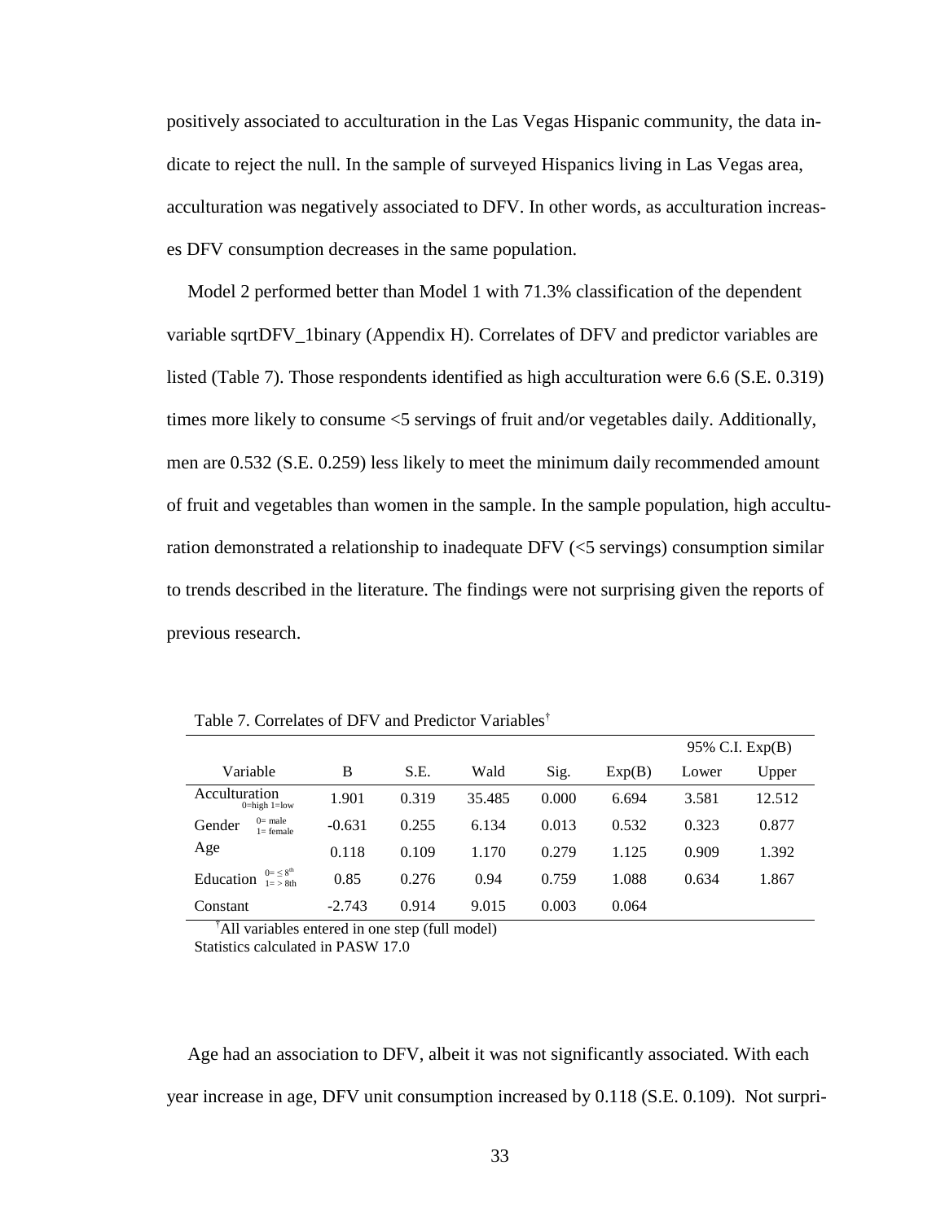positively associated to acculturation in the Las Vegas Hispanic community, the data indicate to reject the null. In the sample of surveyed Hispanics living in Las Vegas area, acculturation was negatively associated to DFV. In other words, as acculturation increases DFV consumption decreases in the same population.

Model 2 performed better than Model 1 with 71.3% classification of the dependent variable sqrtDFV_1binary (Appendix H). Correlates of DFV and predictor variables are listed (Table 7). Those respondents identified as high acculturation were 6.6 (S.E. 0.319) times more likely to consume <5 servings of fruit and/or vegetables daily. Additionally, men are 0.532 (S.E. 0.259) less likely to meet the minimum daily recommended amount of fruit and vegetables than women in the sample. In the sample population, high acculturation demonstrated a relationship to inadequate DFV (<5 servings) consumption similar to trends described in the literature. The findings were not surprising given the reports of previous research.

Table 7. Correlates of DFV and Predictor Variables†

| | | | | | | 95% C.I. Exp(B) | |
|---|---|---|---|---|---|---|---|
| Variable | B | S.E. | Wald | Sig. | Exp(B) | Lower | Upper |
| Acculturation (0=high 1=low) | 1.901 | 0.319 | 35.485 | 0.000 | 6.694 | 3.581 | 12.512 |
| Gender (0= male 1= female) | -0.631 | 0.255 | 6.134 | 0.013 | 0.532 | 0.323 | 0.877 |
| Age | 0.118 | 0.109 | 1.170 | 0.279 | 1.125 | 0.909 | 1.392 |
| Education (0= ≤ 8th 1= > 8th) | 0.85 | 0.276 | 0.94 | 0.759 | 1.088 | 0.634 | 1.867 |
| Constant | -2.743 | 0.914 | 9.015 | 0.003 | 0.064 | | |

†All variables entered in one step (full model)
Statistics calculated in PASW 17.0

Age had an association to DFV, albeit it was not significantly associated. With each year increase in age, DFV unit consumption increased by 0.118 (S.E. 0.109). Not surpri-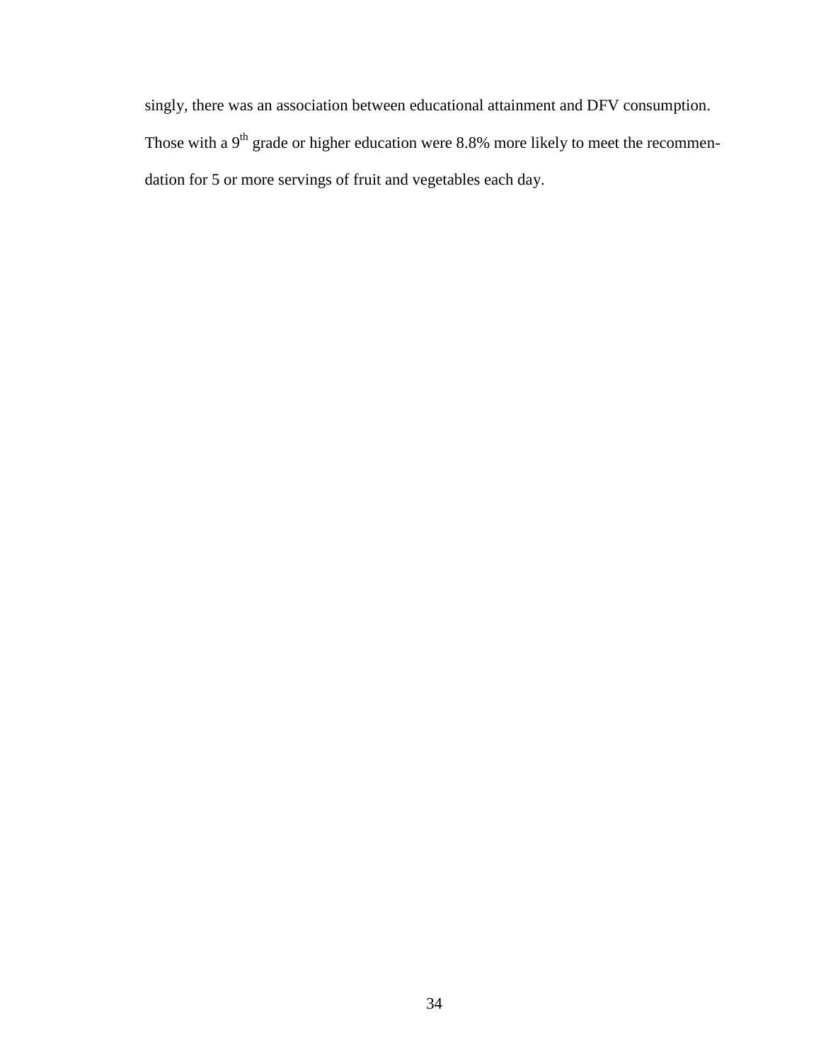singly, there was an association between educational attainment and DFV consumption. Those with a 9th grade or higher education were 8.8% more likely to meet the recommendation for 5 or more servings of fruit and vegetables each day.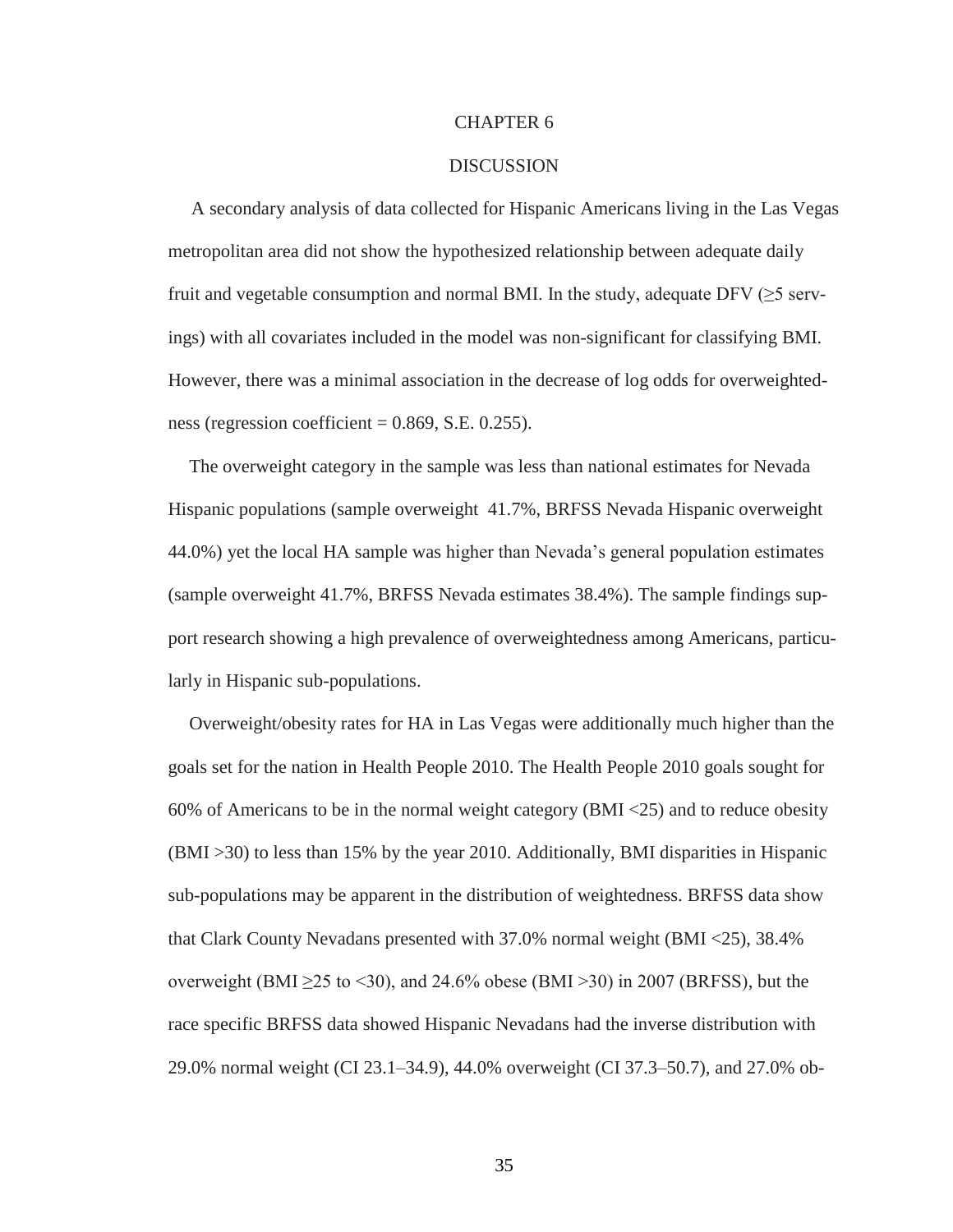# CHAPTER 6

## DISCUSSION

A secondary analysis of data collected for Hispanic Americans living in the Las Vegas metropolitan area did not show the hypothesized relationship between adequate daily fruit and vegetable consumption and normal BMI. In the study, adequate DFV (≥5 servings) with all covariates included in the model was non-significant for classifying BMI. However, there was a minimal association in the decrease of log odds for overweightedness (regression coefficient = 0.869, S.E. 0.255).

The overweight category in the sample was less than national estimates for Nevada Hispanic populations (sample overweight 41.7%, BRFSS Nevada Hispanic overweight 44.0%) yet the local HA sample was higher than Nevada's general population estimates (sample overweight 41.7%, BRFSS Nevada estimates 38.4%). The sample findings support research showing a high prevalence of overweightedness among Americans, particularly in Hispanic sub-populations.

Overweight/obesity rates for HA in Las Vegas were additionally much higher than the goals set for the nation in Health People 2010. The Health People 2010 goals sought for 60% of Americans to be in the normal weight category (BMI <25) and to reduce obesity (BMI >30) to less than 15% by the year 2010. Additionally, BMI disparities in Hispanic sub-populations may be apparent in the distribution of weightedness. BRFSS data show that Clark County Nevadans presented with 37.0% normal weight (BMI <25), 38.4% overweight (BMI ≥25 to <30), and 24.6% obese (BMI >30) in 2007 (BRFSS), but the race specific BRFSS data showed Hispanic Nevadans had the inverse distribution with 29.0% normal weight (CI 23.1–34.9), 44.0% overweight (CI 37.3–50.7), and 27.0% ob-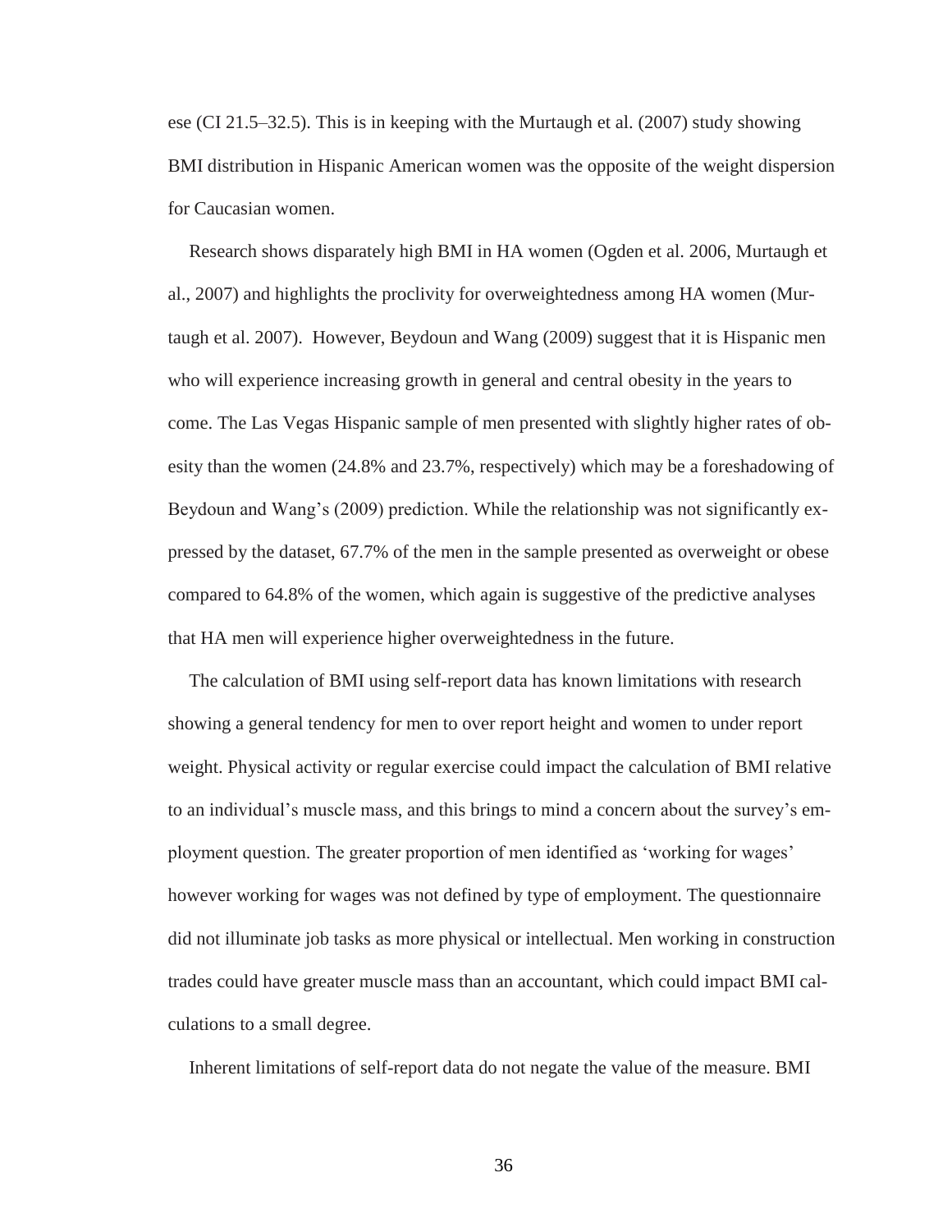ese (CI 21.5–32.5). This is in keeping with the Murtaugh et al. (2007) study showing BMI distribution in Hispanic American women was the opposite of the weight dispersion for Caucasian women.

Research shows disparately high BMI in HA women (Ogden et al. 2006, Murtaugh et al., 2007) and highlights the proclivity for overweightedness among HA women (Murtaugh et al. 2007). However, Beydoun and Wang (2009) suggest that it is Hispanic men who will experience increasing growth in general and central obesity in the years to come. The Las Vegas Hispanic sample of men presented with slightly higher rates of obesity than the women (24.8% and 23.7%, respectively) which may be a foreshadowing of Beydoun and Wang's (2009) prediction. While the relationship was not significantly expressed by the dataset, 67.7% of the men in the sample presented as overweight or obese compared to 64.8% of the women, which again is suggestive of the predictive analyses that HA men will experience higher overweightedness in the future.

The calculation of BMI using self-report data has known limitations with research showing a general tendency for men to over report height and women to under report weight. Physical activity or regular exercise could impact the calculation of BMI relative to an individual's muscle mass, and this brings to mind a concern about the survey's employment question. The greater proportion of men identified as 'working for wages' however working for wages was not defined by type of employment. The questionnaire did not illuminate job tasks as more physical or intellectual. Men working in construction trades could have greater muscle mass than an accountant, which could impact BMI calculations to a small degree.

Inherent limitations of self-report data do not negate the value of the measure. BMI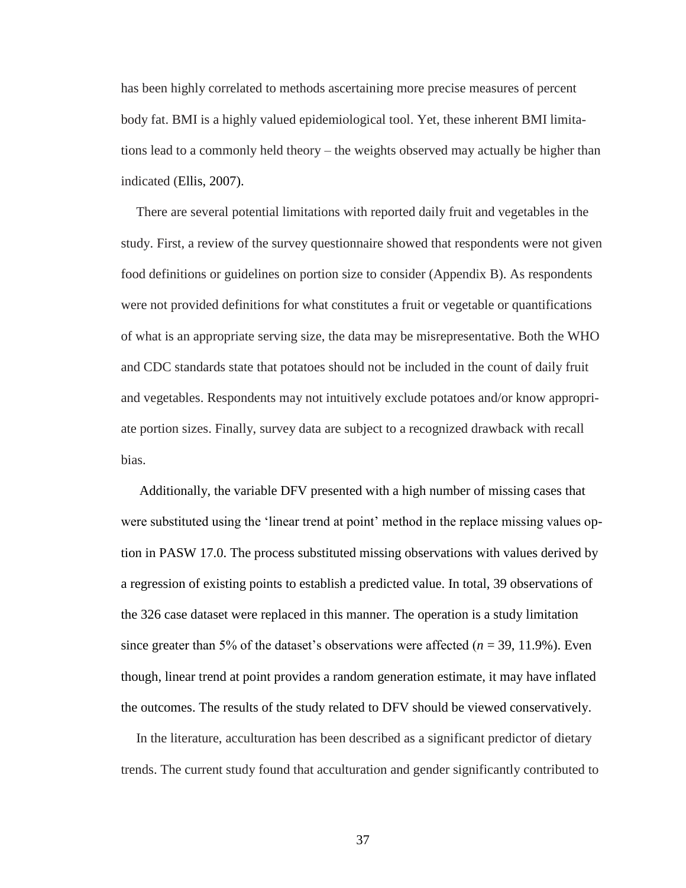has been highly correlated to methods ascertaining more precise measures of percent body fat. BMI is a highly valued epidemiological tool. Yet, these inherent BMI limitations lead to a commonly held theory – the weights observed may actually be higher than indicated (Ellis, 2007).

There are several potential limitations with reported daily fruit and vegetables in the study. First, a review of the survey questionnaire showed that respondents were not given food definitions or guidelines on portion size to consider (Appendix B). As respondents were not provided definitions for what constitutes a fruit or vegetable or quantifications of what is an appropriate serving size, the data may be misrepresentative. Both the WHO and CDC standards state that potatoes should not be included in the count of daily fruit and vegetables. Respondents may not intuitively exclude potatoes and/or know appropriate portion sizes. Finally, survey data are subject to a recognized drawback with recall bias.

Additionally, the variable DFV presented with a high number of missing cases that were substituted using the 'linear trend at point' method in the replace missing values option in PASW 17.0. The process substituted missing observations with values derived by a regression of existing points to establish a predicted value. In total, 39 observations of the 326 case dataset were replaced in this manner. The operation is a study limitation since greater than 5% of the dataset's observations were affected ($n$ = 39, 11.9%). Even though, linear trend at point provides a random generation estimate, it may have inflated the outcomes. The results of the study related to DFV should be viewed conservatively.

In the literature, acculturation has been described as a significant predictor of dietary trends. The current study found that acculturation and gender significantly contributed to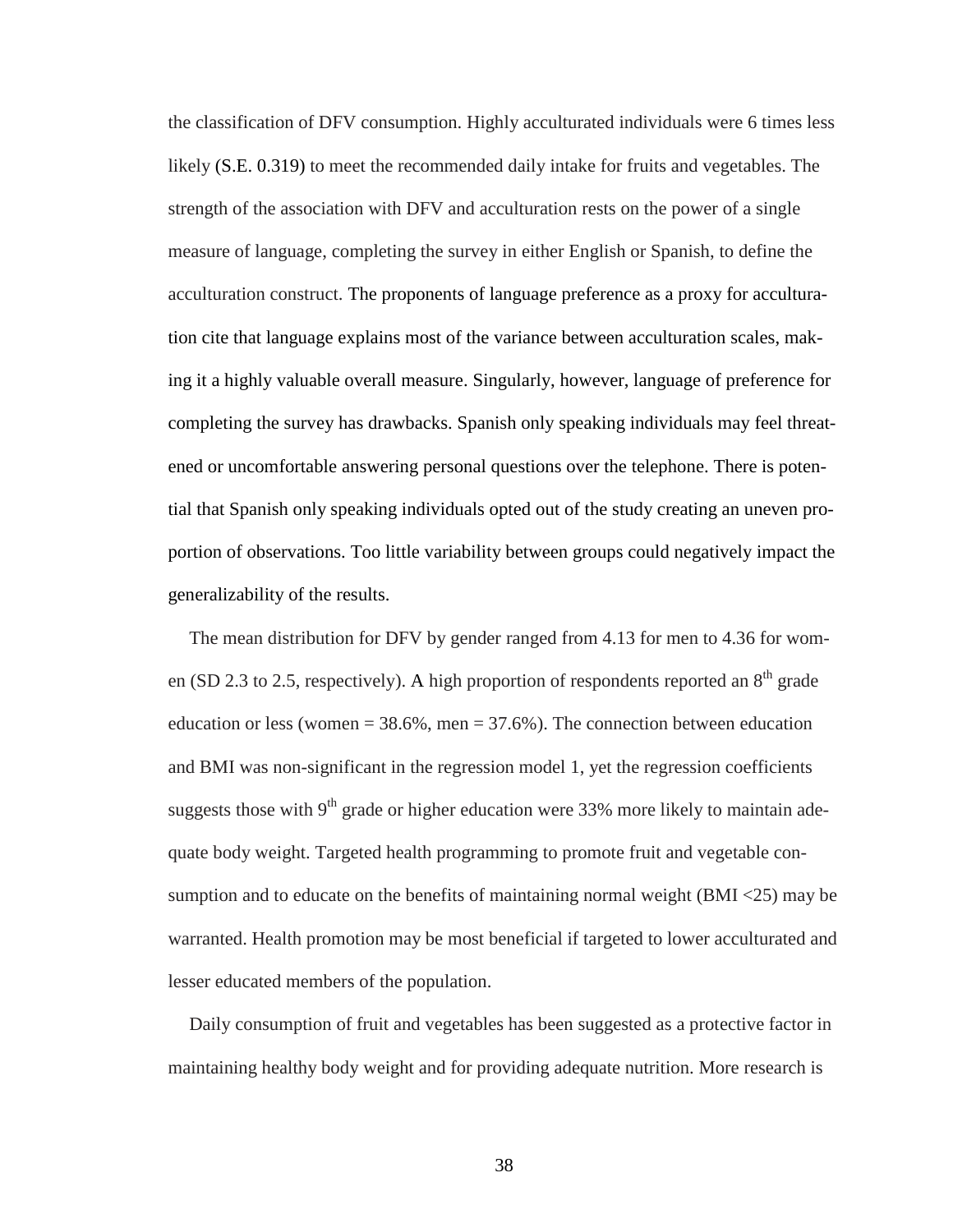the classification of DFV consumption. Highly acculturated individuals were 6 times less likely (S.E. 0.319) to meet the recommended daily intake for fruits and vegetables. The strength of the association with DFV and acculturation rests on the power of a single measure of language, completing the survey in either English or Spanish, to define the acculturation construct. The proponents of language preference as a proxy for acculturation cite that language explains most of the variance between acculturation scales, making it a highly valuable overall measure. Singularly, however, language of preference for completing the survey has drawbacks. Spanish only speaking individuals may feel threatened or uncomfortable answering personal questions over the telephone. There is potential that Spanish only speaking individuals opted out of the study creating an uneven proportion of observations. Too little variability between groups could negatively impact the generalizability of the results.

The mean distribution for DFV by gender ranged from 4.13 for men to 4.36 for women (SD 2.3 to 2.5, respectively). A high proportion of respondents reported an 8th grade education or less (women = 38.6%, men = 37.6%). The connection between education and BMI was non-significant in the regression model 1, yet the regression coefficients suggests those with 9th grade or higher education were 33% more likely to maintain adequate body weight. Targeted health programming to promote fruit and vegetable consumption and to educate on the benefits of maintaining normal weight (BMI <25) may be warranted. Health promotion may be most beneficial if targeted to lower acculturated and lesser educated members of the population.

Daily consumption of fruit and vegetables has been suggested as a protective factor in maintaining healthy body weight and for providing adequate nutrition. More research is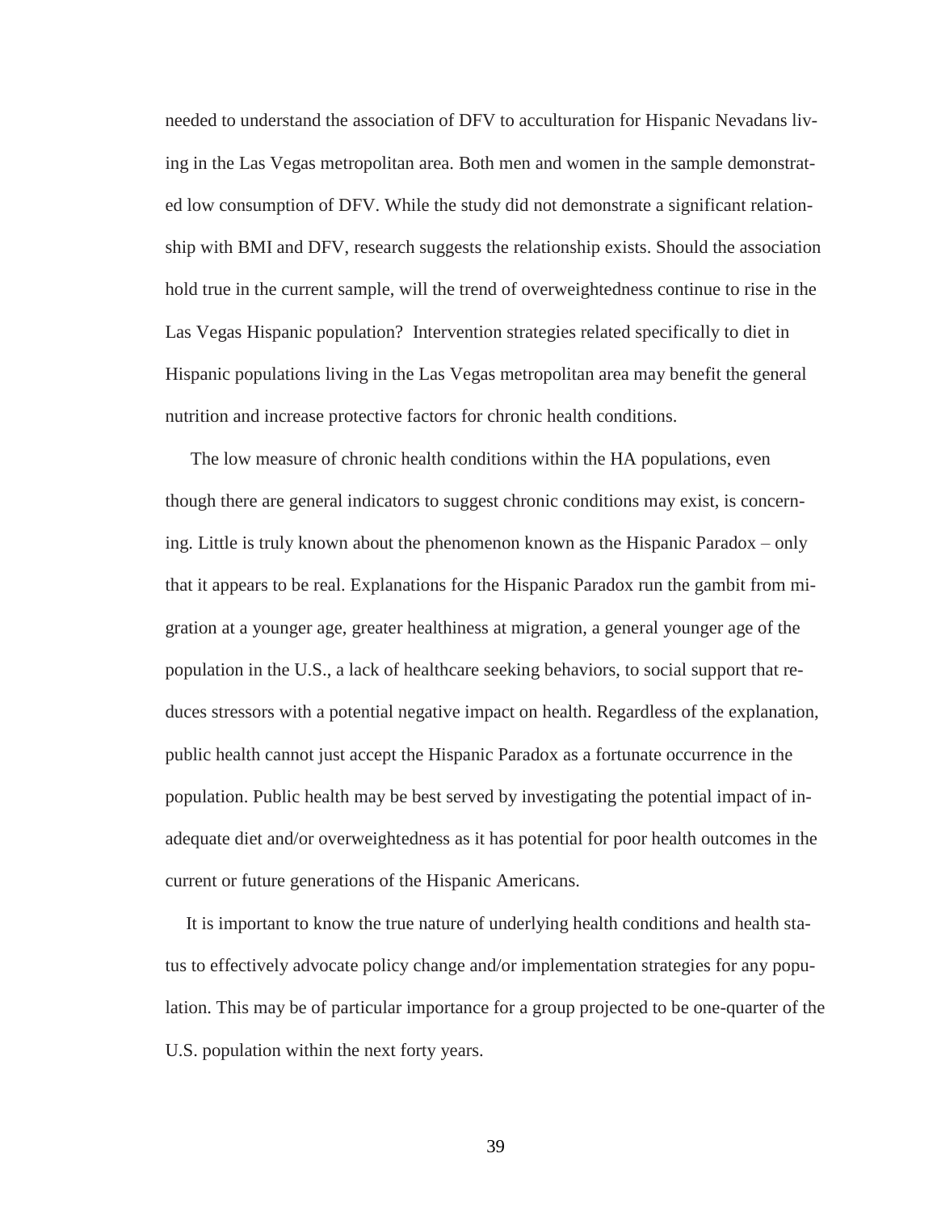needed to understand the association of DFV to acculturation for Hispanic Nevadans living in the Las Vegas metropolitan area. Both men and women in the sample demonstrated low consumption of DFV. While the study did not demonstrate a significant relationship with BMI and DFV, research suggests the relationship exists. Should the association hold true in the current sample, will the trend of overweightedness continue to rise in the Las Vegas Hispanic population? Intervention strategies related specifically to diet in Hispanic populations living in the Las Vegas metropolitan area may benefit the general nutrition and increase protective factors for chronic health conditions.

The low measure of chronic health conditions within the HA populations, even though there are general indicators to suggest chronic conditions may exist, is concerning. Little is truly known about the phenomenon known as the Hispanic Paradox – only that it appears to be real. Explanations for the Hispanic Paradox run the gambit from migration at a younger age, greater healthiness at migration, a general younger age of the population in the U.S., a lack of healthcare seeking behaviors, to social support that reduces stressors with a potential negative impact on health. Regardless of the explanation, public health cannot just accept the Hispanic Paradox as a fortunate occurrence in the population. Public health may be best served by investigating the potential impact of inadequate diet and/or overweightedness as it has potential for poor health outcomes in the current or future generations of the Hispanic Americans.

It is important to know the true nature of underlying health conditions and health status to effectively advocate policy change and/or implementation strategies for any population. This may be of particular importance for a group projected to be one-quarter of the U.S. population within the next forty years.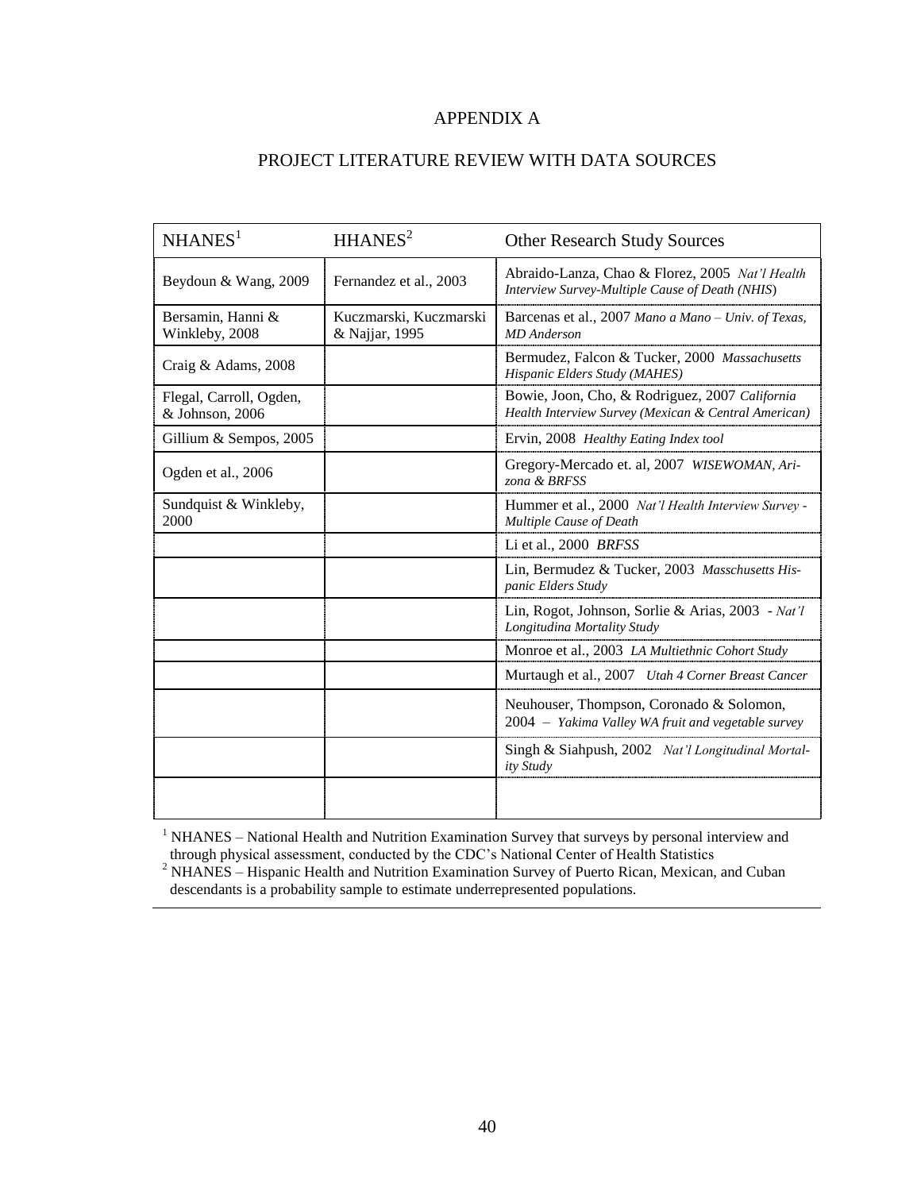# APPENDIX A

## PROJECT LITERATURE REVIEW WITH DATA SOURCES

| NHANES[1] | HHANES[2] | Other Research Study Sources |
|---|---|---|
| Beydoun & Wang, 2009 | Fernandez et al., 2003 | Abraido-Lanza, Chao & Florez, 2005 *Nat'l Health Interview Survey-Multiple Cause of Death (NHIS)* |
| Bersamin, Hanni & Winkleby, 2008 | Kuczmarski, Kuczmarski & Najjar, 1995 | Barcenas et al., 2007 *Mano a Mano – Univ. of Texas, MD Anderson* |
| Craig & Adams, 2008 | | Bermudez, Falcon & Tucker, 2000 *Massachusetts Hispanic Elders Study (MAHES)* |
| Flegal, Carroll, Ogden, & Johnson, 2006 | | Bowie, Joon, Cho, & Rodriguez, 2007 *California Health Interview Survey (Mexican & Central American)* |
| Gillium & Sempos, 2005 | | Ervin, 2008 *Healthy Eating Index tool* |
| Ogden et al., 2006 | | Gregory-Mercado et. al, 2007 *WISEWOMAN, Arizona & BRFSS* |
| Sundquist & Winkleby, 2000 | | Hummer et al., 2000 *Nat'l Health Interview Survey - Multiple Cause of Death* |
| | | Li et al., 2000 *BRFSS* |
| | | Lin, Bermudez & Tucker, 2003 *Masschusetts Hispanic Elders Study* |
| | | Lin, Rogot, Johnson, Sorlie & Arias, 2003 - *Nat'l Longitudina Mortality Study* |
| | | Monroe et al., 2003 *LA Multiethnic Cohort Study* |
| | | Murtaugh et al., 2007 *Utah 4 Corner Breast Cancer* |
| | | Neuhouser, Thompson, Coronado & Solomon, 2004 – *Yakima Valley WA fruit and vegetable survey* |
| | | Singh & Siahpush, 2002 *Nat'l Longitudinal Mortality Study* |
| | | |

[1] NHANES – National Health and Nutrition Examination Survey that surveys by personal interview and through physical assessment, conducted by the CDC's National Center of Health Statistics

[2] NHANES – Hispanic Health and Nutrition Examination Survey of Puerto Rican, Mexican, and Cuban descendants is a probability sample to estimate underrepresented populations.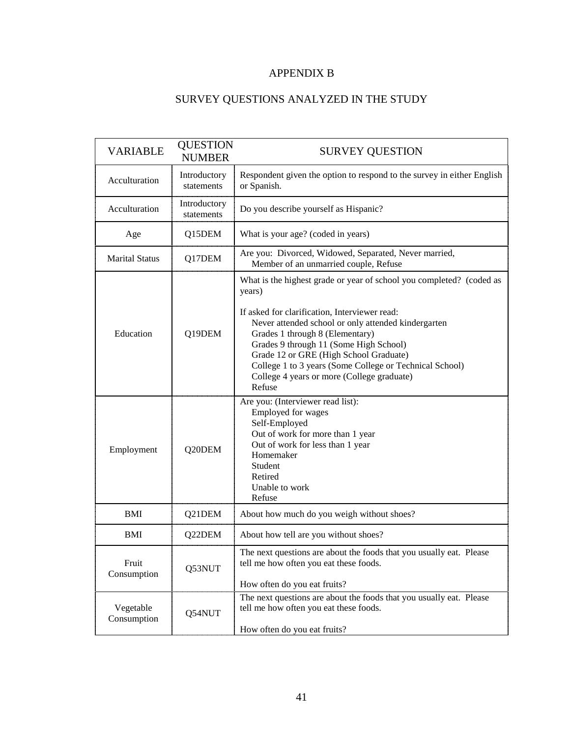# APPENDIX B

## SURVEY QUESTIONS ANALYZED IN THE STUDY

| VARIABLE | QUESTION NUMBER | SURVEY QUESTION |
|---|---|---|
| Acculturation | Introductory statements | Respondent given the option to respond to the survey in either English or Spanish. |
| Acculturation | Introductory statements | Do you describe yourself as Hispanic? |
| Age | Q15DEM | What is your age? (coded in years) |
| Marital Status | Q17DEM | Are you: Divorced, Widowed, Separated, Never married, Member of an unmarried couple, Refuse |
| Education | Q19DEM | What is the highest grade or year of school you completed? (coded as years)<br><br>If asked for clarification, Interviewer read:<br>Never attended school or only attended kindergarten<br>Grades 1 through 8 (Elementary)<br>Grades 9 through 11 (Some High School)<br>Grade 12 or GRE (High School Graduate)<br>College 1 to 3 years (Some College or Technical School)<br>College 4 years or more (College graduate)<br>Refuse |
| Employment | Q20DEM | Are you: (Interviewer read list):<br>Employed for wages<br>Self-Employed<br>Out of work for more than 1 year<br>Out of work for less than 1 year<br>Homemaker<br>Student<br>Retired<br>Unable to work<br>Refuse |
| BMI | Q21DEM | About how much do you weigh without shoes? |
| BMI | Q22DEM | About how tell are you without shoes? |
| Fruit Consumption | Q53NUT | The next questions are about the foods that you usually eat. Please tell me how often you eat these foods.<br><br>How often do you eat fruits? |
| Vegetable Consumption | Q54NUT | The next questions are about the foods that you usually eat. Please tell me how often you eat these foods.<br><br>How often do you eat fruits? |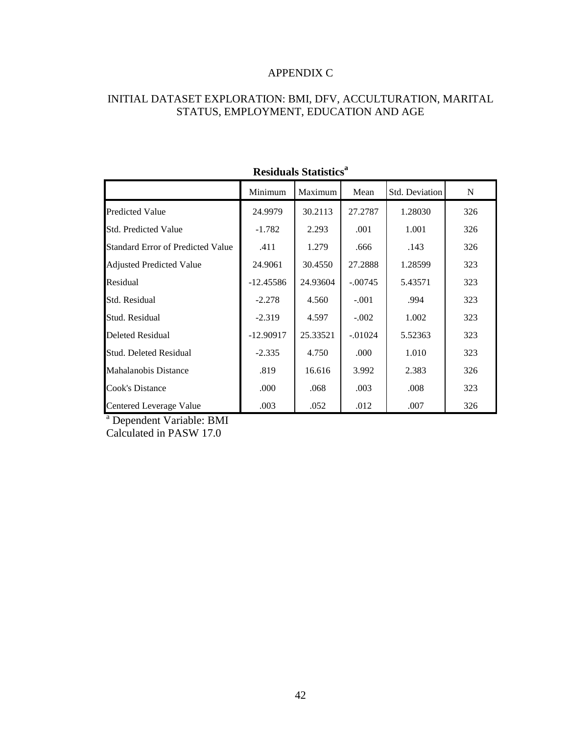# APPENDIX C

## INITIAL DATASET EXPLORATION: BMI, DFV, ACCULTURATION, MARITAL STATUS, EMPLOYMENT, EDUCATION AND AGE

**Residuals Statistics[a]**

| | Minimum | Maximum | Mean | Std. Deviation | N |
|---|---|---|---|---|---|
| Predicted Value | 24.9979 | 30.2113 | 27.2787 | 1.28030 | 326 |
| Std. Predicted Value | -1.782 | 2.293 | .001 | 1.001 | 326 |
| Standard Error of Predicted Value | .411 | 1.279 | .666 | .143 | 326 |
| Adjusted Predicted Value | 24.9061 | 30.4550 | 27.2888 | 1.28599 | 323 |
| Residual | -12.45586 | 24.93604 | -.00745 | 5.43571 | 323 |
| Std. Residual | -2.278 | 4.560 | -.001 | .994 | 323 |
| Stud. Residual | -2.319 | 4.597 | -.002 | 1.002 | 323 |
| Deleted Residual | -12.90917 | 25.33521 | -.01024 | 5.52363 | 323 |
| Stud. Deleted Residual | -2.335 | 4.750 | .000 | 1.010 | 323 |
| Mahalanobis Distance | .819 | 16.616 | 3.992 | 2.383 | 326 |
| Cook's Distance | .000 | .068 | .003 | .008 | 323 |
| Centered Leverage Value | .003 | .052 | .012 | .007 | 326 |

[a] Dependent Variable: BMI

Calculated in PASW 17.0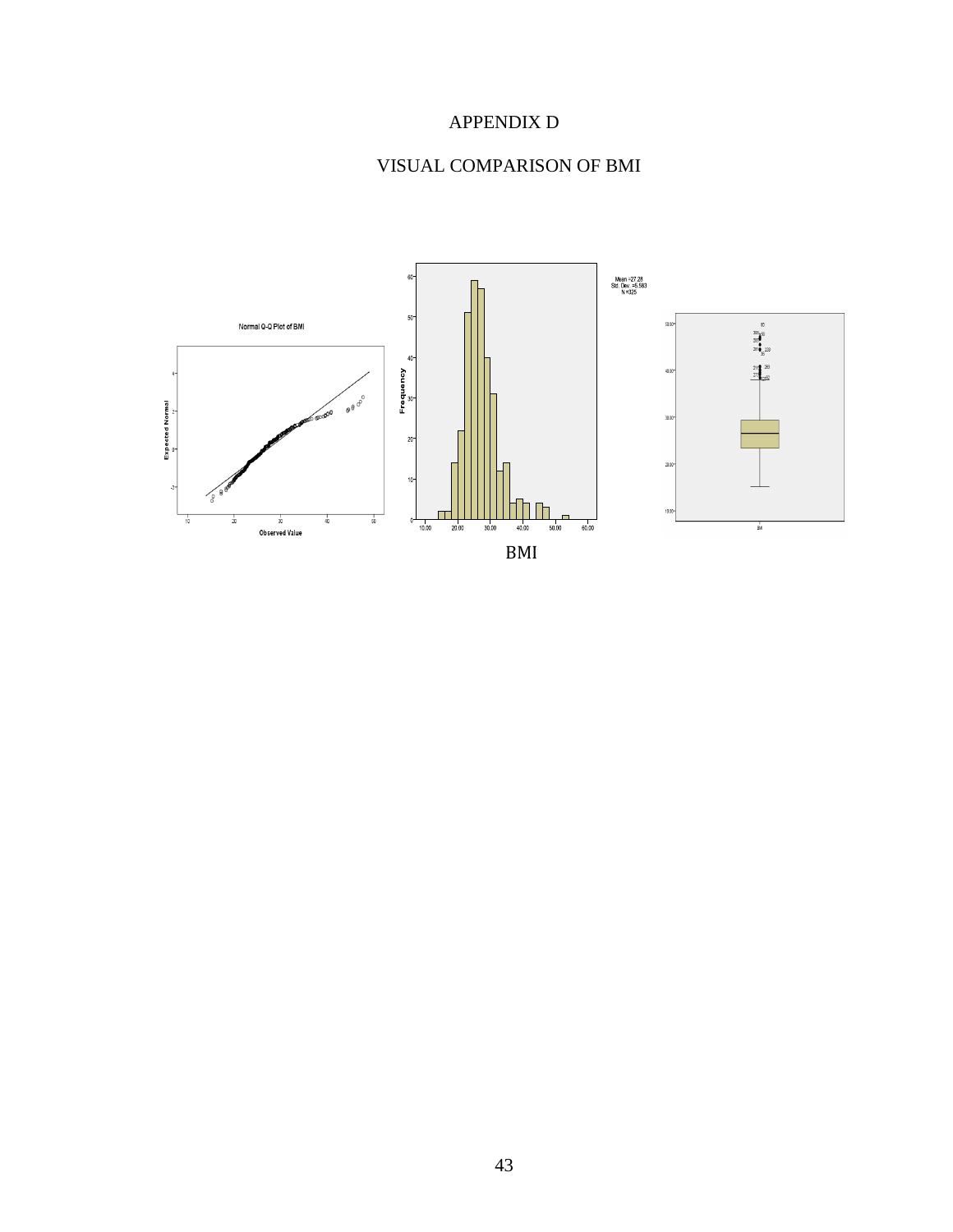# APPENDIX D

## VISUAL COMPARISON OF BMI

BMI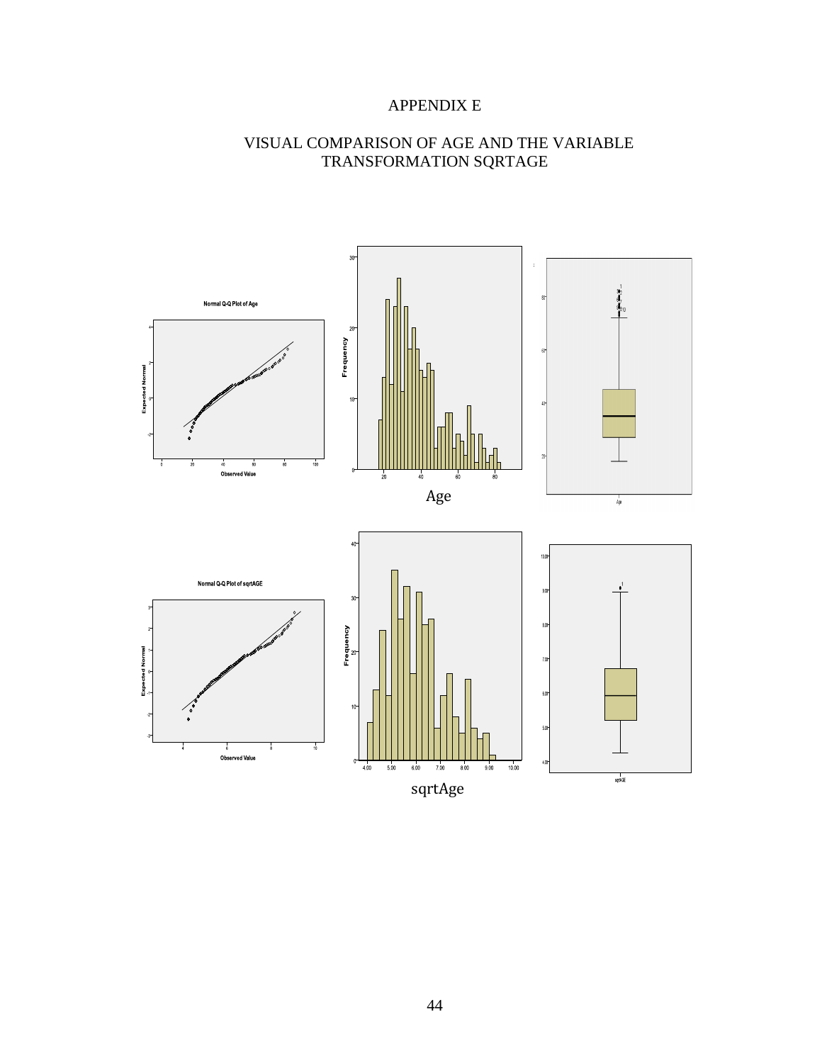# APPENDIX E

## VISUAL COMPARISON OF AGE AND THE VARIABLE TRANSFORMATION SQRTAGE

Age

sqrtAge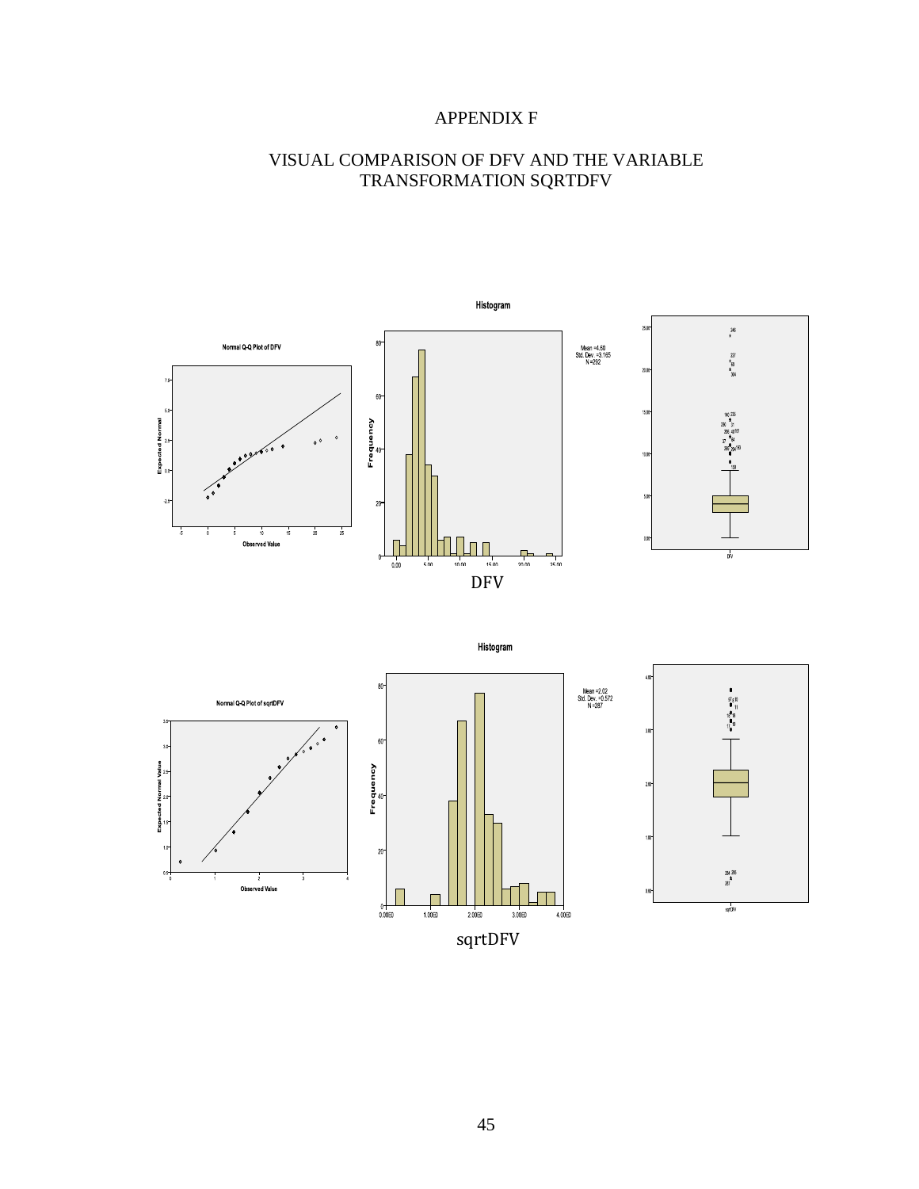# APPENDIX F

## VISUAL COMPARISON OF DFV AND THE VARIABLE TRANSFORMATION SQRTDFV

DFV

sqrtDFV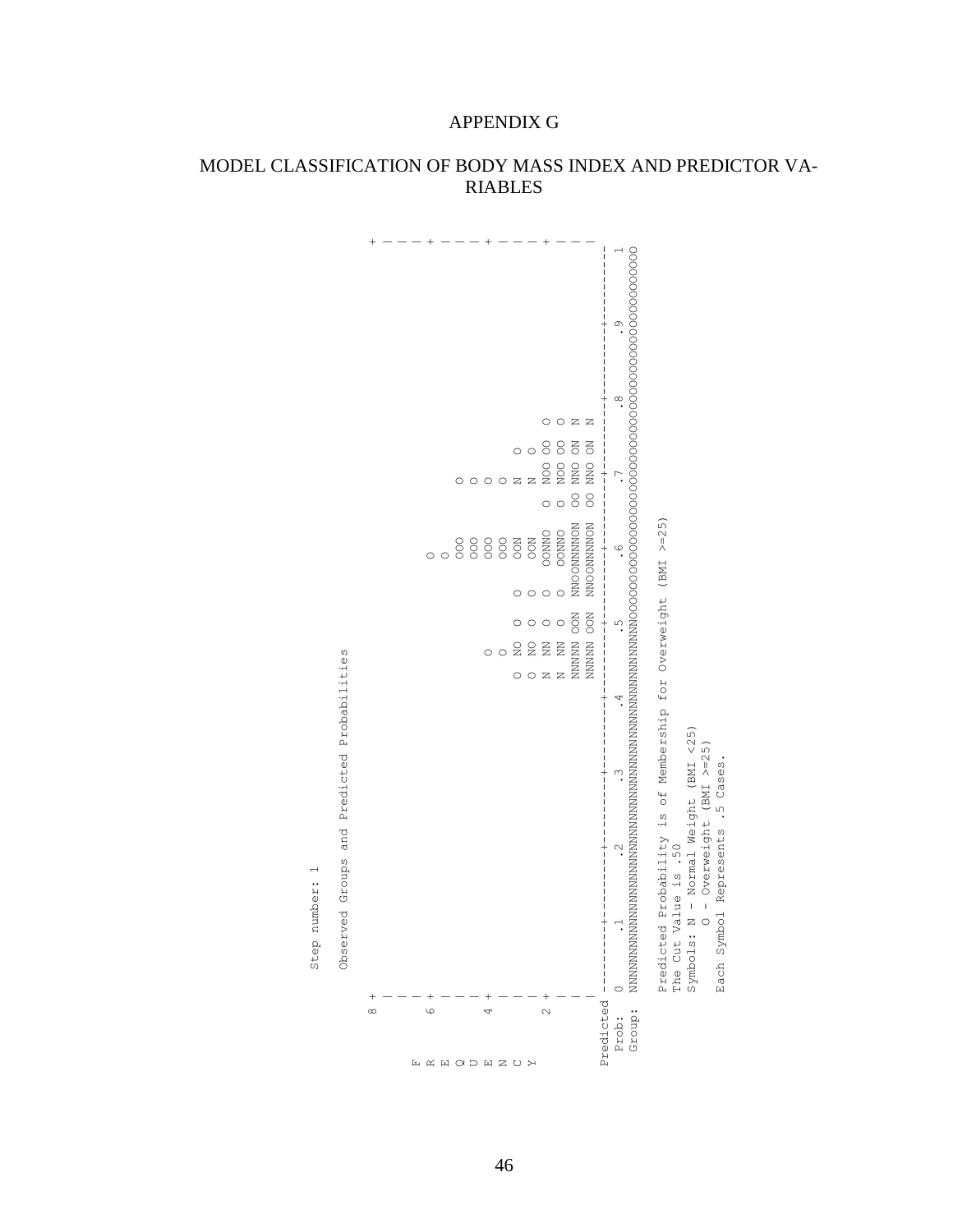# APPENDIX G

## MODEL CLASSIFICATION OF BODY MASS INDEX AND PREDICTOR VARIABLES

```
Step number: 1

Observed Groups and Predicted Probabilities

    8 +                                                                                                    +
      |                                                                                                    |
      |                                                                                                    |
F     |                                                                                                    |
R   6 +                                                 O                                                  +
E     |                                                 O                                                  |
Q     |                                                OOO        O                                        |
U     |                                                OOO        O                                        |
E   4 +                                   O            OOO        O                                        +
N     |                                   O            OOO        O     O                                  |
C     |                               O  NO   O    O   OON        N     O                                  |
Y     |                               O  NO   O    O   OON        N     O                                  |
    2 +                               N  NN   O    O  OONNO   O  NOO OO  O                                 +
      |                               N  NN   O    O   OONNO  O  NOO OO  O                                 |
      |                           NNNNN OON  NNOONNNNON OO NNO ON  N                                       |
      |                           NNNNN OON  NNOONNNNON OO NNO ON  N                                       |
Predicted ---------+---------+---------+---------+---------+---------+---------+---------+---------+----------
  Prob:   0       .1        .2        .3        .4        .5        .6        .7        .8        .9         1
  Group:  NNNNNNNNNNNNNNNNNNNNNNNNNNNNNNNNNNNNNNNNNNNNNNNNNNOOOOOOOOOOOOOOOOOOOOOOOOOOOOOOOOOOOOOOOOOOOOOOOOOO

          Predicted Probability is of Membership for Overweight (BMI >=25)
          The Cut Value is .50
          Symbols: N - Normal Weight (BMI <25)
                   O - Overweight (BMI >=25)
          Each Symbol Represents .5 Cases.
```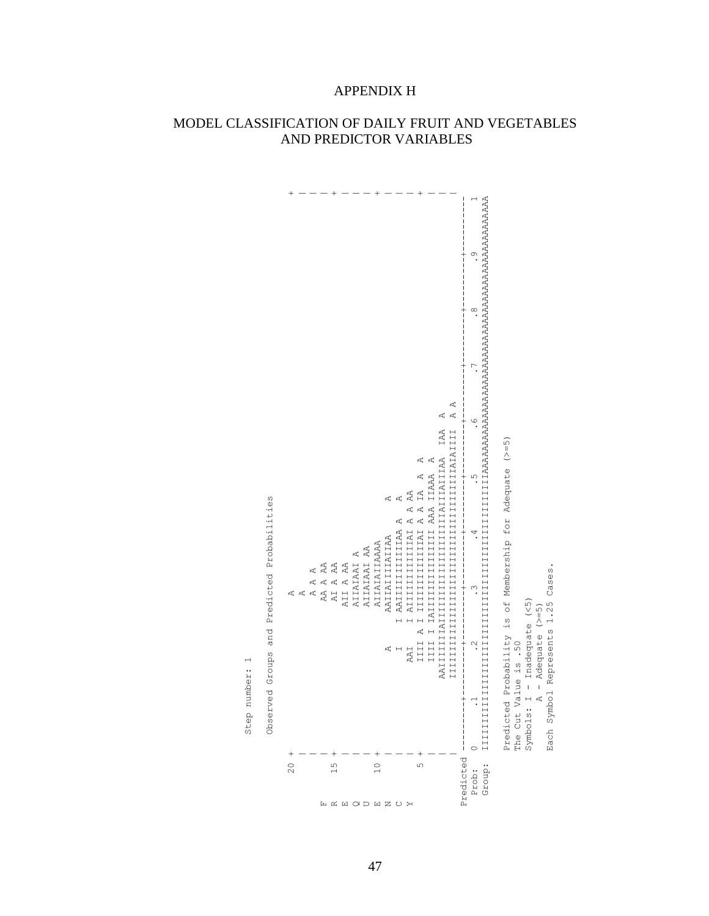# APPENDIX H

## MODEL CLASSIFICATION OF DAILY FRUIT AND VEGETABLES AND PREDICTOR VARIABLES

```
Step number: 1

             Observed Groups and Predicted Probabilities

    20 +                                                                                                    +
       |                              A                                                                     |
       |                               A                                                                    |
F      |                              A A A                                                                 |
R   15 +                             AA A AA                                                                +
E      |                             AI A AA                                                                |
Q      |                            AII A AA                                                                |
U      |                            AIIAIAAI A                                                              |
E   10 +                            AIIAIAAI AA                                                             +
N      |                            AIIAIAIIAAAA                                                            |
C      |                  A     AAIIAIIIIAIIAA    A                                                         |
Y      |                  I     I AAIIIIIIIIIIAA A    A                                                     |
     5 +                AAI    I AIIIIIIIIIIIIAI A A AA                                                     +
       |                IIII A I IIIIIIIIIIIIIAI A A IA  A  A                                               |
       |                IIII I IAIIIIIIIIIIIIIII AAA IIAAA A                                                |
       |              AAIIIIIIIAIIIIIIIIIIIIIIIIIIAIIIAIIIAA  IAA  A                                        |
       |              IIIIIIIIIIIIIIIIIIIIIIIIIIIIIIIIIIIIAIAIIII  A A                                      |
Predicted ---------+---------+---------+---------+---------+---------+---------+---------+---------+----------
  Prob:   0       .1        .2        .3        .4        .5        .6        .7        .8        .9         1
  Group:  IIIIIIIIIIIIIIIIIIIIIIIIIIIIIIIIIIIIIIIIIIIIIIIIIIAAAAAAAAAAAAAAAAAAAAAAAAAAAAAAAAAAAAAAAAAAAAAAAAAA

          Predicted Probability is of Membership for Adequate (>=5)
          The Cut Value is .50
          Symbols: I - Inadequate (<5)
                   A - Adequate (>=5)
          Each Symbol Represents 1.25 Cases.
```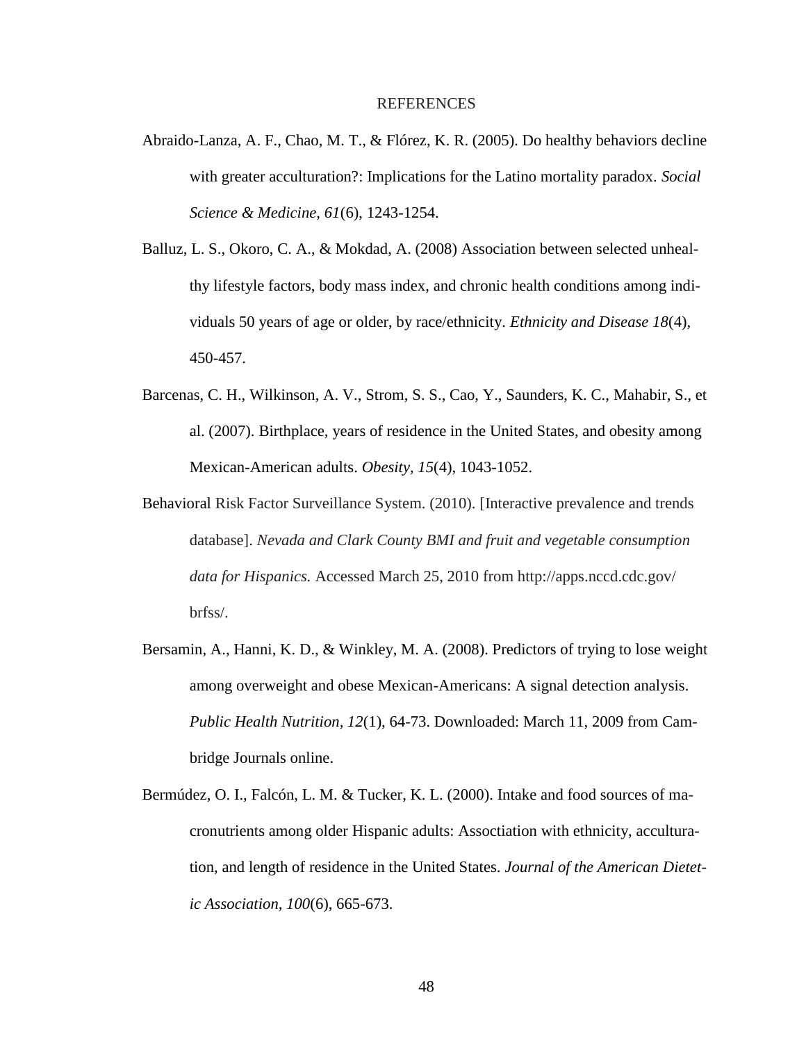# REFERENCES

Abraido-Lanza, A. F., Chao, M. T., & Flórez, K. R. (2005). Do healthy behaviors decline with greater acculturation?: Implications for the Latino mortality paradox. *Social Science & Medicine, 61*(6), 1243-1254.

Balluz, L. S., Okoro, C. A., & Mokdad, A. (2008) Association between selected unhealthy lifestyle factors, body mass index, and chronic health conditions among individuals 50 years of age or older, by race/ethnicity. *Ethnicity and Disease 18*(4), 450-457.

Barcenas, C. H., Wilkinson, A. V., Strom, S. S., Cao, Y., Saunders, K. C., Mahabir, S., et al. (2007). Birthplace, years of residence in the United States, and obesity among Mexican-American adults. *Obesity, 15*(4), 1043-1052.

Behavioral Risk Factor Surveillance System. (2010). [Interactive prevalence and trends database]. *Nevada and Clark County BMI and fruit and vegetable consumption data for Hispanics.* Accessed March 25, 2010 from http://apps.nccd.cdc.gov/brfss/.

Bersamin, A., Hanni, K. D., & Winkley, M. A. (2008). Predictors of trying to lose weight among overweight and obese Mexican-Americans: A signal detection analysis. *Public Health Nutrition, 12*(1), 64-73. Downloaded: March 11, 2009 from Cambridge Journals online.

Bermúdez, O. I., Falcón, L. M. & Tucker, K. L. (2000). Intake and food sources of macronutrients among older Hispanic adults: Assoctiation with ethnicity, acculturation, and length of residence in the United States. *Journal of the American Dietetic Association, 100*(6), 665-673.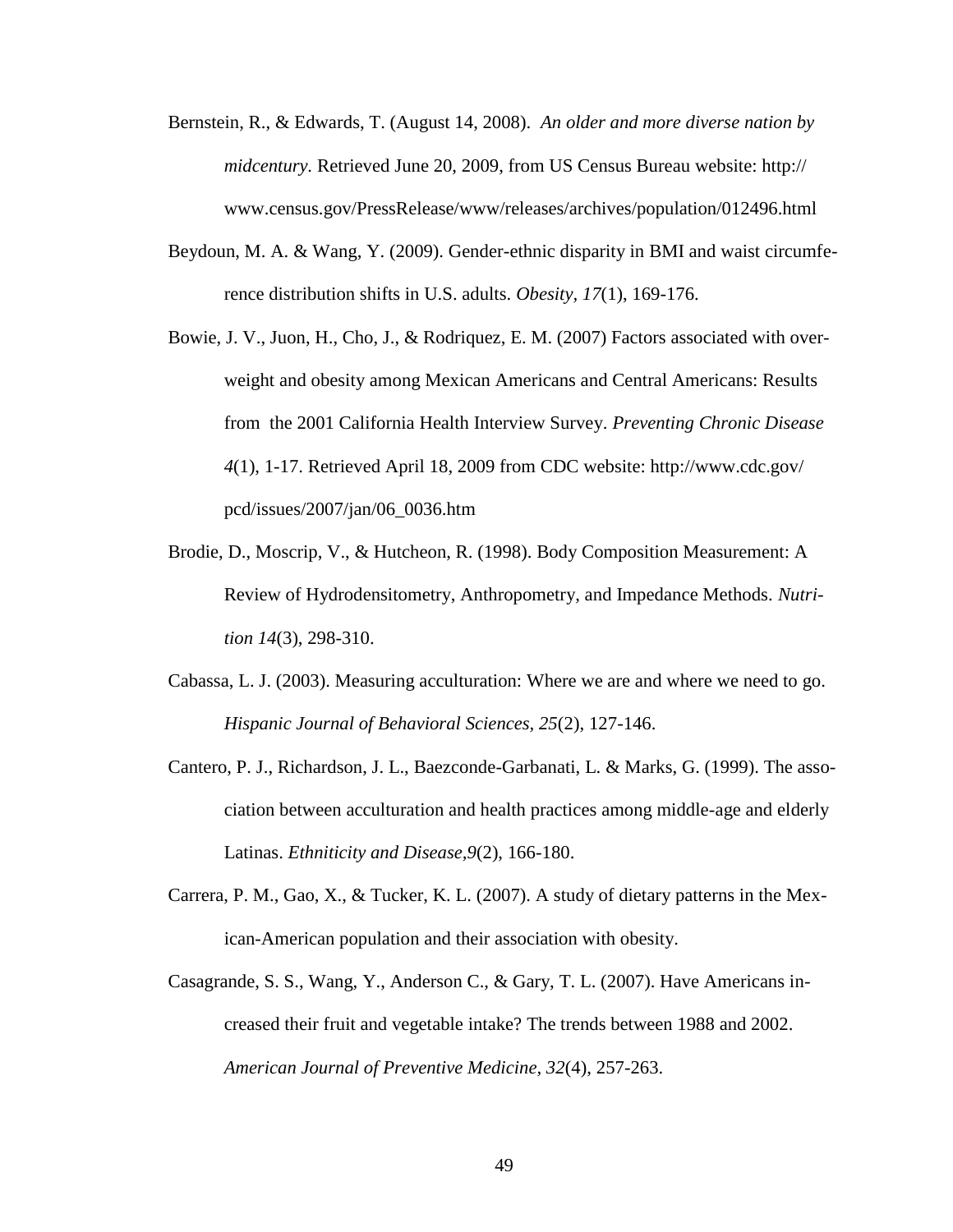Bernstein, R., & Edwards, T. (August 14, 2008). *An older and more diverse nation by midcentury*. Retrieved June 20, 2009, from US Census Bureau website: http://www.census.gov/PressRelease/www/releases/archives/population/012496.html

Beydoun, M. A. & Wang, Y. (2009). Gender-ethnic disparity in BMI and waist circumference distribution shifts in U.S. adults. *Obesity, 17*(1), 169-176.

Bowie, J. V., Juon, H., Cho, J., & Rodriquez, E. M. (2007) Factors associated with overweight and obesity among Mexican Americans and Central Americans: Results from the 2001 California Health Interview Survey. *Preventing Chronic Disease 4*(1), 1-17. Retrieved April 18, 2009 from CDC website: http://www.cdc.gov/pcd/issues/2007/jan/06_0036.htm

Brodie, D., Moscrip, V., & Hutcheon, R. (1998). Body Composition Measurement: A Review of Hydrodensitometry, Anthropometry, and Impedance Methods. *Nutrition 14*(3), 298-310.

Cabassa, L. J. (2003). Measuring acculturation: Where we are and where we need to go. *Hispanic Journal of Behavioral Sciences, 25*(2), 127-146.

Cantero, P. J., Richardson, J. L., Baezconde-Garbanati, L. & Marks, G. (1999). The association between acculturation and health practices among middle-age and elderly Latinas. *Ethniticity and Disease,9*(2), 166-180.

Carrera, P. M., Gao, X., & Tucker, K. L. (2007). A study of dietary patterns in the Mexican-American population and their association with obesity.

Casagrande, S. S., Wang, Y., Anderson C., & Gary, T. L. (2007). Have Americans increased their fruit and vegetable intake? The trends between 1988 and 2002. *American Journal of Preventive Medicine, 32*(4), 257-263.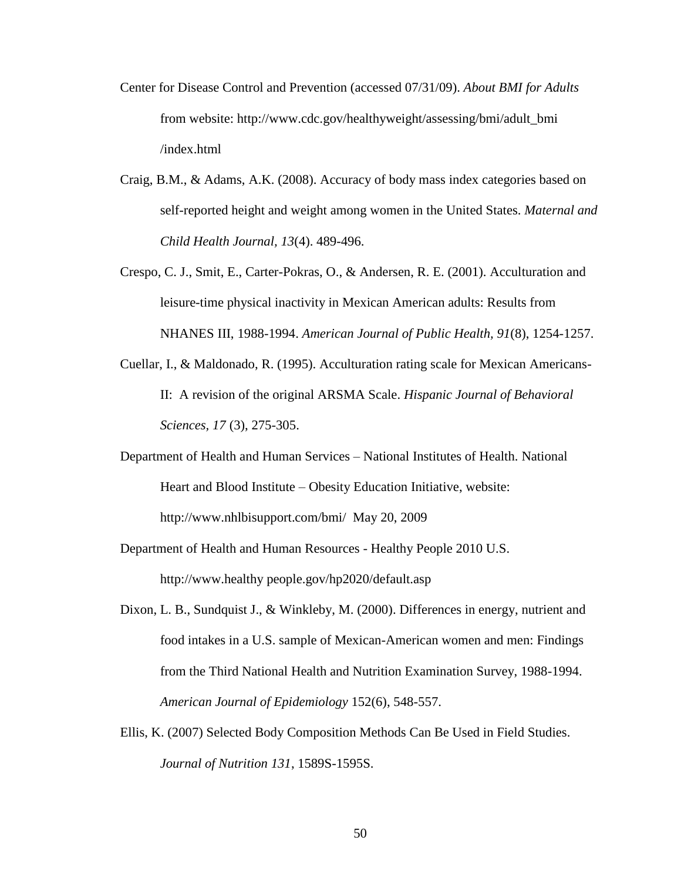Center for Disease Control and Prevention (accessed 07/31/09). *About BMI for Adults* from website: http://www.cdc.gov/healthyweight/assessing/bmi/adult_bmi /index.html

Craig, B.M., & Adams, A.K. (2008). Accuracy of body mass index categories based on self-reported height and weight among women in the United States. *Maternal and Child Health Journal, 13*(4). 489-496.

Crespo, C. J., Smit, E., Carter-Pokras, O., & Andersen, R. E. (2001). Acculturation and leisure-time physical inactivity in Mexican American adults: Results from NHANES III, 1988-1994. *American Journal of Public Health, 91*(8), 1254-1257.

Cuellar, I., & Maldonado, R. (1995). Acculturation rating scale for Mexican Americans-II: A revision of the original ARSMA Scale. *Hispanic Journal of Behavioral Sciences, 17* (3), 275-305.

Department of Health and Human Services – National Institutes of Health. National Heart and Blood Institute – Obesity Education Initiative, website: http://www.nhlbisupport.com/bmi/ May 20, 2009

Department of Health and Human Resources - Healthy People 2010 U.S. http://www.healthy people.gov/hp2020/default.asp

Dixon, L. B., Sundquist J., & Winkleby, M. (2000). Differences in energy, nutrient and food intakes in a U.S. sample of Mexican-American women and men: Findings from the Third National Health and Nutrition Examination Survey, 1988-1994. *American Journal of Epidemiology* 152(6), 548-557.

Ellis, K. (2007) Selected Body Composition Methods Can Be Used in Field Studies. *Journal of Nutrition 131*, 1589S-1595S.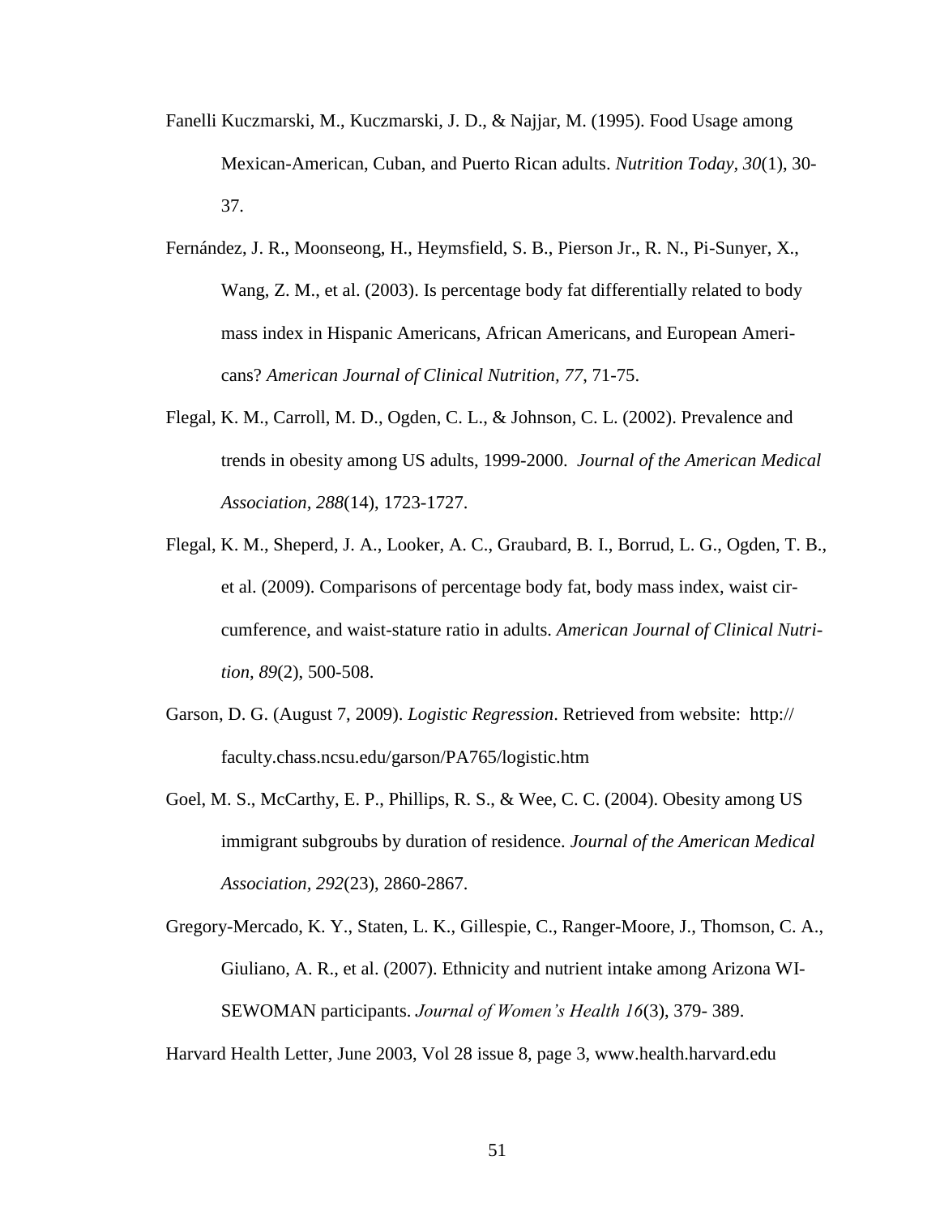Fanelli Kuczmarski, M., Kuczmarski, J. D., & Najjar, M. (1995). Food Usage among Mexican-American, Cuban, and Puerto Rican adults. *Nutrition Today, 30*(1), 30-37.

Fernández, J. R., Moonseong, H., Heymsfield, S. B., Pierson Jr., R. N., Pi-Sunyer, X., Wang, Z. M., et al. (2003). Is percentage body fat differentially related to body mass index in Hispanic Americans, African Americans, and European Americans? *American Journal of Clinical Nutrition, 77*, 71-75.

Flegal, K. M., Carroll, M. D., Ogden, C. L., & Johnson, C. L. (2002). Prevalence and trends in obesity among US adults, 1999-2000. *Journal of the American Medical Association, 288*(14), 1723-1727.

Flegal, K. M., Sheperd, J. A., Looker, A. C., Graubard, B. I., Borrud, L. G., Ogden, T. B., et al. (2009). Comparisons of percentage body fat, body mass index, waist circumference, and waist-stature ratio in adults. *American Journal of Clinical Nutrition, 89*(2), 500-508.

Garson, D. G. (August 7, 2009). *Logistic Regression*. Retrieved from website: http://faculty.chass.ncsu.edu/garson/PA765/logistic.htm

Goel, M. S., McCarthy, E. P., Phillips, R. S., & Wee, C. C. (2004). Obesity among US immigrant subgroubs by duration of residence. *Journal of the American Medical Association, 292*(23), 2860-2867.

Gregory-Mercado, K. Y., Staten, L. K., Gillespie, C., Ranger-Moore, J., Thomson, C. A., Giuliano, A. R., et al. (2007). Ethnicity and nutrient intake among Arizona WISEWOMAN participants. *Journal of Women's Health 16*(3), 379- 389.

Harvard Health Letter, June 2003, Vol 28 issue 8, page 3, www.health.harvard.edu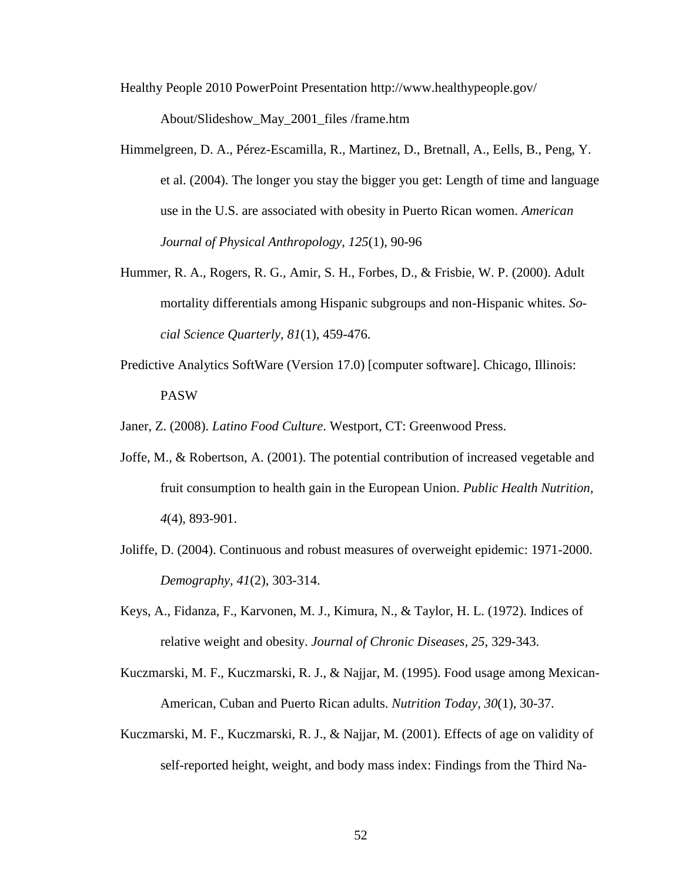Healthy People 2010 PowerPoint Presentation http://www.healthypeople.gov/About/Slideshow_May_2001_files /frame.htm

Himmelgreen, D. A., Pérez-Escamilla, R., Martinez, D., Bretnall, A., Eells, B., Peng, Y. et al. (2004). The longer you stay the bigger you get: Length of time and language use in the U.S. are associated with obesity in Puerto Rican women. *American Journal of Physical Anthropology, 125*(1), 90-96

Hummer, R. A., Rogers, R. G., Amir, S. H., Forbes, D., & Frisbie, W. P. (2000). Adult mortality differentials among Hispanic subgroups and non-Hispanic whites. *Social Science Quarterly, 81*(1), 459-476.

Predictive Analytics SoftWare (Version 17.0) [computer software]. Chicago, Illinois: PASW

Janer, Z. (2008). *Latino Food Culture*. Westport, CT: Greenwood Press.

Joffe, M., & Robertson, A. (2001). The potential contribution of increased vegetable and fruit consumption to health gain in the European Union. *Public Health Nutrition, 4*(4), 893-901.

Joliffe, D. (2004). Continuous and robust measures of overweight epidemic: 1971-2000. *Demography, 41*(2), 303-314.

Keys, A., Fidanza, F., Karvonen, M. J., Kimura, N., & Taylor, H. L. (1972). Indices of relative weight and obesity. *Journal of Chronic Diseases, 25*, 329-343.

Kuczmarski, M. F., Kuczmarski, R. J., & Najjar, M. (1995). Food usage among Mexican-American, Cuban and Puerto Rican adults. *Nutrition Today, 30*(1), 30-37.

Kuczmarski, M. F., Kuczmarski, R. J., & Najjar, M. (2001). Effects of age on validity of self-reported height, weight, and body mass index: Findings from the Third Na-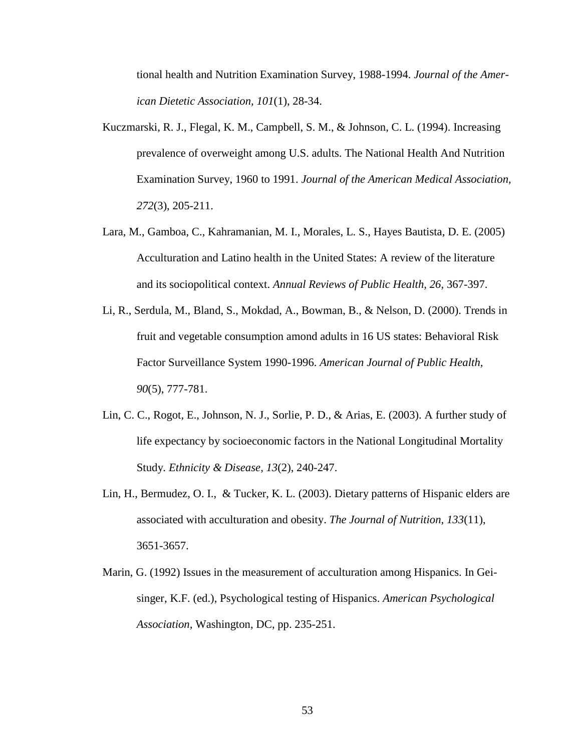tional health and Nutrition Examination Survey, 1988-1994. *Journal of the American Dietetic Association, 101*(1), 28-34.

Kuczmarski, R. J., Flegal, K. M., Campbell, S. M., & Johnson, C. L. (1994). Increasing prevalence of overweight among U.S. adults. The National Health And Nutrition Examination Survey, 1960 to 1991. *Journal of the American Medical Association, 272*(3), 205-211.

Lara, M., Gamboa, C., Kahramanian, M. I., Morales, L. S., Hayes Bautista, D. E. (2005) Acculturation and Latino health in the United States: A review of the literature and its sociopolitical context. *Annual Reviews of Public Health, 26*, 367-397.

Li, R., Serdula, M., Bland, S., Mokdad, A., Bowman, B., & Nelson, D. (2000). Trends in fruit and vegetable consumption amond adults in 16 US states: Behavioral Risk Factor Surveillance System 1990-1996. *American Journal of Public Health, 90*(5), 777-781.

Lin, C. C., Rogot, E., Johnson, N. J., Sorlie, P. D., & Arias, E. (2003). A further study of life expectancy by socioeconomic factors in the National Longitudinal Mortality Study. *Ethnicity & Disease, 13*(2), 240-247.

Lin, H., Bermudez, O. I., & Tucker, K. L. (2003). Dietary patterns of Hispanic elders are associated with acculturation and obesity. *The Journal of Nutrition, 133*(11), 3651-3657.

Marin, G. (1992) Issues in the measurement of acculturation among Hispanics. In Geisinger, K.F. (ed.), Psychological testing of Hispanics. *American Psychological Association,* Washington, DC, pp. 235-251.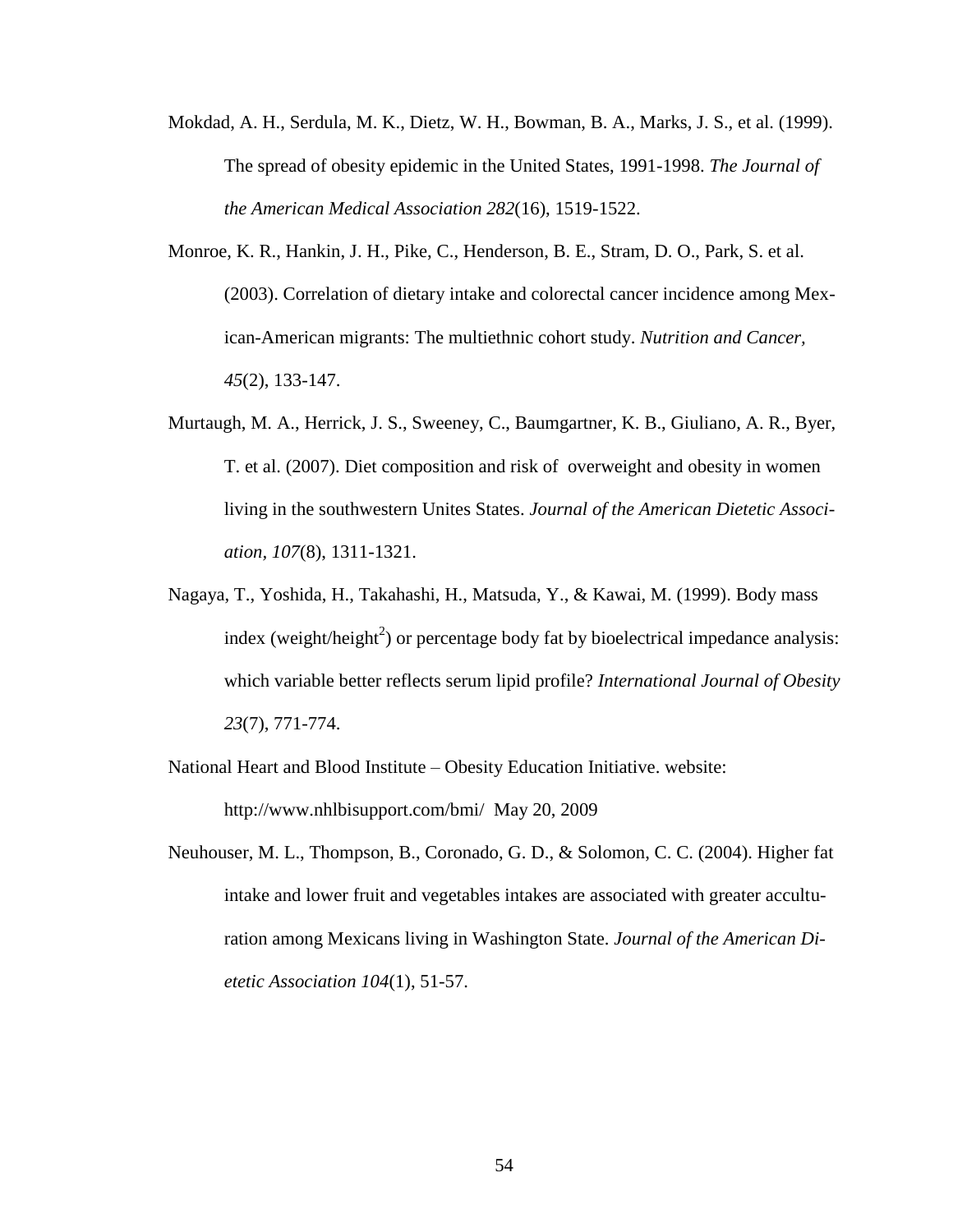Mokdad, A. H., Serdula, M. K., Dietz, W. H., Bowman, B. A., Marks, J. S., et al. (1999). The spread of obesity epidemic in the United States, 1991-1998. *The Journal of the American Medical Association 282*(16), 1519-1522.

Monroe, K. R., Hankin, J. H., Pike, C., Henderson, B. E., Stram, D. O., Park, S. et al. (2003). Correlation of dietary intake and colorectal cancer incidence among Mexican-American migrants: The multiethnic cohort study. *Nutrition and Cancer, 45*(2), 133-147.

Murtaugh, M. A., Herrick, J. S., Sweeney, C., Baumgartner, K. B., Giuliano, A. R., Byer, T. et al. (2007). Diet composition and risk of overweight and obesity in women living in the southwestern Unites States. *Journal of the American Dietetic Association, 107*(8), 1311-1321.

Nagaya, T., Yoshida, H., Takahashi, H., Matsuda, Y., & Kawai, M. (1999). Body mass index (weight/height$^2$) or percentage body fat by bioelectrical impedance analysis: which variable better reflects serum lipid profile? *International Journal of Obesity 23*(7), 771-774.

National Heart and Blood Institute – Obesity Education Initiative. website: http://www.nhlbisupport.com/bmi/ May 20, 2009

Neuhouser, M. L., Thompson, B., Coronado, G. D., & Solomon, C. C. (2004). Higher fat intake and lower fruit and vegetables intakes are associated with greater acculturation among Mexicans living in Washington State. *Journal of the American Dietetic Association 104*(1), 51-57.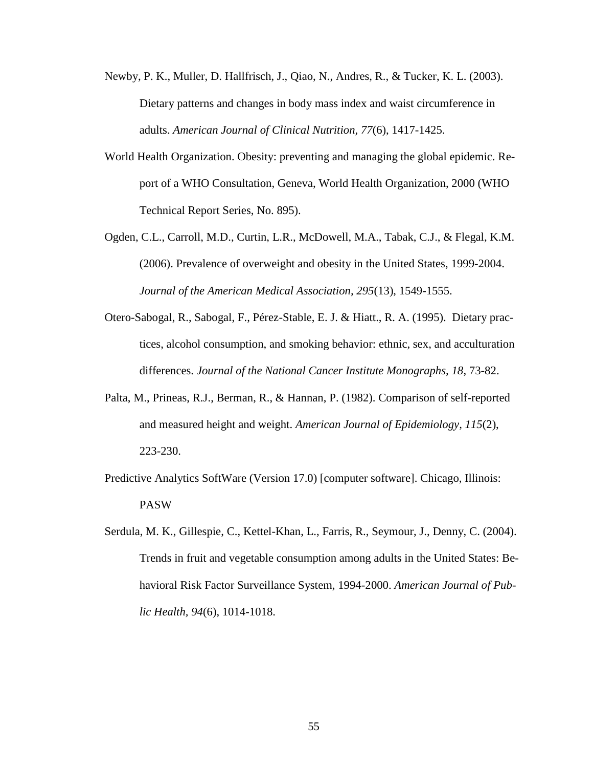Newby, P. K., Muller, D. Hallfrisch, J., Qiao, N., Andres, R., & Tucker, K. L. (2003). Dietary patterns and changes in body mass index and waist circumference in adults. *American Journal of Clinical Nutrition, 77*(6), 1417-1425.

World Health Organization. Obesity: preventing and managing the global epidemic. Report of a WHO Consultation, Geneva, World Health Organization, 2000 (WHO Technical Report Series, No. 895).

Ogden, C.L., Carroll, M.D., Curtin, L.R., McDowell, M.A., Tabak, C.J., & Flegal, K.M. (2006). Prevalence of overweight and obesity in the United States, 1999-2004. *Journal of the American Medical Association, 295*(13), 1549-1555.

Otero-Sabogal, R., Sabogal, F., Pérez-Stable, E. J. & Hiatt., R. A. (1995). Dietary practices, alcohol consumption, and smoking behavior: ethnic, sex, and acculturation differences. *Journal of the National Cancer Institute Monographs, 18*, 73-82.

Palta, M., Prineas, R.J., Berman, R., & Hannan, P. (1982). Comparison of self-reported and measured height and weight. *American Journal of Epidemiology, 115*(2), 223-230.

Predictive Analytics SoftWare (Version 17.0) [computer software]. Chicago, Illinois: PASW

Serdula, M. K., Gillespie, C., Kettel-Khan, L., Farris, R., Seymour, J., Denny, C. (2004). Trends in fruit and vegetable consumption among adults in the United States: Behavioral Risk Factor Surveillance System, 1994-2000. *American Journal of Public Health, 94*(6), 1014-1018.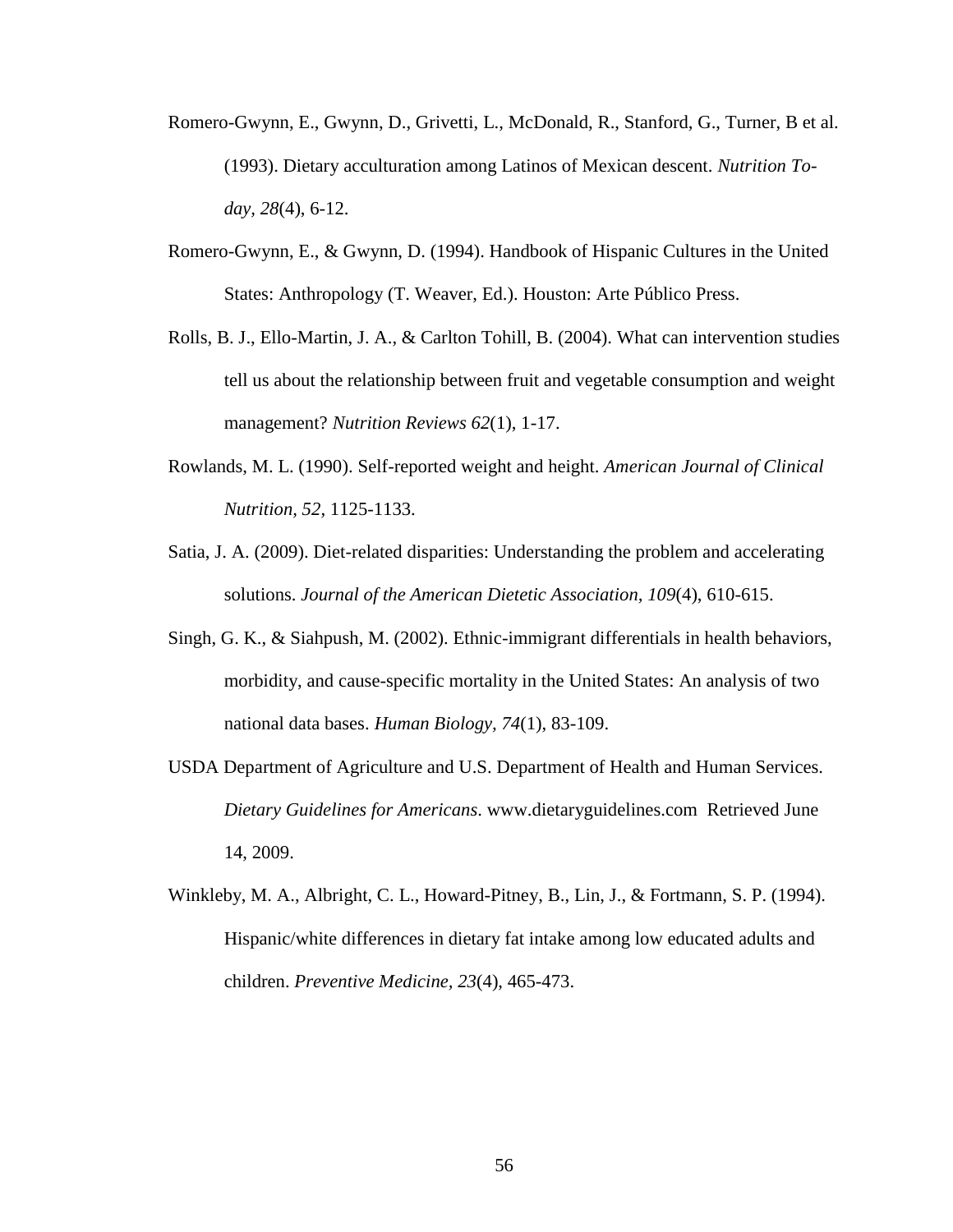Romero-Gwynn, E., Gwynn, D., Grivetti, L., McDonald, R., Stanford, G., Turner, B et al. (1993). Dietary acculturation among Latinos of Mexican descent. *Nutrition Today, 28*(4), 6-12.

Romero-Gwynn, E., & Gwynn, D. (1994). Handbook of Hispanic Cultures in the United States: Anthropology (T. Weaver, Ed.). Houston: Arte Público Press.

Rolls, B. J., Ello-Martin, J. A., & Carlton Tohill, B. (2004). What can intervention studies tell us about the relationship between fruit and vegetable consumption and weight management? *Nutrition Reviews 62*(1), 1-17.

Rowlands, M. L. (1990). Self-reported weight and height. *American Journal of Clinical Nutrition, 52*, 1125-1133.

Satia, J. A. (2009). Diet-related disparities: Understanding the problem and accelerating solutions. *Journal of the American Dietetic Association, 109*(4), 610-615.

Singh, G. K., & Siahpush, M. (2002). Ethnic-immigrant differentials in health behaviors, morbidity, and cause-specific mortality in the United States: An analysis of two national data bases. *Human Biology, 74*(1), 83-109.

USDA Department of Agriculture and U.S. Department of Health and Human Services. *Dietary Guidelines for Americans*. www.dietaryguidelines.com Retrieved June 14, 2009.

Winkleby, M. A., Albright, C. L., Howard-Pitney, B., Lin, J., & Fortmann, S. P. (1994). Hispanic/white differences in dietary fat intake among low educated adults and children. *Preventive Medicine, 23*(4), 465-473.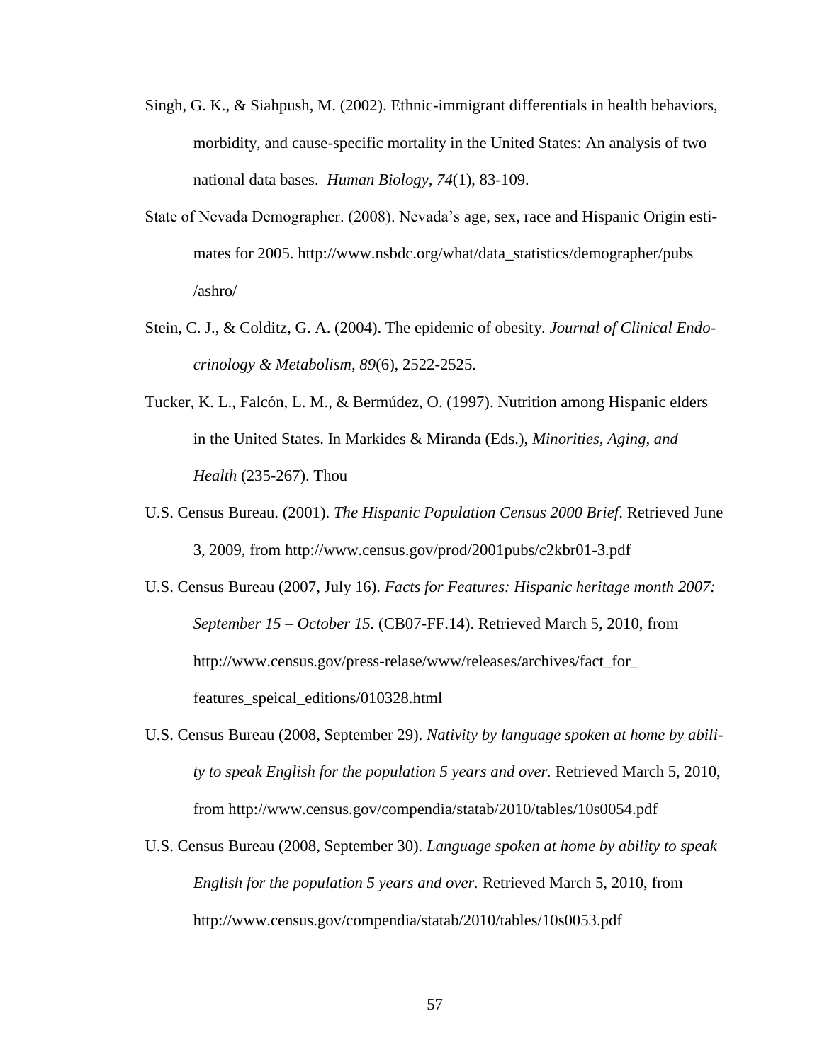Singh, G. K., & Siahpush, M. (2002). Ethnic-immigrant differentials in health behaviors, morbidity, and cause-specific mortality in the United States: An analysis of two national data bases. *Human Biology*, *74*(1), 83-109.

State of Nevada Demographer. (2008). Nevada's age, sex, race and Hispanic Origin estimates for 2005. http://www.nsbdc.org/what/data_statistics/demographer/pubs /ashro/

Stein, C. J., & Colditz, G. A. (2004). The epidemic of obesity. *Journal of Clinical Endocrinology & Metabolism, 89*(6), 2522-2525.

Tucker, K. L., Falcón, L. M., & Bermúdez, O. (1997). Nutrition among Hispanic elders in the United States. In Markides & Miranda (Eds.), *Minorities, Aging, and Health* (235-267). Thou

U.S. Census Bureau. (2001). *The Hispanic Population Census 2000 Brief*. Retrieved June 3, 2009, from http://www.census.gov/prod/2001pubs/c2kbr01-3.pdf

U.S. Census Bureau (2007, July 16). *Facts for Features: Hispanic heritage month 2007: September 15 – October 15.* (CB07-FF.14). Retrieved March 5, 2010, from http://www.census.gov/press-relase/www/releases/archives/fact_for_ features_speical_editions/010328.html

U.S. Census Bureau (2008, September 29). *Nativity by language spoken at home by ability to speak English for the population 5 years and over.* Retrieved March 5, 2010, from http://www.census.gov/compendia/statab/2010/tables/10s0054.pdf

U.S. Census Bureau (2008, September 30). *Language spoken at home by ability to speak English for the population 5 years and over.* Retrieved March 5, 2010, from http://www.census.gov/compendia/statab/2010/tables/10s0053.pdf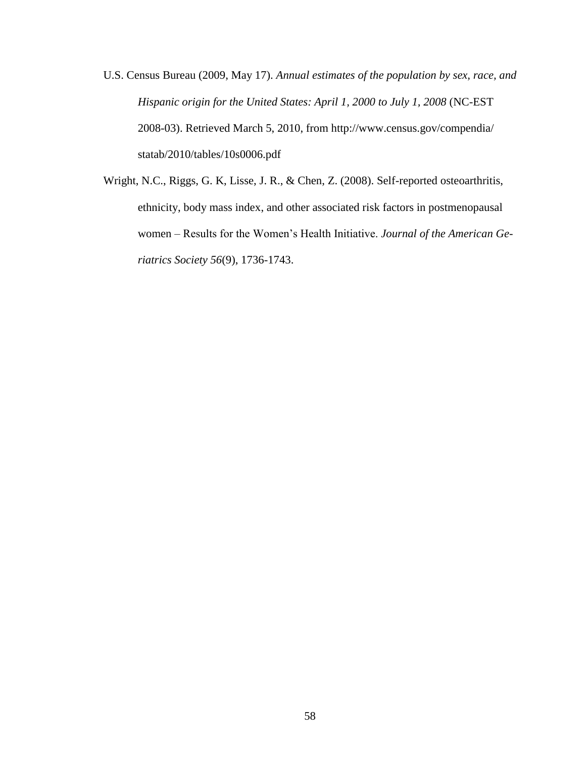U.S. Census Bureau (2009, May 17). *Annual estimates of the population by sex, race, and Hispanic origin for the United States: April 1, 2000 to July 1, 2008* (NC-EST 2008-03). Retrieved March 5, 2010, from http://www.census.gov/compendia/statab/2010/tables/10s0006.pdf

Wright, N.C., Riggs, G. K, Lisse, J. R., & Chen, Z. (2008). Self-reported osteoarthritis, ethnicity, body mass index, and other associated risk factors in postmenopausal women – Results for the Women's Health Initiative. *Journal of the American Geriatrics Society 56*(9), 1736-1743.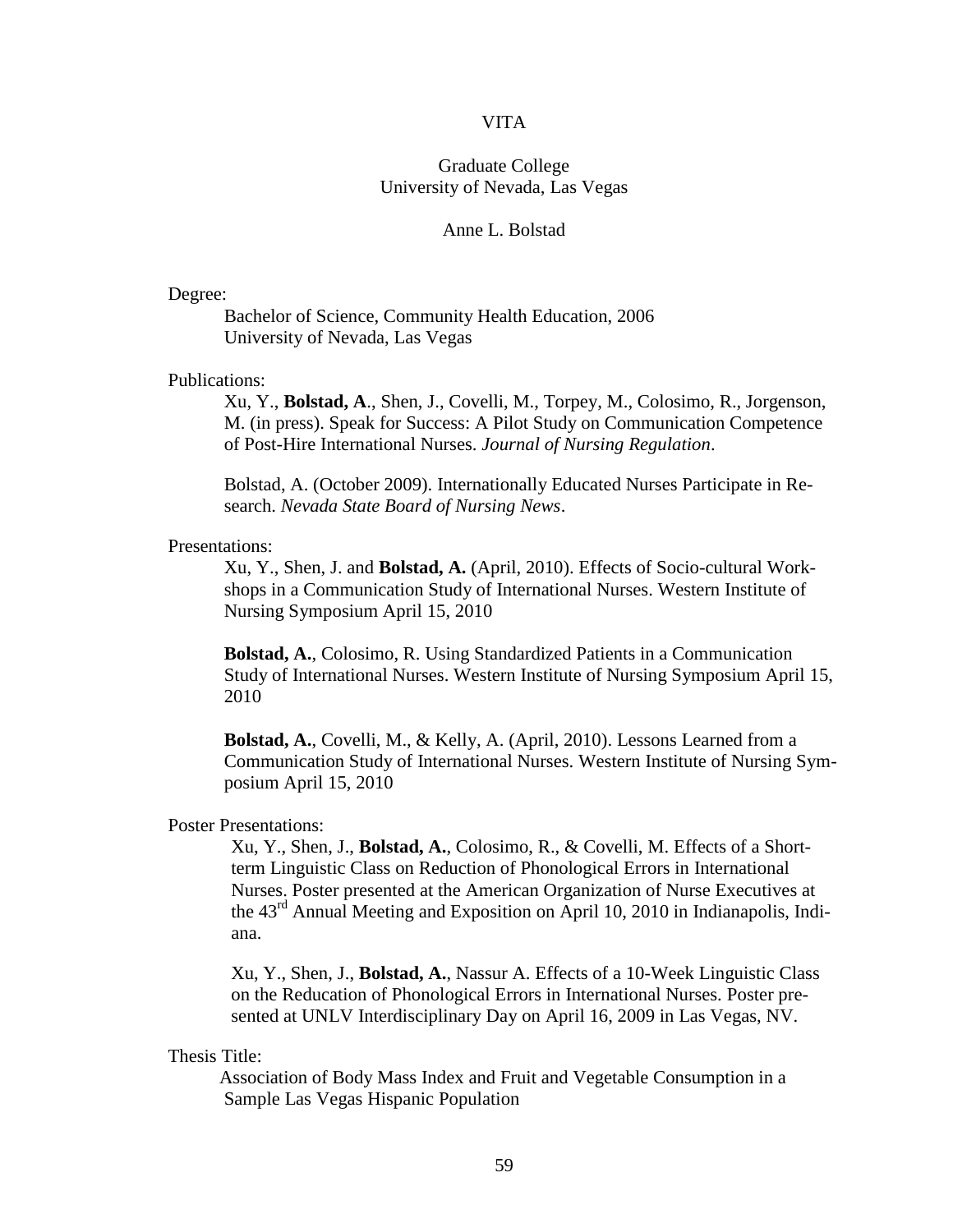# VITA

Graduate College
University of Nevada, Las Vegas

Anne L. Bolstad

Degree:

Bachelor of Science, Community Health Education, 2006
University of Nevada, Las Vegas

Publications:

Xu, Y., **Bolstad, A**., Shen, J., Covelli, M., Torpey, M., Colosimo, R., Jorgenson, M. (in press). Speak for Success: A Pilot Study on Communication Competence of Post-Hire International Nurses. *Journal of Nursing Regulation*.

Bolstad, A. (October 2009). Internationally Educated Nurses Participate in Research. *Nevada State Board of Nursing News*.

Presentations:

Xu, Y., Shen, J. and **Bolstad, A.** (April, 2010). Effects of Socio-cultural Workshops in a Communication Study of International Nurses. Western Institute of Nursing Symposium April 15, 2010

**Bolstad, A.**, Colosimo, R. Using Standardized Patients in a Communication Study of International Nurses. Western Institute of Nursing Symposium April 15, 2010

**Bolstad, A.**, Covelli, M., & Kelly, A. (April, 2010). Lessons Learned from a Communication Study of International Nurses. Western Institute of Nursing Symposium April 15, 2010

Poster Presentations:

Xu, Y., Shen, J., **Bolstad, A.**, Colosimo, R., & Covelli, M. Effects of a Short-term Linguistic Class on Reduction of Phonological Errors in International Nurses. Poster presented at the American Organization of Nurse Executives at the 43rd Annual Meeting and Exposition on April 10, 2010 in Indianapolis, Indiana.

Xu, Y., Shen, J., **Bolstad, A.**, Nassur A. Effects of a 10-Week Linguistic Class on the Reducation of Phonological Errors in International Nurses. Poster presented at UNLV Interdisciplinary Day on April 16, 2009 in Las Vegas, NV.

Thesis Title:

Association of Body Mass Index and Fruit and Vegetable Consumption in a Sample Las Vegas Hispanic Population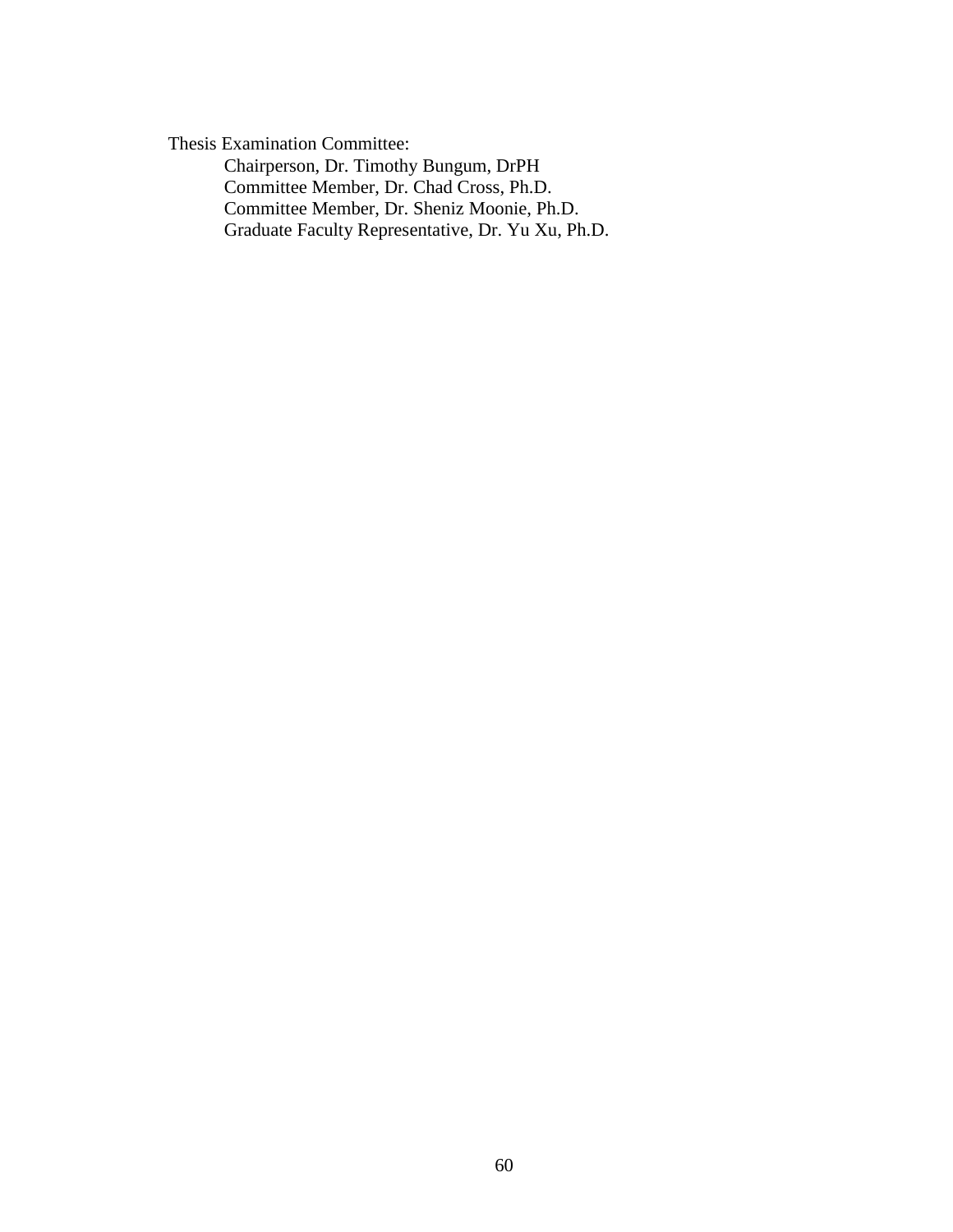Thesis Examination Committee:

Chairperson, Dr. Timothy Bungum, DrPH
Committee Member, Dr. Chad Cross, Ph.D.
Committee Member, Dr. Sheniz Moonie, Ph.D.
Graduate Faculty Representative, Dr. Yu Xu, Ph.D.